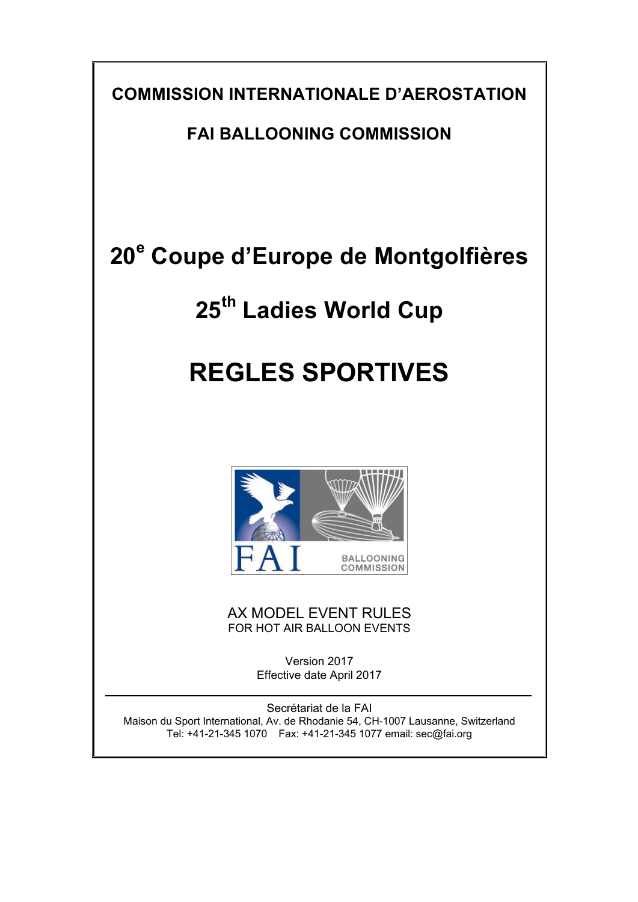**COMMISSION INTERNATIONALE D'AEROSTATION**

**FAI BALLOONING COMMISSION**

# 20e Coupe d'Europe de Montgolfières

# 25th Ladies World Cup

# REGLES SPORTIVES

AX MODEL EVENT RULES
FOR HOT AIR BALLOON EVENTS

Version 2017
Effective date April 2017

---

Secrétariat de la FAI
Maison du Sport International, Av. de Rhodanie 54, CH-1007 Lausanne, Switzerland
Tel: +41-21-345 1070 Fax: +41-21-345 1077 email: sec@fai.org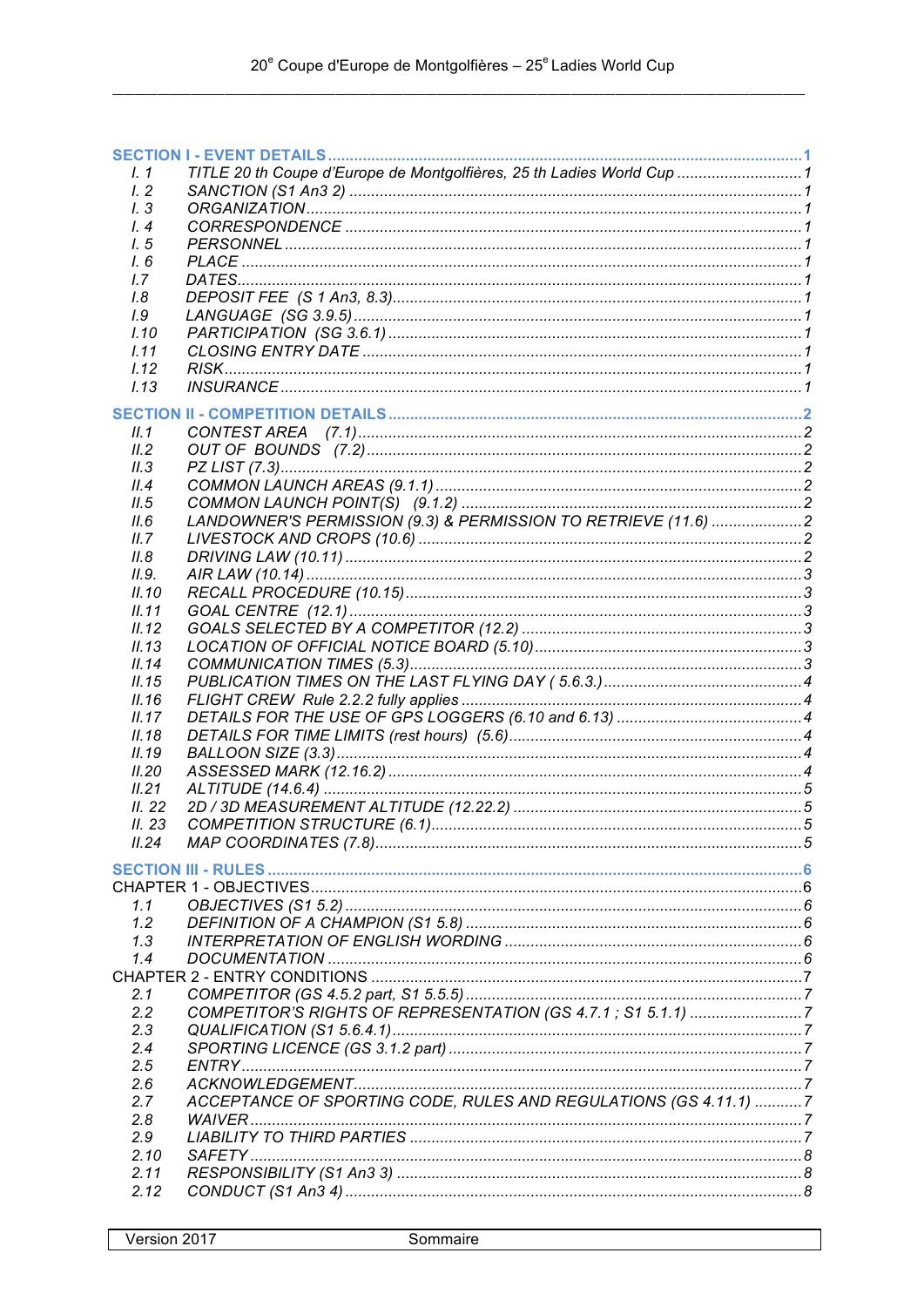**SECTION I - EVENT DETAILS** ............ 1

| | | |
|---|---|---|
| *I. 1* | *TITLE 20 th Coupe d'Europe de Montgolfières, 25 th Ladies World Cup* | *1* |
| *I. 2* | *SANCTION (S1 An3 2)* | *1* |
| *I. 3* | *ORGANIZATION* | *1* |
| *I. 4* | *CORRESPONDENCE* | *1* |
| *I. 5* | *PERSONNEL* | *1* |
| *I. 6* | *PLACE* | *1* |
| *I.7* | *DATES* | *1* |
| *I.8* | *DEPOSIT FEE (S 1 An3, 8.3)* | *1* |
| *I.9* | *LANGUAGE (SG 3.9.5)* | *1* |
| *I.10* | *PARTICIPATION (SG 3.6.1)* | *1* |
| *I.11* | *CLOSING ENTRY DATE* | *1* |
| *I.12* | *RISK* | *1* |
| *I.13* | *INSURANCE* | *1* |

**SECTION II - COMPETITION DETAILS** ............ 2

| | | |
|---|---|---|
| *II.1* | *CONTEST AREA (7.1)* | *2* |
| *II.2* | *OUT OF BOUNDS (7.2)* | *2* |
| *II.3* | *PZ LIST (7.3)* | *2* |
| *II.4* | *COMMON LAUNCH AREAS (9.1.1)* | *2* |
| *II.5* | *COMMON LAUNCH POINT(S) (9.1.2)* | *2* |
| *II.6* | *LANDOWNER'S PERMISSION (9.3) & PERMISSION TO RETRIEVE (11.6)* | *2* |
| *II.7* | *LIVESTOCK AND CROPS (10.6)* | *2* |
| *II.8* | *DRIVING LAW (10.11)* | *2* |
| *II.9.* | *AIR LAW (10.14)* | *3* |
| *II.10* | *RECALL PROCEDURE (10.15)* | *3* |
| *II.11* | *GOAL CENTRE (12.1)* | *3* |
| *II.12* | *GOALS SELECTED BY A COMPETITOR (12.2)* | *3* |
| *II.13* | *LOCATION OF OFFICIAL NOTICE BOARD (5.10)* | *3* |
| *II.14* | *COMMUNICATION TIMES (5.3)* | *3* |
| *II.15* | *PUBLICATION TIMES ON THE LAST FLYING DAY ( 5.6.3.)* | *4* |
| *II.16* | *FLIGHT CREW Rule 2.2.2 fully applies* | *4* |
| *II.17* | *DETAILS FOR THE USE OF GPS LOGGERS (6.10 and 6.13)* | *4* |
| *II.18* | *DETAILS FOR TIME LIMITS (rest hours) (5.6)* | *4* |
| *II.19* | *BALLOON SIZE (3.3)* | *4* |
| *II.20* | *ASSESSED MARK (12.16.2)* | *4* |
| *II.21* | *ALTITUDE (14.6.4)* | *5* |
| *II. 22* | *2D / 3D MEASUREMENT ALTITUDE (12.22.2)* | *5* |
| *II. 23* | *COMPETITION STRUCTURE (6.1)* | *5* |
| *II.24* | *MAP COORDINATES (7.8)* | *5* |

**SECTION III - RULES** ............ 6

CHAPTER 1 - OBJECTIVES ............ 6

| | | |
|---|---|---|
| *1.1* | *OBJECTIVES (S1 5.2)* | *6* |
| *1.2* | *DEFINITION OF A CHAMPION (S1 5.8)* | *6* |
| *1.3* | *INTERPRETATION OF ENGLISH WORDING* | *6* |
| *1.4* | *DOCUMENTATION* | *6* |

CHAPTER 2 - ENTRY CONDITIONS ............ 7

| | | |
|---|---|---|
| *2.1* | *COMPETITOR (GS 4.5.2 part, S1 5.5.5)* | *7* |
| *2.2* | *COMPETITOR'S RIGHTS OF REPRESENTATION (GS 4.7.1 ; S1 5.1.1)* | *7* |
| *2.3* | *QUALIFICATION (S1 5.6.4.1)* | *7* |
| *2.4* | *SPORTING LICENCE (GS 3.1.2 part)* | *7* |
| *2.5* | *ENTRY* | *7* |
| *2.6* | *ACKNOWLEDGEMENT* | *7* |
| *2.7* | *ACCEPTANCE OF SPORTING CODE, RULES AND REGULATIONS (GS 4.11.1)* | *7* |
| *2.8* | *WAIVER* | *7* |
| *2.9* | *LIABILITY TO THIRD PARTIES* | *7* |
| *2.10* | *SAFETY* | *8* |
| *2.11* | *RESPONSIBILITY (S1 An3 3)* | *8* |
| *2.12* | *CONDUCT (S1 An3 4)* | *8* |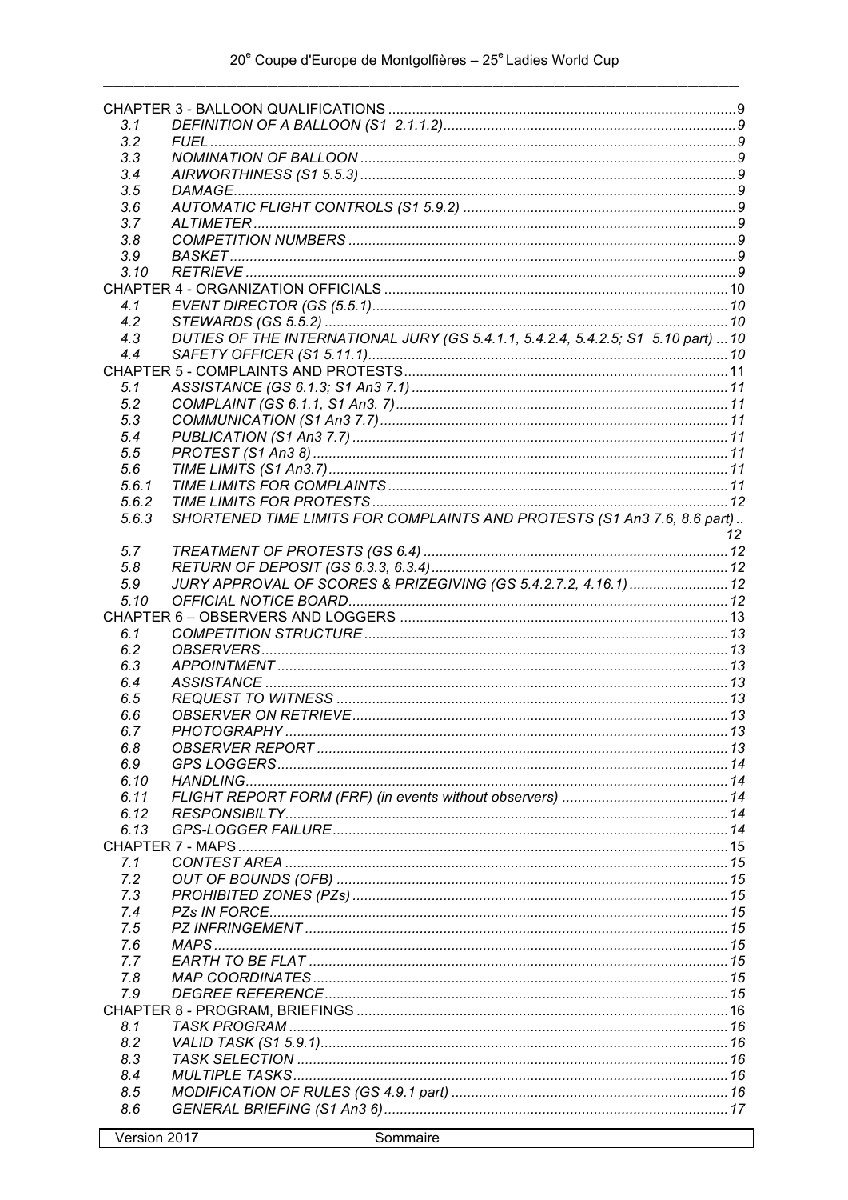| | | |
|---|---|---|
| CHAPTER 3 - BALLOON QUALIFICATIONS | | 9 |
| 3.1 | DEFINITION OF A BALLOON (S1 2.1.1.2) | 9 |
| 3.2 | FUEL | 9 |
| 3.3 | NOMINATION OF BALLOON | 9 |
| 3.4 | AIRWORTHINESS (S1 5.5.3) | 9 |
| 3.5 | DAMAGE | 9 |
| 3.6 | AUTOMATIC FLIGHT CONTROLS (S1 5.9.2) | 9 |
| 3.7 | ALTIMETER | 9 |
| 3.8 | COMPETITION NUMBERS | 9 |
| 3.9 | BASKET | 9 |
| 3.10 | RETRIEVE | 9 |
| CHAPTER 4 - ORGANIZATION OFFICIALS | | 10 |
| 4.1 | EVENT DIRECTOR (GS (5.5.1) | 10 |
| 4.2 | STEWARDS (GS 5.5.2) | 10 |
| 4.3 | DUTIES OF THE INTERNATIONAL JURY (GS 5.4.1.1, 5.4.2.4, 5.4.2.5; S1 5.10 part) | 10 |
| 4.4 | SAFETY OFFICER (S1 5.11.1) | 10 |
| CHAPTER 5 - COMPLAINTS AND PROTESTS | | 11 |
| 5.1 | ASSISTANCE (GS 6.1.3; S1 An3 7.1) | 11 |
| 5.2 | COMPLAINT (GS 6.1.1, S1 An3. 7) | 11 |
| 5.3 | COMMUNICATION (S1 An3 7.7) | 11 |
| 5.4 | PUBLICATION (S1 An3 7.7) | 11 |
| 5.5 | PROTEST (S1 An3 8) | 11 |
| 5.6 | TIME LIMITS (S1 An3.7) | 11 |
| 5.6.1 | TIME LIMITS FOR COMPLAINTS | 11 |
| 5.6.2 | TIME LIMITS FOR PROTESTS | 12 |
| 5.6.3 | SHORTENED TIME LIMITS FOR COMPLAINTS AND PROTESTS (S1 An3 7.6, 8.6 part) | 12 |
| 5.7 | TREATMENT OF PROTESTS (GS 6.4) | 12 |
| 5.8 | RETURN OF DEPOSIT (GS 6.3.3, 6.3.4) | 12 |
| 5.9 | JURY APPROVAL OF SCORES & PRIZEGIVING (GS 5.4.2.7.2, 4.16.1) | 12 |
| 5.10 | OFFICIAL NOTICE BOARD | 12 |
| CHAPTER 6 – OBSERVERS AND LOGGERS | | 13 |
| 6.1 | COMPETITION STRUCTURE | 13 |
| 6.2 | OBSERVERS | 13 |
| 6.3 | APPOINTMENT | 13 |
| 6.4 | ASSISTANCE | 13 |
| 6.5 | REQUEST TO WITNESS | 13 |
| 6.6 | OBSERVER ON RETRIEVE | 13 |
| 6.7 | PHOTOGRAPHY | 13 |
| 6.8 | OBSERVER REPORT | 13 |
| 6.9 | GPS LOGGERS | 14 |
| 6.10 | HANDLING | 14 |
| 6.11 | FLIGHT REPORT FORM (FRF) (in events without observers) | 14 |
| 6.12 | RESPONSIBILTY | 14 |
| 6.13 | GPS-LOGGER FAILURE | 14 |
| CHAPTER 7 - MAPS | | 15 |
| 7.1 | CONTEST AREA | 15 |
| 7.2 | OUT OF BOUNDS (OFB) | 15 |
| 7.3 | PROHIBITED ZONES (PZs) | 15 |
| 7.4 | PZs IN FORCE | 15 |
| 7.5 | PZ INFRINGEMENT | 15 |
| 7.6 | MAPS | 15 |
| 7.7 | EARTH TO BE FLAT | 15 |
| 7.8 | MAP COORDINATES | 15 |
| 7.9 | DEGREE REFERENCE | 15 |
| CHAPTER 8 - PROGRAM, BRIEFINGS | | 16 |
| 8.1 | TASK PROGRAM | 16 |
| 8.2 | VALID TASK (S1 5.9.1) | 16 |
| 8.3 | TASK SELECTION | 16 |
| 8.4 | MULTIPLE TASKS | 16 |
| 8.5 | MODIFICATION OF RULES (GS 4.9.1 part) | 16 |
| 8.6 | GENERAL BRIEFING (S1 An3 6) | 17 |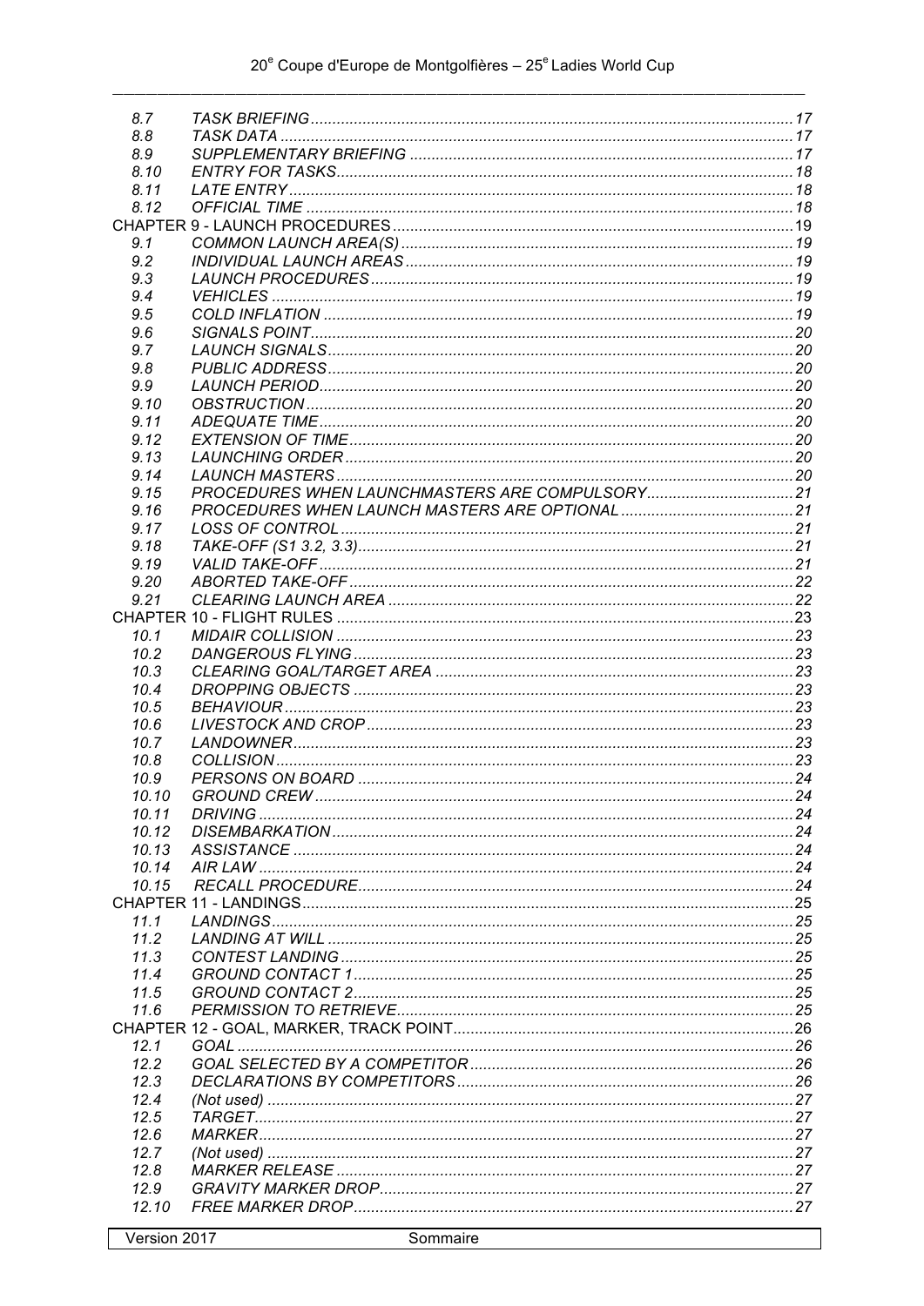| | | |
|---|---|---|
| 8.7 | *TASK BRIEFING* | 17 |
| 8.8 | *TASK DATA* | 17 |
| 8.9 | *SUPPLEMENTARY BRIEFING* | 17 |
| 8.10 | *ENTRY FOR TASKS* | 18 |
| 8.11 | *LATE ENTRY* | 18 |
| 8.12 | *OFFICIAL TIME* | 18 |
| CHAPTER 9 - LAUNCH PROCEDURES | | 19 |
| 9.1 | *COMMON LAUNCH AREA(S)* | 19 |
| 9.2 | *INDIVIDUAL LAUNCH AREAS* | 19 |
| 9.3 | *LAUNCH PROCEDURES* | 19 |
| 9.4 | *VEHICLES* | 19 |
| 9.5 | *COLD INFLATION* | 19 |
| 9.6 | *SIGNALS POINT* | 20 |
| 9.7 | *LAUNCH SIGNALS* | 20 |
| 9.8 | *PUBLIC ADDRESS* | 20 |
| 9.9 | *LAUNCH PERIOD* | 20 |
| 9.10 | *OBSTRUCTION* | 20 |
| 9.11 | *ADEQUATE TIME* | 20 |
| 9.12 | *EXTENSION OF TIME* | 20 |
| 9.13 | *LAUNCHING ORDER* | 20 |
| 9.14 | *LAUNCH MASTERS* | 20 |
| 9.15 | *PROCEDURES WHEN LAUNCHMASTERS ARE COMPULSORY* | 21 |
| 9.16 | *PROCEDURES WHEN LAUNCH MASTERS ARE OPTIONAL* | 21 |
| 9.17 | *LOSS OF CONTROL* | 21 |
| 9.18 | *TAKE-OFF (S1 3.2, 3.3)* | 21 |
| 9.19 | *VALID TAKE-OFF* | 21 |
| 9.20 | *ABORTED TAKE-OFF* | 22 |
| 9.21 | *CLEARING LAUNCH AREA* | 22 |
| CHAPTER 10 - FLIGHT RULES | | 23 |
| 10.1 | *MIDAIR COLLISION* | 23 |
| 10.2 | *DANGEROUS FLYING* | 23 |
| 10.3 | *CLEARING GOAL/TARGET AREA* | 23 |
| 10.4 | *DROPPING OBJECTS* | 23 |
| 10.5 | *BEHAVIOUR* | 23 |
| 10.6 | *LIVESTOCK AND CROP* | 23 |
| 10.7 | *LANDOWNER* | 23 |
| 10.8 | *COLLISION* | 23 |
| 10.9 | *PERSONS ON BOARD* | 24 |
| 10.10 | *GROUND CREW* | 24 |
| 10.11 | *DRIVING* | 24 |
| 10.12 | *DISEMBARKATION* | 24 |
| 10.13 | *ASSISTANCE* | 24 |
| 10.14 | *AIR LAW* | 24 |
| 10.15 | *RECALL PROCEDURE* | 24 |
| CHAPTER 11 - LANDINGS | | 25 |
| 11.1 | *LANDINGS* | 25 |
| 11.2 | *LANDING AT WILL* | 25 |
| 11.3 | *CONTEST LANDING* | 25 |
| 11.4 | *GROUND CONTACT 1* | 25 |
| 11.5 | *GROUND CONTACT 2* | 25 |
| 11.6 | *PERMISSION TO RETRIEVE* | 25 |
| CHAPTER 12 - GOAL, MARKER, TRACK POINT | | 26 |
| 12.1 | *GOAL* | 26 |
| 12.2 | *GOAL SELECTED BY A COMPETITOR* | 26 |
| 12.3 | *DECLARATIONS BY COMPETITORS* | 26 |
| 12.4 | *(Not used)* | 27 |
| 12.5 | *TARGET* | 27 |
| 12.6 | *MARKER* | 27 |
| 12.7 | *(Not used)* | 27 |
| 12.8 | *MARKER RELEASE* | 27 |
| 12.9 | *GRAVITY MARKER DROP* | 27 |
| 12.10 | *FREE MARKER DROP* | 27 |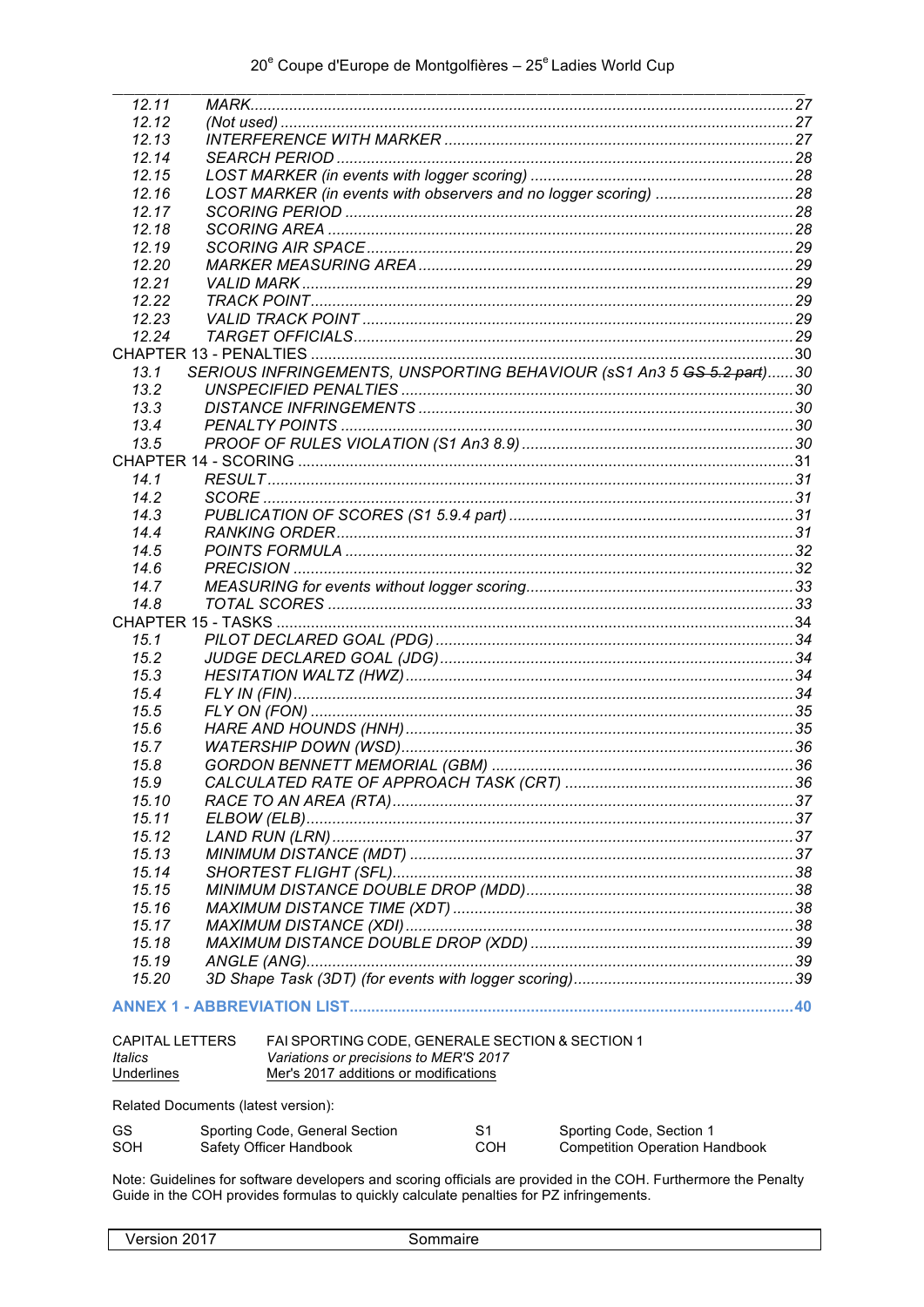| | | |
|---|---|---|
| *12.11* | *MARK* | *27* |
| *12.12* | *(Not used)* | *27* |
| *12.13* | *INTERFERENCE WITH MARKER* | *27* |
| *12.14* | *SEARCH PERIOD* | *28* |
| *12.15* | *LOST MARKER (in events with logger scoring)* | *28* |
| *12.16* | *LOST MARKER (in events with observers and no logger scoring)* | *28* |
| *12.17* | *SCORING PERIOD* | *28* |
| *12.18* | *SCORING AREA* | *28* |
| *12.19* | *SCORING AIR SPACE* | *29* |
| *12.20* | *MARKER MEASURING AREA* | *29* |
| *12.21* | *VALID MARK* | *29* |
| *12.22* | *TRACK POINT* | *29* |
| *12.23* | *VALID TRACK POINT* | *29* |
| *12.24* | *TARGET OFFICIALS* | *29* |
| CHAPTER 13 - PENALTIES | | 30 |
| *13.1* | *SERIOUS INFRINGEMENTS, UNSPORTING BEHAVIOUR (sS1 An3 5 ~~GS 5.2 part~~)* | *30* |
| *13.2* | *UNSPECIFIED PENALTIES* | *30* |
| *13.3* | *DISTANCE INFRINGEMENTS* | *30* |
| *13.4* | *PENALTY POINTS* | *30* |
| *13.5* | *PROOF OF RULES VIOLATION (S1 An3 8.9)* | *30* |
| CHAPTER 14 - SCORING | | 31 |
| *14.1* | *RESULT* | *31* |
| *14.2* | *SCORE* | *31* |
| *14.3* | *PUBLICATION OF SCORES (S1 5.9.4 part)* | *31* |
| *14.4* | *RANKING ORDER* | *31* |
| *14.5* | *POINTS FORMULA* | *32* |
| *14.6* | *PRECISION* | *32* |
| *14.7* | *MEASURING for events without logger scoring* | *33* |
| *14.8* | *TOTAL SCORES* | *33* |
| CHAPTER 15 - TASKS | | 34 |
| *15.1* | *PILOT DECLARED GOAL (PDG)* | *34* |
| *15.2* | *JUDGE DECLARED GOAL (JDG)* | *34* |
| *15.3* | *HESITATION WALTZ (HWZ)* | *34* |
| *15.4* | *FLY IN (FIN)* | *34* |
| *15.5* | *FLY ON (FON)* | *35* |
| *15.6* | *HARE AND HOUNDS (HNH)* | *35* |
| *15.7* | *WATERSHIP DOWN (WSD)* | *36* |
| *15.8* | *GORDON BENNETT MEMORIAL (GBM)* | *36* |
| *15.9* | *CALCULATED RATE OF APPROACH TASK (CRT)* | *36* |
| *15.10* | *RACE TO AN AREA (RTA)* | *37* |
| *15.11* | *ELBOW (ELB)* | *37* |
| *15.12* | *LAND RUN (LRN)* | *37* |
| *15.13* | *MINIMUM DISTANCE (MDT)* | *37* |
| *15.14* | *SHORTEST FLIGHT (SFL)* | *38* |
| *15.15* | *MINIMUM DISTANCE DOUBLE DROP (MDD)* | *38* |
| *15.16* | *MAXIMUM DISTANCE TIME (XDT)* | *38* |
| *15.17* | *MAXIMUM DISTANCE (XDI)* | *38* |
| *15.18* | *MAXIMUM DISTANCE DOUBLE DROP (XDD)* | *39* |
| *15.19* | *ANGLE (ANG)* | *39* |
| *15.20* | *3D Shape Task (3DT) (for events with logger scoring)* | *39* |
| **ANNEX 1 - ABBREVIATION LIST** | | **40** |

| | |
|---|---|
| CAPITAL LETTERS | FAI SPORTING CODE, GENERALE SECTION & SECTION 1 |
| *Italics* | *Variations or precisions to MER'S 2017* |
| <u>Underlines</u> | <u>Mer's 2017 additions or modifications</u> |

Related Documents (latest version):

| | | | |
|---|---|---|---|
| GS | Sporting Code, General Section | S1 | Sporting Code, Section 1 |
| SOH | Safety Officer Handbook | COH | Competition Operation Handbook |

Note: Guidelines for software developers and scoring officials are provided in the COH. Furthermore the Penalty Guide in the COH provides formulas to quickly calculate penalties for PZ infringements.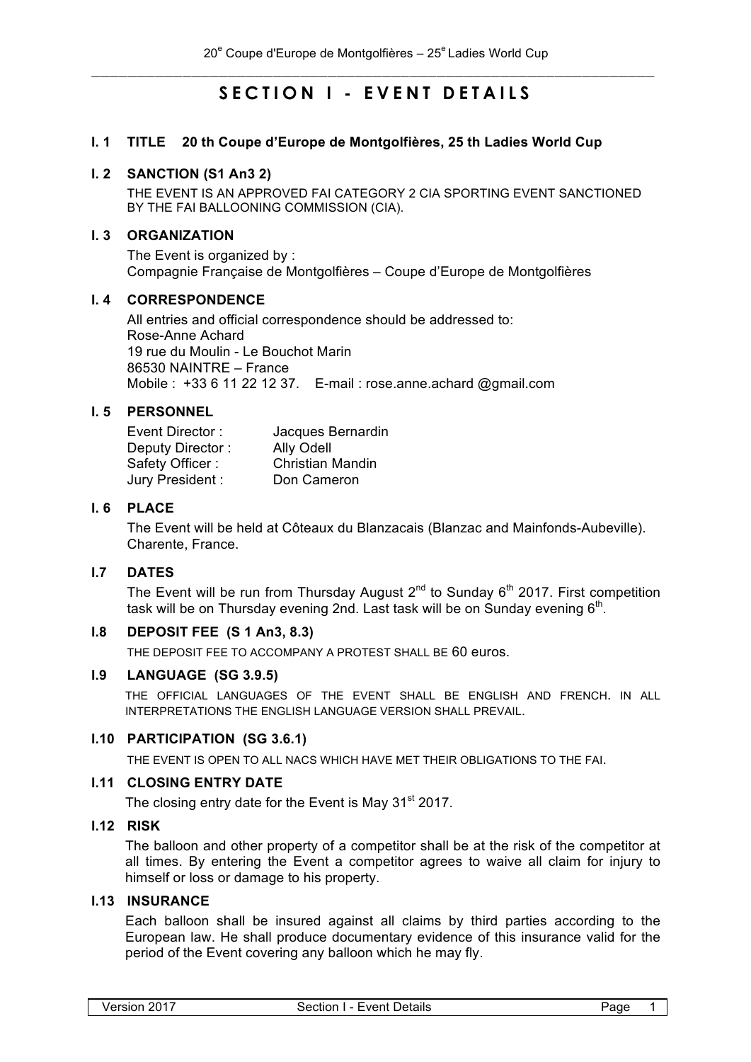# SECTION I - EVENT DETAILS

## I. 1 TITLE 20 th Coupe d'Europe de Montgolfières, 25 th Ladies World Cup

## I. 2 SANCTION (S1 An3 2)

THE EVENT IS AN APPROVED FAI CATEGORY 2 CIA SPORTING EVENT SANCTIONED BY THE FAI BALLOONING COMMISSION (CIA).

## I. 3 ORGANIZATION

The Event is organized by :
Compagnie Française de Montgolfières – Coupe d'Europe de Montgolfières

## I. 4 CORRESPONDENCE

All entries and official correspondence should be addressed to:
Rose-Anne Achard
19 rue du Moulin - Le Bouchot Marin
86530 NAINTRE – France
Mobile : +33 6 11 22 12 37. E-mail : rose.anne.achard @gmail.com

## I. 5 PERSONNEL

| | |
|---|---|
| Event Director : | Jacques Bernardin |
| Deputy Director : | Ally Odell |
| Safety Officer : | Christian Mandin |
| Jury President : | Don Cameron |

## I. 6 PLACE

The Event will be held at Côteaux du Blanzacais (Blanzac and Mainfonds-Aubeville). Charente, France.

## I.7 DATES

The Event will be run from Thursday August 2nd to Sunday 6th 2017. First competition task will be on Thursday evening 2nd. Last task will be on Sunday evening 6th.

## I.8 DEPOSIT FEE (S 1 An3, 8.3)

THE DEPOSIT FEE TO ACCOMPANY A PROTEST SHALL BE 60 euros.

## I.9 LANGUAGE (SG 3.9.5)

THE OFFICIAL LANGUAGES OF THE EVENT SHALL BE ENGLISH AND FRENCH. IN ALL INTERPRETATIONS THE ENGLISH LANGUAGE VERSION SHALL PREVAIL.

## I.10 PARTICIPATION (SG 3.6.1)

THE EVENT IS OPEN TO ALL NACS WHICH HAVE MET THEIR OBLIGATIONS TO THE FAI.

## I.11 CLOSING ENTRY DATE

The closing entry date for the Event is May 31st 2017.

## I.12 RISK

The balloon and other property of a competitor shall be at the risk of the competitor at all times. By entering the Event a competitor agrees to waive all claim for injury to himself or loss or damage to his property.

## I.13 INSURANCE

Each balloon shall be insured against all claims by third parties according to the European law. He shall produce documentary evidence of this insurance valid for the period of the Event covering any balloon which he may fly.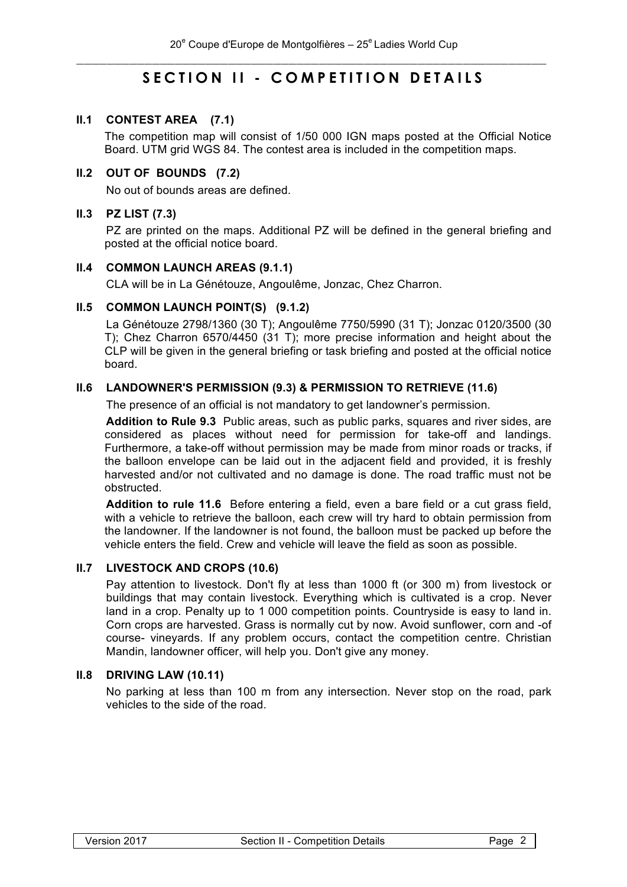# SECTION II - COMPETITION DETAILS

## II.1 CONTEST AREA (7.1)

The competition map will consist of 1/50 000 IGN maps posted at the Official Notice Board. UTM grid WGS 84. The contest area is included in the competition maps.

## II.2 OUT OF BOUNDS (7.2)

No out of bounds areas are defined.

## II.3 PZ LIST (7.3)

PZ are printed on the maps. Additional PZ will be defined in the general briefing and posted at the official notice board.

## II.4 COMMON LAUNCH AREAS (9.1.1)

CLA will be in La Génétouze, Angoulême, Jonzac, Chez Charron.

## II.5 COMMON LAUNCH POINT(S) (9.1.2)

La Génétouze 2798/1360 (30 T); Angoulême 7750/5990 (31 T); Jonzac 0120/3500 (30 T); Chez Charron 6570/4450 (31 T); more precise information and height about the CLP will be given in the general briefing or task briefing and posted at the official notice board.

## II.6 LANDOWNER'S PERMISSION (9.3) & PERMISSION TO RETRIEVE (11.6)

The presence of an official is not mandatory to get landowner's permission.

**Addition to Rule 9.3** Public areas, such as public parks, squares and river sides, are considered as places without need for permission for take-off and landings. Furthermore, a take-off without permission may be made from minor roads or tracks, if the balloon envelope can be laid out in the adjacent field and provided, it is freshly harvested and/or not cultivated and no damage is done. The road traffic must not be obstructed.

**Addition to rule 11.6** Before entering a field, even a bare field or a cut grass field, with a vehicle to retrieve the balloon, each crew will try hard to obtain permission from the landowner. If the landowner is not found, the balloon must be packed up before the vehicle enters the field. Crew and vehicle will leave the field as soon as possible.

## II.7 LIVESTOCK AND CROPS (10.6)

Pay attention to livestock. Don't fly at less than 1000 ft (or 300 m) from livestock or buildings that may contain livestock. Everything which is cultivated is a crop. Never land in a crop. Penalty up to 1 000 competition points. Countryside is easy to land in. Corn crops are harvested. Grass is normally cut by now. Avoid sunflower, corn and -of course- vineyards. If any problem occurs, contact the competition centre. Christian Mandin, landowner officer, will help you. Don't give any money.

## II.8 DRIVING LAW (10.11)

No parking at less than 100 m from any intersection. Never stop on the road, park vehicles to the side of the road.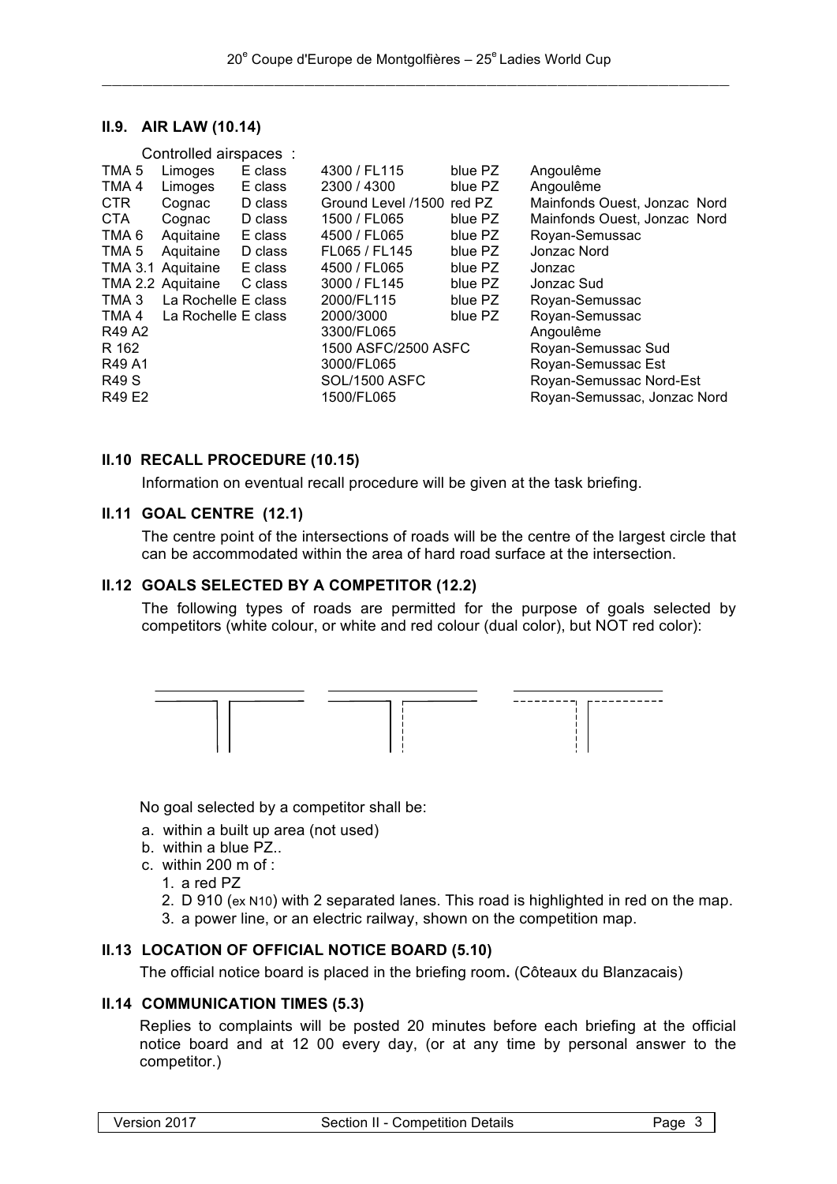## II.9. AIR LAW (10.14)

Controlled airspaces :

| | | | | | |
|---|---|---|---|---|---|
| TMA 5 | Limoges | E class | 4300 / FL115 | blue PZ | Angoulême |
| TMA 4 | Limoges | E class | 2300 / 4300 | blue PZ | Angoulême |
| CTR | Cognac | D class | Ground Level /1500 | red PZ | Mainfonds Ouest, Jonzac Nord |
| CTA | Cognac | D class | 1500 / FL065 | blue PZ | Mainfonds Ouest, Jonzac Nord |
| TMA 6 | Aquitaine | E class | 4500 / FL065 | blue PZ | Royan-Semussac |
| TMA 5 | Aquitaine | D class | FL065 / FL145 | blue PZ | Jonzac Nord |
| TMA 3.1 | Aquitaine | E class | 4500 / FL065 | blue PZ | Jonzac |
| TMA 2.2 | Aquitaine | C class | 3000 / FL145 | blue PZ | Jonzac Sud |
| TMA 3 | La Rochelle | E class | 2000/FL115 | blue PZ | Royan-Semussac |
| TMA 4 | La Rochelle | E class | 2000/3000 | blue PZ | Royan-Semussac |
| R49 A2 | | | 3300/FL065 | | Angoulême |
| R 162 | | | 1500 ASFC/2500 ASFC | | Royan-Semussac Sud |
| R49 A1 | | | 3000/FL065 | | Royan-Semussac Est |
| R49 S | | | SOL/1500 ASFC | | Royan-Semussac Nord-Est |
| R49 E2 | | | 1500/FL065 | | Royan-Semussac, Jonzac Nord |

## II.10 RECALL PROCEDURE (10.15)

Information on eventual recall procedure will be given at the task briefing.

## II.11 GOAL CENTRE (12.1)

The centre point of the intersections of roads will be the centre of the largest circle that can be accommodated within the area of hard road surface at the intersection.

## II.12 GOALS SELECTED BY A COMPETITOR (12.2)

The following types of roads are permitted for the purpose of goals selected by competitors (white colour, or white and red colour (dual color), but NOT red color):

No goal selected by a competitor shall be:

a. within a built up area (not used)
b. within a blue PZ..
c. within 200 m of :
   1. a red PZ
   2. D 910 (ex N10) with 2 separated lanes. This road is highlighted in red on the map.
   3. a power line, or an electric railway, shown on the competition map.

## II.13 LOCATION OF OFFICIAL NOTICE BOARD (5.10)

The official notice board is placed in the briefing room**.** (Côteaux du Blanzacais)

## II.14 COMMUNICATION TIMES (5.3)

Replies to complaints will be posted 20 minutes before each briefing at the official notice board and at 12 00 every day, (or at any time by personal answer to the competitor.)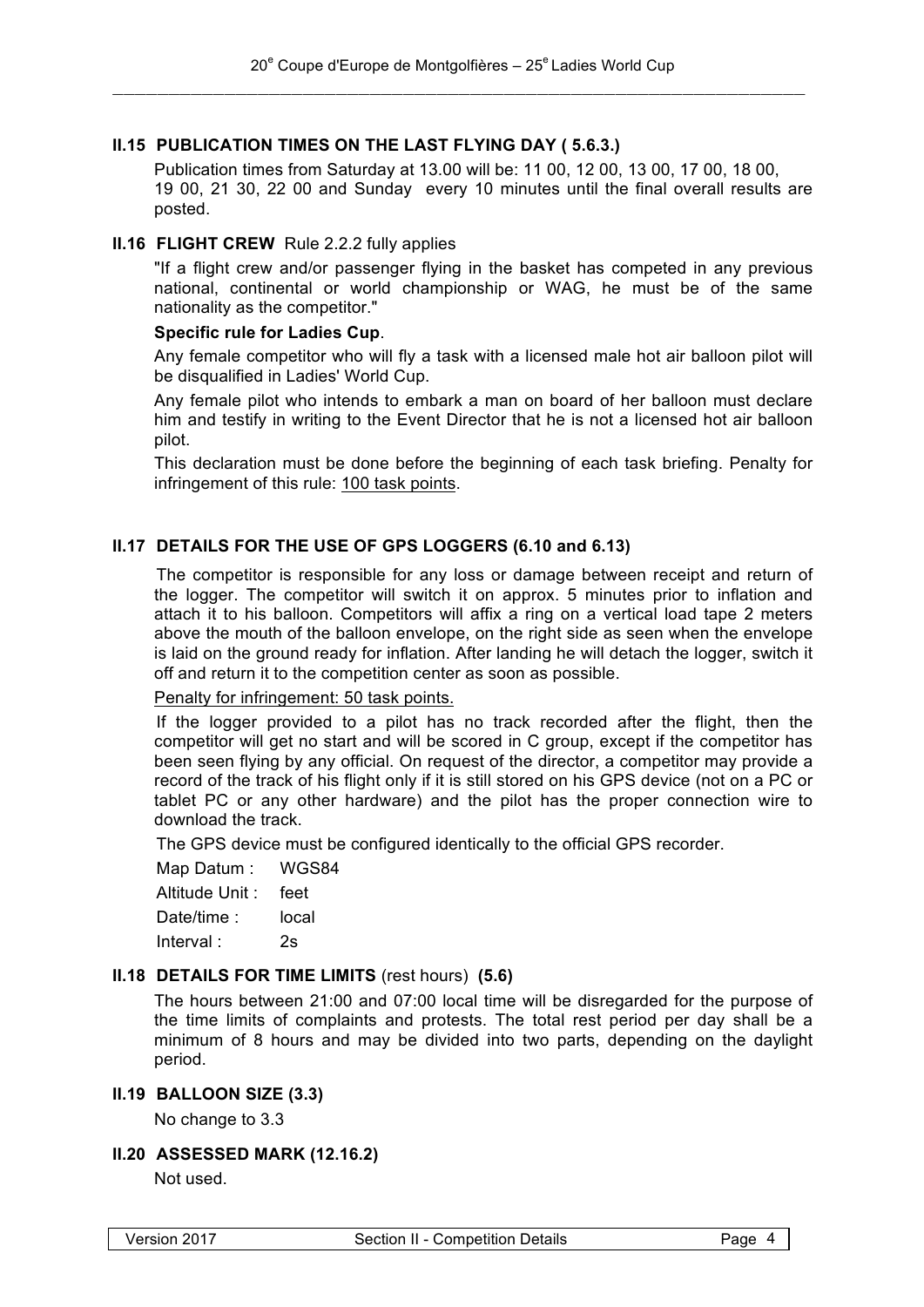## II.15 PUBLICATION TIMES ON THE LAST FLYING DAY ( 5.6.3.)

Publication times from Saturday at 13.00 will be: 11 00, 12 00, 13 00, 17 00, 18 00, 19 00, 21 30, 22 00 and Sunday every 10 minutes until the final overall results are posted.

## II.16 FLIGHT CREW Rule 2.2.2 fully applies

"If a flight crew and/or passenger flying in the basket has competed in any previous national, continental or world championship or WAG, he must be of the same nationality as the competitor."

**Specific rule for Ladies Cup**.

Any female competitor who will fly a task with a licensed male hot air balloon pilot will be disqualified in Ladies' World Cup.

Any female pilot who intends to embark a man on board of her balloon must declare him and testify in writing to the Event Director that he is not a licensed hot air balloon pilot.

This declaration must be done before the beginning of each task briefing. Penalty for infringement of this rule: 100 task points.

## II.17 DETAILS FOR THE USE OF GPS LOGGERS (6.10 and 6.13)

The competitor is responsible for any loss or damage between receipt and return of the logger. The competitor will switch it on approx. 5 minutes prior to inflation and attach it to his balloon. Competitors will affix a ring on a vertical load tape 2 meters above the mouth of the balloon envelope, on the right side as seen when the envelope is laid on the ground ready for inflation. After landing he will detach the logger, switch it off and return it to the competition center as soon as possible.

Penalty for infringement: 50 task points.

If the logger provided to a pilot has no track recorded after the flight, then the competitor will get no start and will be scored in C group, except if the competitor has been seen flying by any official. On request of the director, a competitor may provide a record of the track of his flight only if it is still stored on his GPS device (not on a PC or tablet PC or any other hardware) and the pilot has the proper connection wire to download the track.

The GPS device must be configured identically to the official GPS recorder.

Map Datum : WGS84

Altitude Unit : feet

Date/time : local

Interval : 2s

## II.18 DETAILS FOR TIME LIMITS (rest hours) (5.6)

The hours between 21:00 and 07:00 local time will be disregarded for the purpose of the time limits of complaints and protests. The total rest period per day shall be a minimum of 8 hours and may be divided into two parts, depending on the daylight period.

## II.19 BALLOON SIZE (3.3)

No change to 3.3

## II.20 ASSESSED MARK (12.16.2)

Not used.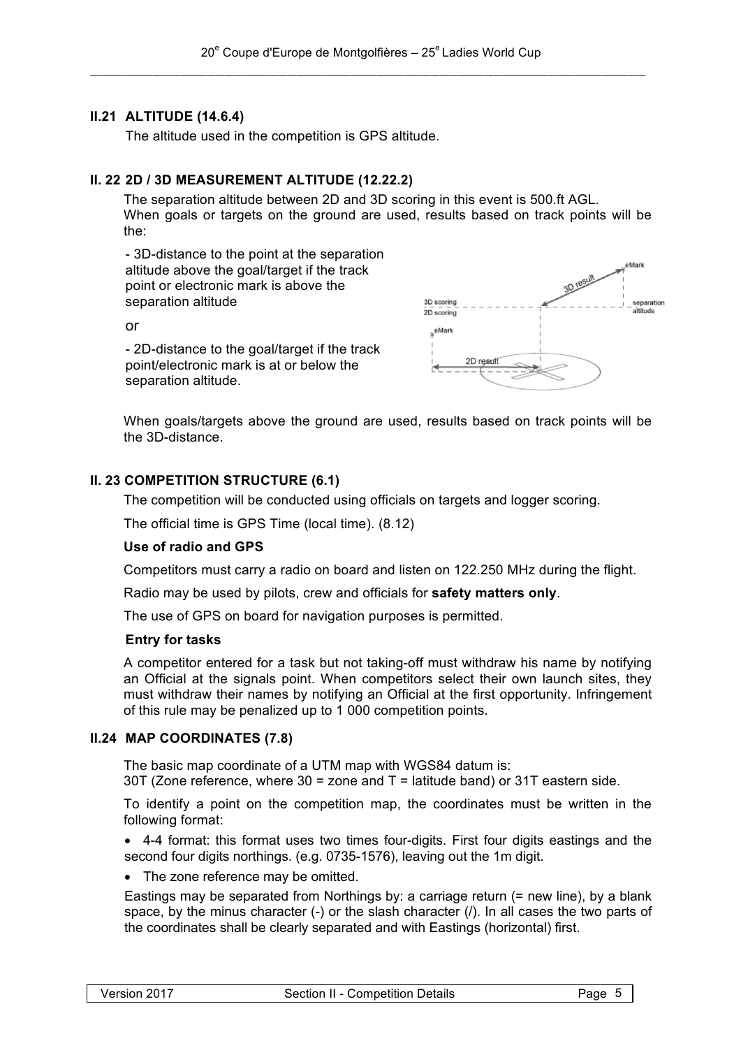## II.21 ALTITUDE (14.6.4)

The altitude used in the competition is GPS altitude.

## II. 22 2D / 3D MEASUREMENT ALTITUDE (12.22.2)

The separation altitude between 2D and 3D scoring in this event is 500.ft AGL.
When goals or targets on the ground are used, results based on track points will be the:

- 3D-distance to the point at the separation altitude above the goal/target if the track point or electronic mark is above the separation altitude

or

- 2D-distance to the goal/target if the track point/electronic mark is at or below the separation altitude.

When goals/targets above the ground are used, results based on track points will be the 3D-distance.

## II. 23 COMPETITION STRUCTURE (6.1)

The competition will be conducted using officials on targets and logger scoring.

The official time is GPS Time (local time). (8.12)

### Use of radio and GPS

Competitors must carry a radio on board and listen on 122.250 MHz during the flight.

Radio may be used by pilots, crew and officials for **safety matters only**.

The use of GPS on board for navigation purposes is permitted.

### Entry for tasks

A competitor entered for a task but not taking-off must withdraw his name by notifying an Official at the signals point. When competitors select their own launch sites, they must withdraw their names by notifying an Official at the first opportunity. Infringement of this rule may be penalized up to 1 000 competition points.

## II.24 MAP COORDINATES (7.8)

The basic map coordinate of a UTM map with WGS84 datum is:
30T (Zone reference, where 30 = zone and T = latitude band) or 31T eastern side.

To identify a point on the competition map, the coordinates must be written in the following format:

- 4-4 format: this format uses two times four-digits. First four digits eastings and the second four digits northings. (e.g. 0735-1576), leaving out the 1m digit.
- The zone reference may be omitted.

Eastings may be separated from Northings by: a carriage return (= new line), by a blank space, by the minus character (-) or the slash character (/). In all cases the two parts of the coordinates shall be clearly separated and with Eastings (horizontal) first.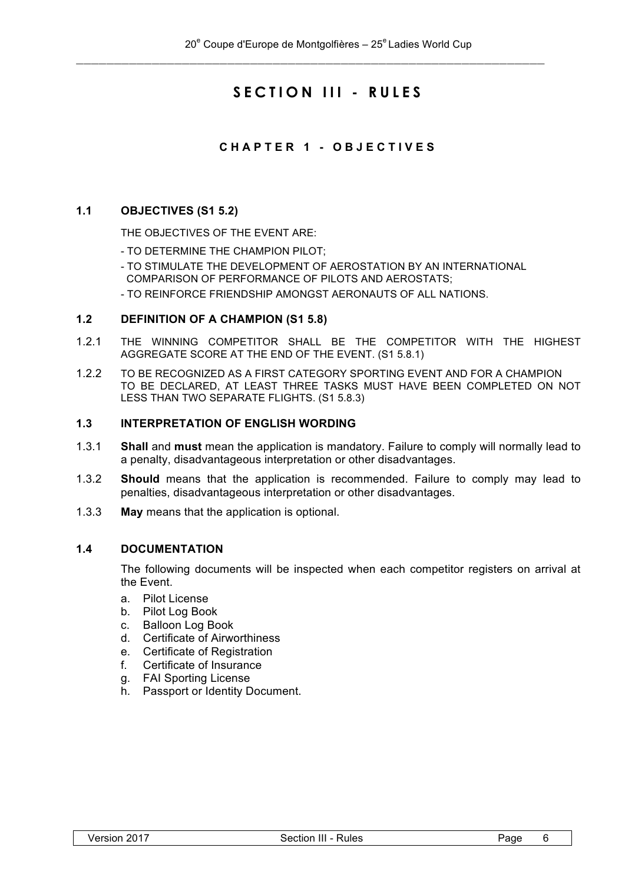# SECTION III - RULES

## CHAPTER 1 - OBJECTIVES

### 1.1 OBJECTIVES (S1 5.2)

THE OBJECTIVES OF THE EVENT ARE:

- TO DETERMINE THE CHAMPION PILOT;
- TO STIMULATE THE DEVELOPMENT OF AEROSTATION BY AN INTERNATIONAL COMPARISON OF PERFORMANCE OF PILOTS AND AEROSTATS;
- TO REINFORCE FRIENDSHIP AMONGST AERONAUTS OF ALL NATIONS.

### 1.2 DEFINITION OF A CHAMPION (S1 5.8)

1.2.1 THE WINNING COMPETITOR SHALL BE THE COMPETITOR WITH THE HIGHEST AGGREGATE SCORE AT THE END OF THE EVENT. (S1 5.8.1)

1.2.2 TO BE RECOGNIZED AS A FIRST CATEGORY SPORTING EVENT AND FOR A CHAMPION TO BE DECLARED, AT LEAST THREE TASKS MUST HAVE BEEN COMPLETED ON NOT LESS THAN TWO SEPARATE FLIGHTS. (S1 5.8.3)

### 1.3 INTERPRETATION OF ENGLISH WORDING

1.3.1 **Shall** and **must** mean the application is mandatory. Failure to comply will normally lead to a penalty, disadvantageous interpretation or other disadvantages.

1.3.2 **Should** means that the application is recommended. Failure to comply may lead to penalties, disadvantageous interpretation or other disadvantages.

1.3.3 **May** means that the application is optional.

### 1.4 DOCUMENTATION

The following documents will be inspected when each competitor registers on arrival at the Event.

a. Pilot License
b. Pilot Log Book
c. Balloon Log Book
d. Certificate of Airworthiness
e. Certificate of Registration
f. Certificate of Insurance
g. FAI Sporting License
h. Passport or Identity Document.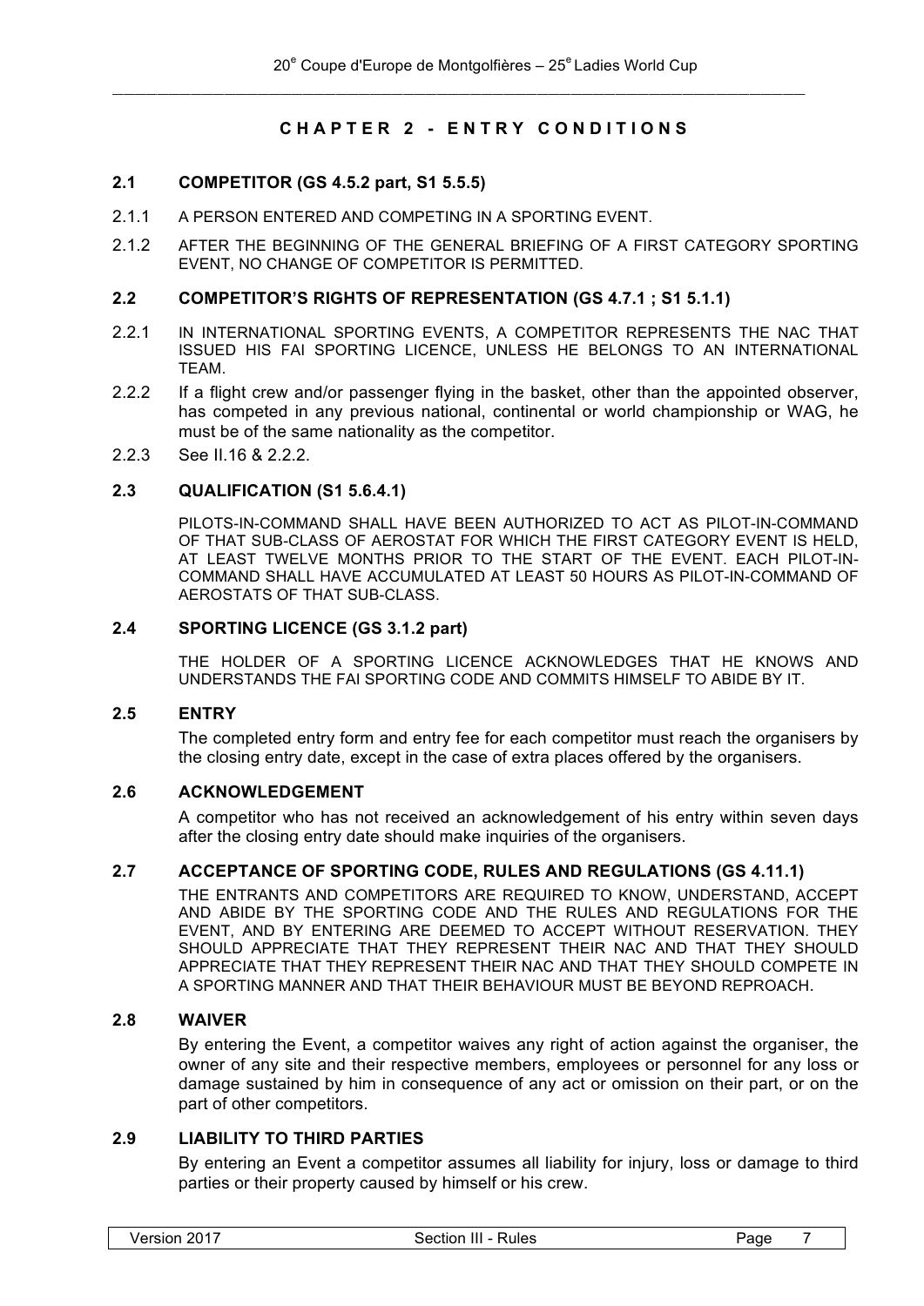# CHAPTER 2 - ENTRY CONDITIONS

## 2.1 COMPETITOR (GS 4.5.2 part, S1 5.5.5)

2.1.1 A PERSON ENTERED AND COMPETING IN A SPORTING EVENT.

2.1.2 AFTER THE BEGINNING OF THE GENERAL BRIEFING OF A FIRST CATEGORY SPORTING EVENT, NO CHANGE OF COMPETITOR IS PERMITTED.

## 2.2 COMPETITOR'S RIGHTS OF REPRESENTATION (GS 4.7.1 ; S1 5.1.1)

2.2.1 IN INTERNATIONAL SPORTING EVENTS, A COMPETITOR REPRESENTS THE NAC THAT ISSUED HIS FAI SPORTING LICENCE, UNLESS HE BELONGS TO AN INTERNATIONAL TEAM.

2.2.2 If a flight crew and/or passenger flying in the basket, other than the appointed observer, has competed in any previous national, continental or world championship or WAG, he must be of the same nationality as the competitor.

2.2.3 See II.16 & 2.2.2.

## 2.3 QUALIFICATION (S1 5.6.4.1)

PILOTS-IN-COMMAND SHALL HAVE BEEN AUTHORIZED TO ACT AS PILOT-IN-COMMAND OF THAT SUB-CLASS OF AEROSTAT FOR WHICH THE FIRST CATEGORY EVENT IS HELD, AT LEAST TWELVE MONTHS PRIOR TO THE START OF THE EVENT. EACH PILOT-IN-COMMAND SHALL HAVE ACCUMULATED AT LEAST 50 HOURS AS PILOT-IN-COMMAND OF AEROSTATS OF THAT SUB-CLASS.

## 2.4 SPORTING LICENCE (GS 3.1.2 part)

THE HOLDER OF A SPORTING LICENCE ACKNOWLEDGES THAT HE KNOWS AND UNDERSTANDS THE FAI SPORTING CODE AND COMMITS HIMSELF TO ABIDE BY IT.

## 2.5 ENTRY

The completed entry form and entry fee for each competitor must reach the organisers by the closing entry date, except in the case of extra places offered by the organisers.

## 2.6 ACKNOWLEDGEMENT

A competitor who has not received an acknowledgement of his entry within seven days after the closing entry date should make inquiries of the organisers.

## 2.7 ACCEPTANCE OF SPORTING CODE, RULES AND REGULATIONS (GS 4.11.1)

THE ENTRANTS AND COMPETITORS ARE REQUIRED TO KNOW, UNDERSTAND, ACCEPT AND ABIDE BY THE SPORTING CODE AND THE RULES AND REGULATIONS FOR THE EVENT, AND BY ENTERING ARE DEEMED TO ACCEPT WITHOUT RESERVATION. THEY SHOULD APPRECIATE THAT THEY REPRESENT THEIR NAC AND THAT THEY SHOULD APPRECIATE THAT THEY REPRESENT THEIR NAC AND THAT THEY SHOULD COMPETE IN A SPORTING MANNER AND THAT THEIR BEHAVIOUR MUST BE BEYOND REPROACH.

## 2.8 WAIVER

By entering the Event, a competitor waives any right of action against the organiser, the owner of any site and their respective members, employees or personnel for any loss or damage sustained by him in consequence of any act or omission on their part, or on the part of other competitors.

## 2.9 LIABILITY TO THIRD PARTIES

By entering an Event a competitor assumes all liability for injury, loss or damage to third parties or their property caused by himself or his crew.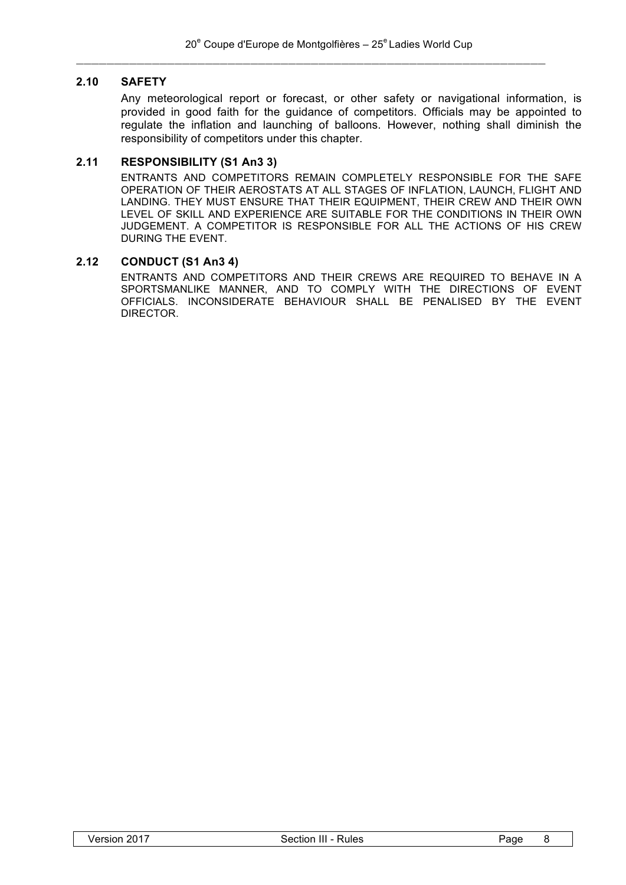### 2.10 SAFETY

Any meteorological report or forecast, or other safety or navigational information, is provided in good faith for the guidance of competitors. Officials may be appointed to regulate the inflation and launching of balloons. However, nothing shall diminish the responsibility of competitors under this chapter.

### 2.11 RESPONSIBILITY (S1 An3 3)

ENTRANTS AND COMPETITORS REMAIN COMPLETELY RESPONSIBLE FOR THE SAFE OPERATION OF THEIR AEROSTATS AT ALL STAGES OF INFLATION, LAUNCH, FLIGHT AND LANDING. THEY MUST ENSURE THAT THEIR EQUIPMENT, THEIR CREW AND THEIR OWN LEVEL OF SKILL AND EXPERIENCE ARE SUITABLE FOR THE CONDITIONS IN THEIR OWN JUDGEMENT. A COMPETITOR IS RESPONSIBLE FOR ALL THE ACTIONS OF HIS CREW DURING THE EVENT.

### 2.12 CONDUCT (S1 An3 4)

ENTRANTS AND COMPETITORS AND THEIR CREWS ARE REQUIRED TO BEHAVE IN A SPORTSMANLIKE MANNER, AND TO COMPLY WITH THE DIRECTIONS OF EVENT OFFICIALS. INCONSIDERATE BEHAVIOUR SHALL BE PENALISED BY THE EVENT DIRECTOR.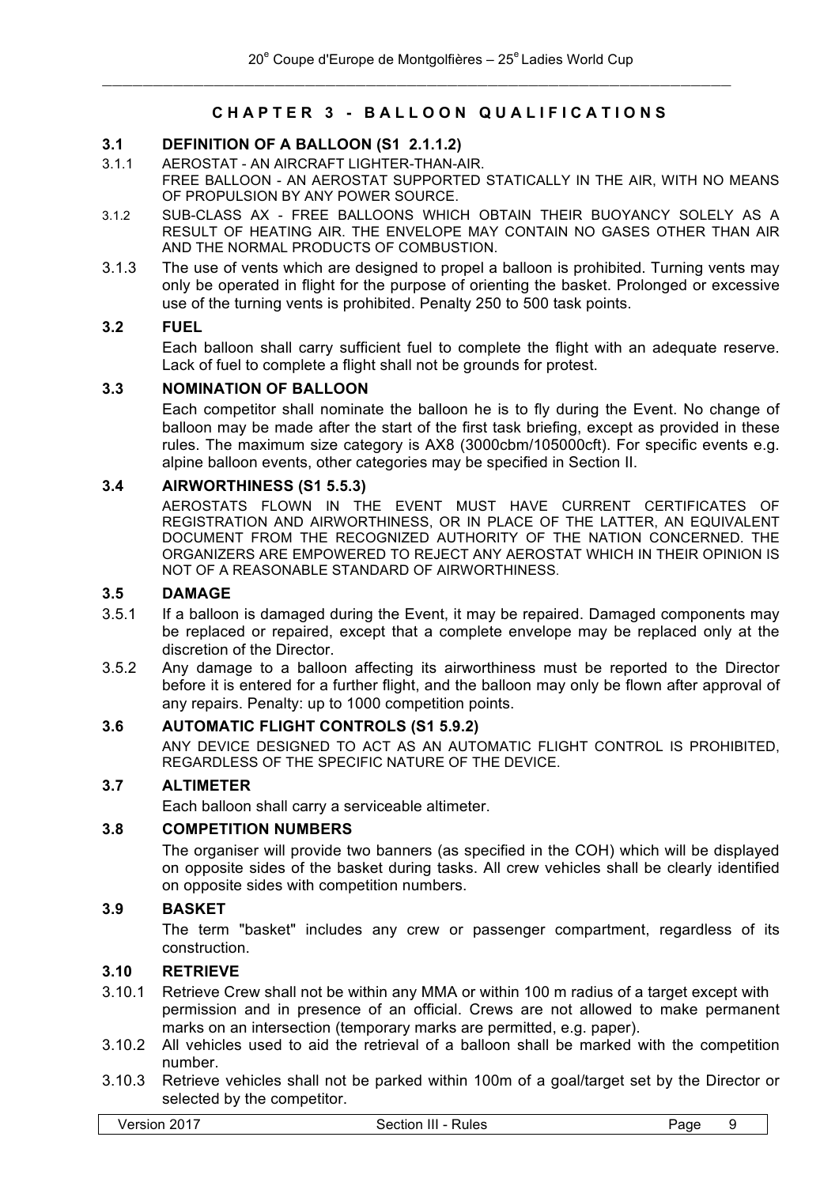## CHAPTER 3 - BALLOON QUALIFICATIONS

### 3.1 DEFINITION OF A BALLOON (S1 2.1.1.2)

3.1.1 AEROSTAT - AN AIRCRAFT LIGHTER-THAN-AIR.
FREE BALLOON - AN AEROSTAT SUPPORTED STATICALLY IN THE AIR, WITH NO MEANS OF PROPULSION BY ANY POWER SOURCE.

3.1.2 SUB-CLASS AX - FREE BALLOONS WHICH OBTAIN THEIR BUOYANCY SOLELY AS A RESULT OF HEATING AIR. THE ENVELOPE MAY CONTAIN NO GASES OTHER THAN AIR AND THE NORMAL PRODUCTS OF COMBUSTION.

3.1.3 The use of vents which are designed to propel a balloon is prohibited. Turning vents may only be operated in flight for the purpose of orienting the basket. Prolonged or excessive use of the turning vents is prohibited. Penalty 250 to 500 task points.

### 3.2 FUEL

Each balloon shall carry sufficient fuel to complete the flight with an adequate reserve. Lack of fuel to complete a flight shall not be grounds for protest.

### 3.3 NOMINATION OF BALLOON

Each competitor shall nominate the balloon he is to fly during the Event. No change of balloon may be made after the start of the first task briefing, except as provided in these rules. The maximum size category is AX8 (3000cbm/105000cft). For specific events e.g. alpine balloon events, other categories may be specified in Section II.

### 3.4 AIRWORTHINESS (S1 5.5.3)

AEROSTATS FLOWN IN THE EVENT MUST HAVE CURRENT CERTIFICATES OF REGISTRATION AND AIRWORTHINESS, OR IN PLACE OF THE LATTER, AN EQUIVALENT DOCUMENT FROM THE RECOGNIZED AUTHORITY OF THE NATION CONCERNED. THE ORGANIZERS ARE EMPOWERED TO REJECT ANY AEROSTAT WHICH IN THEIR OPINION IS NOT OF A REASONABLE STANDARD OF AIRWORTHINESS.

### 3.5 DAMAGE

3.5.1 If a balloon is damaged during the Event, it may be repaired. Damaged components may be replaced or repaired, except that a complete envelope may be replaced only at the discretion of the Director.

3.5.2 Any damage to a balloon affecting its airworthiness must be reported to the Director before it is entered for a further flight, and the balloon may only be flown after approval of any repairs. Penalty: up to 1000 competition points.

### 3.6 AUTOMATIC FLIGHT CONTROLS (S1 5.9.2)

ANY DEVICE DESIGNED TO ACT AS AN AUTOMATIC FLIGHT CONTROL IS PROHIBITED, REGARDLESS OF THE SPECIFIC NATURE OF THE DEVICE.

### 3.7 ALTIMETER

Each balloon shall carry a serviceable altimeter.

### 3.8 COMPETITION NUMBERS

The organiser will provide two banners (as specified in the COH) which will be displayed on opposite sides of the basket during tasks. All crew vehicles shall be clearly identified on opposite sides with competition numbers.

### 3.9 BASKET

The term "basket" includes any crew or passenger compartment, regardless of its construction.

### 3.10 RETRIEVE

3.10.1 Retrieve Crew shall not be within any MMA or within 100 m radius of a target except with permission and in presence of an official. Crews are not allowed to make permanent marks on an intersection (temporary marks are permitted, e.g. paper).

3.10.2 All vehicles used to aid the retrieval of a balloon shall be marked with the competition number.

3.10.3 Retrieve vehicles shall not be parked within 100m of a goal/target set by the Director or selected by the competitor.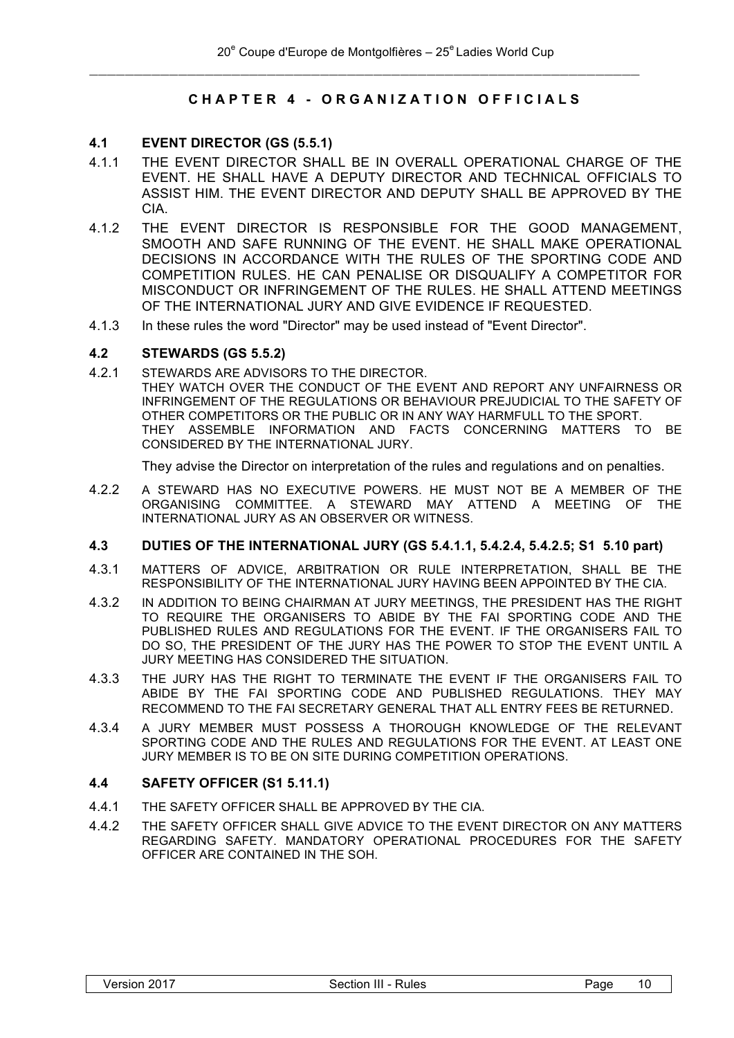## CHAPTER 4 - ORGANIZATION OFFICIALS

### 4.1 EVENT DIRECTOR (GS (5.5.1)

4.1.1 THE EVENT DIRECTOR SHALL BE IN OVERALL OPERATIONAL CHARGE OF THE EVENT. HE SHALL HAVE A DEPUTY DIRECTOR AND TECHNICAL OFFICIALS TO ASSIST HIM. THE EVENT DIRECTOR AND DEPUTY SHALL BE APPROVED BY THE CIA.

4.1.2 THE EVENT DIRECTOR IS RESPONSIBLE FOR THE GOOD MANAGEMENT, SMOOTH AND SAFE RUNNING OF THE EVENT. HE SHALL MAKE OPERATIONAL DECISIONS IN ACCORDANCE WITH THE RULES OF THE SPORTING CODE AND COMPETITION RULES. HE CAN PENALISE OR DISQUALIFY A COMPETITOR FOR MISCONDUCT OR INFRINGEMENT OF THE RULES. HE SHALL ATTEND MEETINGS OF THE INTERNATIONAL JURY AND GIVE EVIDENCE IF REQUESTED.

4.1.3 In these rules the word "Director" may be used instead of "Event Director".

### 4.2 STEWARDS (GS 5.5.2)

4.2.1 STEWARDS ARE ADVISORS TO THE DIRECTOR.
THEY WATCH OVER THE CONDUCT OF THE EVENT AND REPORT ANY UNFAIRNESS OR INFRINGEMENT OF THE REGULATIONS OR BEHAVIOUR PREJUDICIAL TO THE SAFETY OF OTHER COMPETITORS OR THE PUBLIC OR IN ANY WAY HARMFULL TO THE SPORT.
THEY ASSEMBLE INFORMATION AND FACTS CONCERNING MATTERS TO BE CONSIDERED BY THE INTERNATIONAL JURY.

They advise the Director on interpretation of the rules and regulations and on penalties.

4.2.2 A STEWARD HAS NO EXECUTIVE POWERS. HE MUST NOT BE A MEMBER OF THE ORGANISING COMMITTEE. A STEWARD MAY ATTEND A MEETING OF THE INTERNATIONAL JURY AS AN OBSERVER OR WITNESS.

### 4.3 DUTIES OF THE INTERNATIONAL JURY (GS 5.4.1.1, 5.4.2.4, 5.4.2.5; S1 5.10 part)

4.3.1 MATTERS OF ADVICE, ARBITRATION OR RULE INTERPRETATION, SHALL BE THE RESPONSIBILITY OF THE INTERNATIONAL JURY HAVING BEEN APPOINTED BY THE CIA.

4.3.2 IN ADDITION TO BEING CHAIRMAN AT JURY MEETINGS, THE PRESIDENT HAS THE RIGHT TO REQUIRE THE ORGANISERS TO ABIDE BY THE FAI SPORTING CODE AND THE PUBLISHED RULES AND REGULATIONS FOR THE EVENT. IF THE ORGANISERS FAIL TO DO SO, THE PRESIDENT OF THE JURY HAS THE POWER TO STOP THE EVENT UNTIL A JURY MEETING HAS CONSIDERED THE SITUATION.

4.3.3 THE JURY HAS THE RIGHT TO TERMINATE THE EVENT IF THE ORGANISERS FAIL TO ABIDE BY THE FAI SPORTING CODE AND PUBLISHED REGULATIONS. THEY MAY RECOMMEND TO THE FAI SECRETARY GENERAL THAT ALL ENTRY FEES BE RETURNED.

4.3.4 A JURY MEMBER MUST POSSESS A THOROUGH KNOWLEDGE OF THE RELEVANT SPORTING CODE AND THE RULES AND REGULATIONS FOR THE EVENT. AT LEAST ONE JURY MEMBER IS TO BE ON SITE DURING COMPETITION OPERATIONS.

### 4.4 SAFETY OFFICER (S1 5.11.1)

4.4.1 THE SAFETY OFFICER SHALL BE APPROVED BY THE CIA.

4.4.2 THE SAFETY OFFICER SHALL GIVE ADVICE TO THE EVENT DIRECTOR ON ANY MATTERS REGARDING SAFETY. MANDATORY OPERATIONAL PROCEDURES FOR THE SAFETY OFFICER ARE CONTAINED IN THE SOH.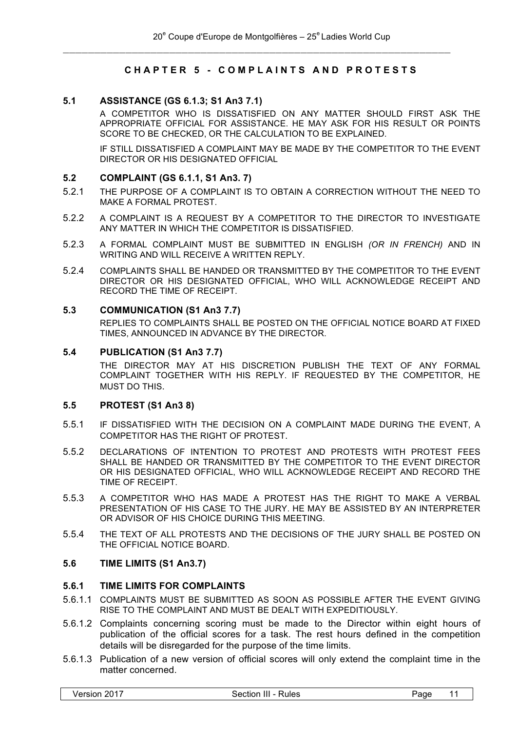## CHAPTER 5 - COMPLAINTS AND PROTESTS

### 5.1 ASSISTANCE (GS 6.1.3; S1 An3 7.1)

A COMPETITOR WHO IS DISSATISFIED ON ANY MATTER SHOULD FIRST ASK THE APPROPRIATE OFFICIAL FOR ASSISTANCE. HE MAY ASK FOR HIS RESULT OR POINTS SCORE TO BE CHECKED, OR THE CALCULATION TO BE EXPLAINED.

IF STILL DISSATISFIED A COMPLAINT MAY BE MADE BY THE COMPETITOR TO THE EVENT DIRECTOR OR HIS DESIGNATED OFFICIAL

### 5.2 COMPLAINT (GS 6.1.1, S1 An3. 7)

5.2.1 THE PURPOSE OF A COMPLAINT IS TO OBTAIN A CORRECTION WITHOUT THE NEED TO MAKE A FORMAL PROTEST.

5.2.2 A COMPLAINT IS A REQUEST BY A COMPETITOR TO THE DIRECTOR TO INVESTIGATE ANY MATTER IN WHICH THE COMPETITOR IS DISSATISFIED.

5.2.3 A FORMAL COMPLAINT MUST BE SUBMITTED IN ENGLISH *(OR IN FRENCH)* AND IN WRITING AND WILL RECEIVE A WRITTEN REPLY.

5.2.4 COMPLAINTS SHALL BE HANDED OR TRANSMITTED BY THE COMPETITOR TO THE EVENT DIRECTOR OR HIS DESIGNATED OFFICIAL, WHO WILL ACKNOWLEDGE RECEIPT AND RECORD THE TIME OF RECEIPT.

### 5.3 COMMUNICATION (S1 An3 7.7)

REPLIES TO COMPLAINTS SHALL BE POSTED ON THE OFFICIAL NOTICE BOARD AT FIXED TIMES, ANNOUNCED IN ADVANCE BY THE DIRECTOR.

### 5.4 PUBLICATION (S1 An3 7.7)

THE DIRECTOR MAY AT HIS DISCRETION PUBLISH THE TEXT OF ANY FORMAL COMPLAINT TOGETHER WITH HIS REPLY. IF REQUESTED BY THE COMPETITOR, HE MUST DO THIS.

### 5.5 PROTEST (S1 An3 8)

5.5.1 IF DISSATISFIED WITH THE DECISION ON A COMPLAINT MADE DURING THE EVENT, A COMPETITOR HAS THE RIGHT OF PROTEST.

5.5.2 DECLARATIONS OF INTENTION TO PROTEST AND PROTESTS WITH PROTEST FEES SHALL BE HANDED OR TRANSMITTED BY THE COMPETITOR TO THE EVENT DIRECTOR OR HIS DESIGNATED OFFICIAL, WHO WILL ACKNOWLEDGE RECEIPT AND RECORD THE TIME OF RECEIPT.

5.5.3 A COMPETITOR WHO HAS MADE A PROTEST HAS THE RIGHT TO MAKE A VERBAL PRESENTATION OF HIS CASE TO THE JURY. HE MAY BE ASSISTED BY AN INTERPRETER OR ADVISOR OF HIS CHOICE DURING THIS MEETING.

5.5.4 THE TEXT OF ALL PROTESTS AND THE DECISIONS OF THE JURY SHALL BE POSTED ON THE OFFICIAL NOTICE BOARD.

### 5.6 TIME LIMITS (S1 An3.7)

#### 5.6.1 TIME LIMITS FOR COMPLAINTS

5.6.1.1 COMPLAINTS MUST BE SUBMITTED AS SOON AS POSSIBLE AFTER THE EVENT GIVING RISE TO THE COMPLAINT AND MUST BE DEALT WITH EXPEDITIOUSLY.

5.6.1.2 Complaints concerning scoring must be made to the Director within eight hours of publication of the official scores for a task. The rest hours defined in the competition details will be disregarded for the purpose of the time limits.

5.6.1.3 Publication of a new version of official scores will only extend the complaint time in the matter concerned.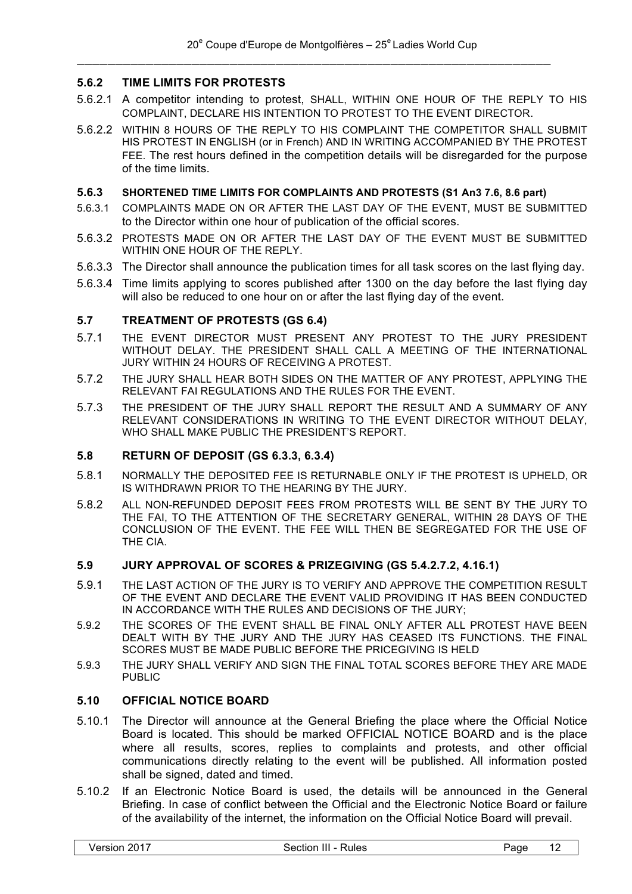### 5.6.2 TIME LIMITS FOR PROTESTS

5.6.2.1 A competitor intending to protest, SHALL, WITHIN ONE HOUR OF THE REPLY TO HIS COMPLAINT, DECLARE HIS INTENTION TO PROTEST TO THE EVENT DIRECTOR.

5.6.2.2 WITHIN 8 HOURS OF THE REPLY TO HIS COMPLAINT THE COMPETITOR SHALL SUBMIT HIS PROTEST IN ENGLISH (or in French) AND IN WRITING ACCOMPANIED BY THE PROTEST FEE. The rest hours defined in the competition details will be disregarded for the purpose of the time limits.

### 5.6.3 SHORTENED TIME LIMITS FOR COMPLAINTS AND PROTESTS (S1 An3 7.6, 8.6 part)

5.6.3.1 COMPLAINTS MADE ON OR AFTER THE LAST DAY OF THE EVENT, MUST BE SUBMITTED to the Director within one hour of publication of the official scores.

5.6.3.2 PROTESTS MADE ON OR AFTER THE LAST DAY OF THE EVENT MUST BE SUBMITTED WITHIN ONE HOUR OF THE REPLY.

5.6.3.3 The Director shall announce the publication times for all task scores on the last flying day.

5.6.3.4 Time limits applying to scores published after 1300 on the day before the last flying day will also be reduced to one hour on or after the last flying day of the event.

## 5.7 TREATMENT OF PROTESTS (GS 6.4)

5.7.1 THE EVENT DIRECTOR MUST PRESENT ANY PROTEST TO THE JURY PRESIDENT WITHOUT DELAY. THE PRESIDENT SHALL CALL A MEETING OF THE INTERNATIONAL JURY WITHIN 24 HOURS OF RECEIVING A PROTEST.

5.7.2 THE JURY SHALL HEAR BOTH SIDES ON THE MATTER OF ANY PROTEST, APPLYING THE RELEVANT FAI REGULATIONS AND THE RULES FOR THE EVENT.

5.7.3 THE PRESIDENT OF THE JURY SHALL REPORT THE RESULT AND A SUMMARY OF ANY RELEVANT CONSIDERATIONS IN WRITING TO THE EVENT DIRECTOR WITHOUT DELAY, WHO SHALL MAKE PUBLIC THE PRESIDENT'S REPORT.

## 5.8 RETURN OF DEPOSIT (GS 6.3.3, 6.3.4)

5.8.1 NORMALLY THE DEPOSITED FEE IS RETURNABLE ONLY IF THE PROTEST IS UPHELD, OR IS WITHDRAWN PRIOR TO THE HEARING BY THE JURY.

5.8.2 ALL NON-REFUNDED DEPOSIT FEES FROM PROTESTS WILL BE SENT BY THE JURY TO THE FAI, TO THE ATTENTION OF THE SECRETARY GENERAL, WITHIN 28 DAYS OF THE CONCLUSION OF THE EVENT. THE FEE WILL THEN BE SEGREGATED FOR THE USE OF THE CIA.

## 5.9 JURY APPROVAL OF SCORES & PRIZEGIVING (GS 5.4.2.7.2, 4.16.1)

5.9.1 THE LAST ACTION OF THE JURY IS TO VERIFY AND APPROVE THE COMPETITION RESULT OF THE EVENT AND DECLARE THE EVENT VALID PROVIDING IT HAS BEEN CONDUCTED IN ACCORDANCE WITH THE RULES AND DECISIONS OF THE JURY;

5.9.2 THE SCORES OF THE EVENT SHALL BE FINAL ONLY AFTER ALL PROTEST HAVE BEEN DEALT WITH BY THE JURY AND THE JURY HAS CEASED ITS FUNCTIONS. THE FINAL SCORES MUST BE MADE PUBLIC BEFORE THE PRICEGIVING IS HELD

5.9.3 THE JURY SHALL VERIFY AND SIGN THE FINAL TOTAL SCORES BEFORE THEY ARE MADE PUBLIC

## 5.10 OFFICIAL NOTICE BOARD

5.10.1 The Director will announce at the General Briefing the place where the Official Notice Board is located. This should be marked OFFICIAL NOTICE BOARD and is the place where all results, scores, replies to complaints and protests, and other official communications directly relating to the event will be published. All information posted shall be signed, dated and timed.

5.10.2 If an Electronic Notice Board is used, the details will be announced in the General Briefing. In case of conflict between the Official and the Electronic Notice Board or failure of the availability of the internet, the information on the Official Notice Board will prevail.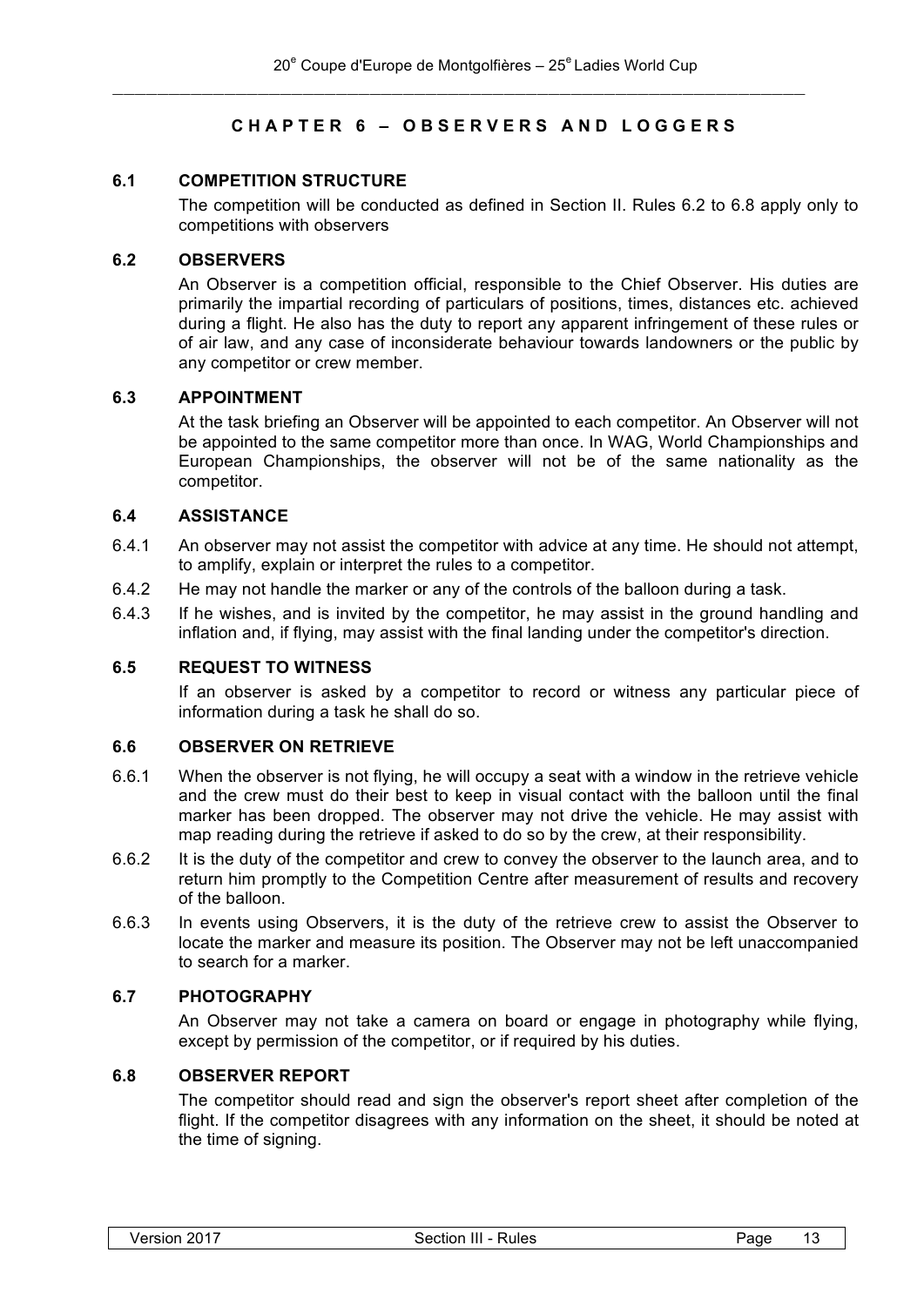# CHAPTER 6 – OBSERVERS AND LOGGERS

## 6.1 COMPETITION STRUCTURE

The competition will be conducted as defined in Section II. Rules 6.2 to 6.8 apply only to competitions with observers

## 6.2 OBSERVERS

An Observer is a competition official, responsible to the Chief Observer. His duties are primarily the impartial recording of particulars of positions, times, distances etc. achieved during a flight. He also has the duty to report any apparent infringement of these rules or of air law, and any case of inconsiderate behaviour towards landowners or the public by any competitor or crew member.

## 6.3 APPOINTMENT

At the task briefing an Observer will be appointed to each competitor. An Observer will not be appointed to the same competitor more than once. In WAG, World Championships and European Championships, the observer will not be of the same nationality as the competitor.

## 6.4 ASSISTANCE

6.4.1 An observer may not assist the competitor with advice at any time. He should not attempt, to amplify, explain or interpret the rules to a competitor.

6.4.2 He may not handle the marker or any of the controls of the balloon during a task.

6.4.3 If he wishes, and is invited by the competitor, he may assist in the ground handling and inflation and, if flying, may assist with the final landing under the competitor's direction.

## 6.5 REQUEST TO WITNESS

If an observer is asked by a competitor to record or witness any particular piece of information during a task he shall do so.

## 6.6 OBSERVER ON RETRIEVE

6.6.1 When the observer is not flying, he will occupy a seat with a window in the retrieve vehicle and the crew must do their best to keep in visual contact with the balloon until the final marker has been dropped. The observer may not drive the vehicle. He may assist with map reading during the retrieve if asked to do so by the crew, at their responsibility.

6.6.2 It is the duty of the competitor and crew to convey the observer to the launch area, and to return him promptly to the Competition Centre after measurement of results and recovery of the balloon.

6.6.3 In events using Observers, it is the duty of the retrieve crew to assist the Observer to locate the marker and measure its position. The Observer may not be left unaccompanied to search for a marker.

## 6.7 PHOTOGRAPHY

An Observer may not take a camera on board or engage in photography while flying, except by permission of the competitor, or if required by his duties.

## 6.8 OBSERVER REPORT

The competitor should read and sign the observer's report sheet after completion of the flight. If the competitor disagrees with any information on the sheet, it should be noted at the time of signing.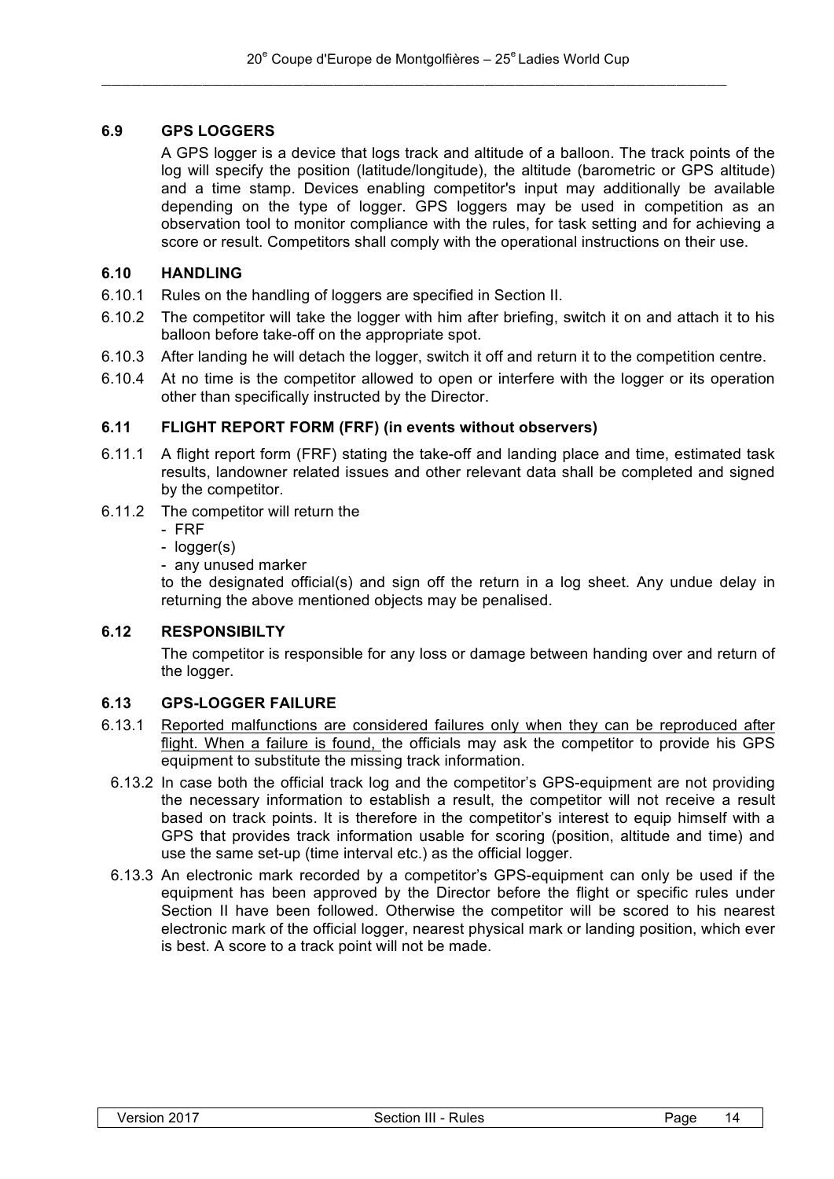### 6.9 GPS LOGGERS

A GPS logger is a device that logs track and altitude of a balloon. The track points of the log will specify the position (latitude/longitude), the altitude (barometric or GPS altitude) and a time stamp. Devices enabling competitor's input may additionally be available depending on the type of logger. GPS loggers may be used in competition as an observation tool to monitor compliance with the rules, for task setting and for achieving a score or result. Competitors shall comply with the operational instructions on their use.

### 6.10 HANDLING

6.10.1 Rules on the handling of loggers are specified in Section II.

6.10.2 The competitor will take the logger with him after briefing, switch it on and attach it to his balloon before take-off on the appropriate spot.

6.10.3 After landing he will detach the logger, switch it off and return it to the competition centre.

6.10.4 At no time is the competitor allowed to open or interfere with the logger or its operation other than specifically instructed by the Director.

### 6.11 FLIGHT REPORT FORM (FRF) (in events without observers)

6.11.1 A flight report form (FRF) stating the take-off and landing place and time, estimated task results, landowner related issues and other relevant data shall be completed and signed by the competitor.

6.11.2 The competitor will return the
- FRF
- logger(s)
- any unused marker

to the designated official(s) and sign off the return in a log sheet. Any undue delay in returning the above mentioned objects may be penalised.

### 6.12 RESPONSIBILTY

The competitor is responsible for any loss or damage between handing over and return of the logger.

### 6.13 GPS-LOGGER FAILURE

6.13.1 Reported malfunctions are considered failures only when they can be reproduced after flight. When a failure is found, the officials may ask the competitor to provide his GPS equipment to substitute the missing track information.

6.13.2 In case both the official track log and the competitor's GPS-equipment are not providing the necessary information to establish a result, the competitor will not receive a result based on track points. It is therefore in the competitor's interest to equip himself with a GPS that provides track information usable for scoring (position, altitude and time) and use the same set-up (time interval etc.) as the official logger.

6.13.3 An electronic mark recorded by a competitor's GPS-equipment can only be used if the equipment has been approved by the Director before the flight or specific rules under Section II have been followed. Otherwise the competitor will be scored to his nearest electronic mark of the official logger, nearest physical mark or landing position, which ever is best. A score to a track point will not be made.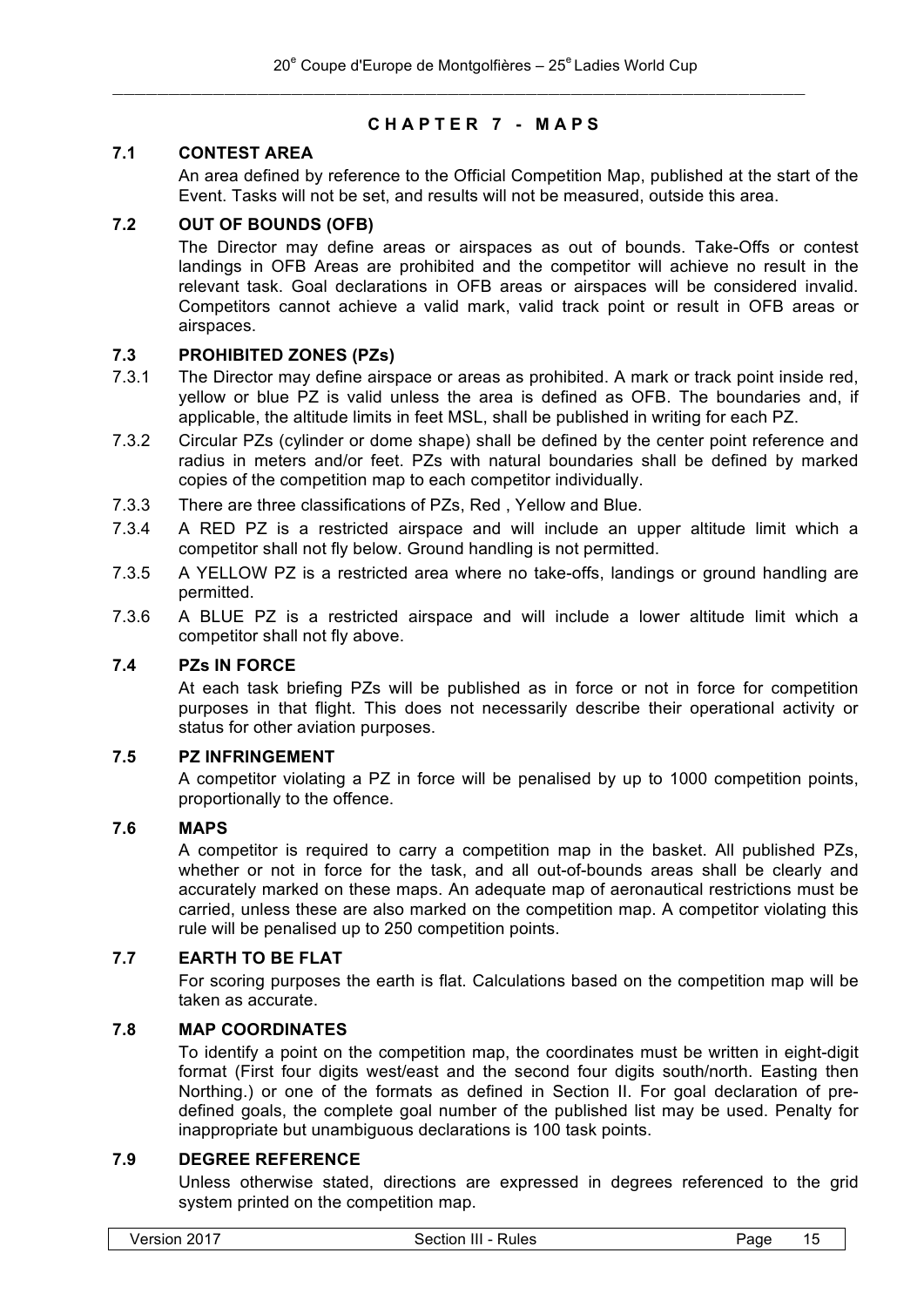## CHAPTER 7 - MAPS

### 7.1 CONTEST AREA

An area defined by reference to the Official Competition Map, published at the start of the Event. Tasks will not be set, and results will not be measured, outside this area.

### 7.2 OUT OF BOUNDS (OFB)

The Director may define areas or airspaces as out of bounds. Take-Offs or contest landings in OFB Areas are prohibited and the competitor will achieve no result in the relevant task. Goal declarations in OFB areas or airspaces will be considered invalid. Competitors cannot achieve a valid mark, valid track point or result in OFB areas or airspaces.

### 7.3 PROHIBITED ZONES (PZs)

7.3.1 The Director may define airspace or areas as prohibited. A mark or track point inside red, yellow or blue PZ is valid unless the area is defined as OFB. The boundaries and, if applicable, the altitude limits in feet MSL, shall be published in writing for each PZ.

7.3.2 Circular PZs (cylinder or dome shape) shall be defined by the center point reference and radius in meters and/or feet. PZs with natural boundaries shall be defined by marked copies of the competition map to each competitor individually.

7.3.3 There are three classifications of PZs, Red , Yellow and Blue.

7.3.4 A RED PZ is a restricted airspace and will include an upper altitude limit which a competitor shall not fly below. Ground handling is not permitted.

7.3.5 A YELLOW PZ is a restricted area where no take-offs, landings or ground handling are permitted.

7.3.6 A BLUE PZ is a restricted airspace and will include a lower altitude limit which a competitor shall not fly above.

### 7.4 PZs IN FORCE

At each task briefing PZs will be published as in force or not in force for competition purposes in that flight. This does not necessarily describe their operational activity or status for other aviation purposes.

### 7.5 PZ INFRINGEMENT

A competitor violating a PZ in force will be penalised by up to 1000 competition points, proportionally to the offence.

### 7.6 MAPS

A competitor is required to carry a competition map in the basket. All published PZs, whether or not in force for the task, and all out-of-bounds areas shall be clearly and accurately marked on these maps. An adequate map of aeronautical restrictions must be carried, unless these are also marked on the competition map. A competitor violating this rule will be penalised up to 250 competition points.

### 7.7 EARTH TO BE FLAT

For scoring purposes the earth is flat. Calculations based on the competition map will be taken as accurate.

### 7.8 MAP COORDINATES

To identify a point on the competition map, the coordinates must be written in eight-digit format (First four digits west/east and the second four digits south/north. Easting then Northing.) or one of the formats as defined in Section II. For goal declaration of pre-defined goals, the complete goal number of the published list may be used. Penalty for inappropriate but unambiguous declarations is 100 task points.

### 7.9 DEGREE REFERENCE

Unless otherwise stated, directions are expressed in degrees referenced to the grid system printed on the competition map.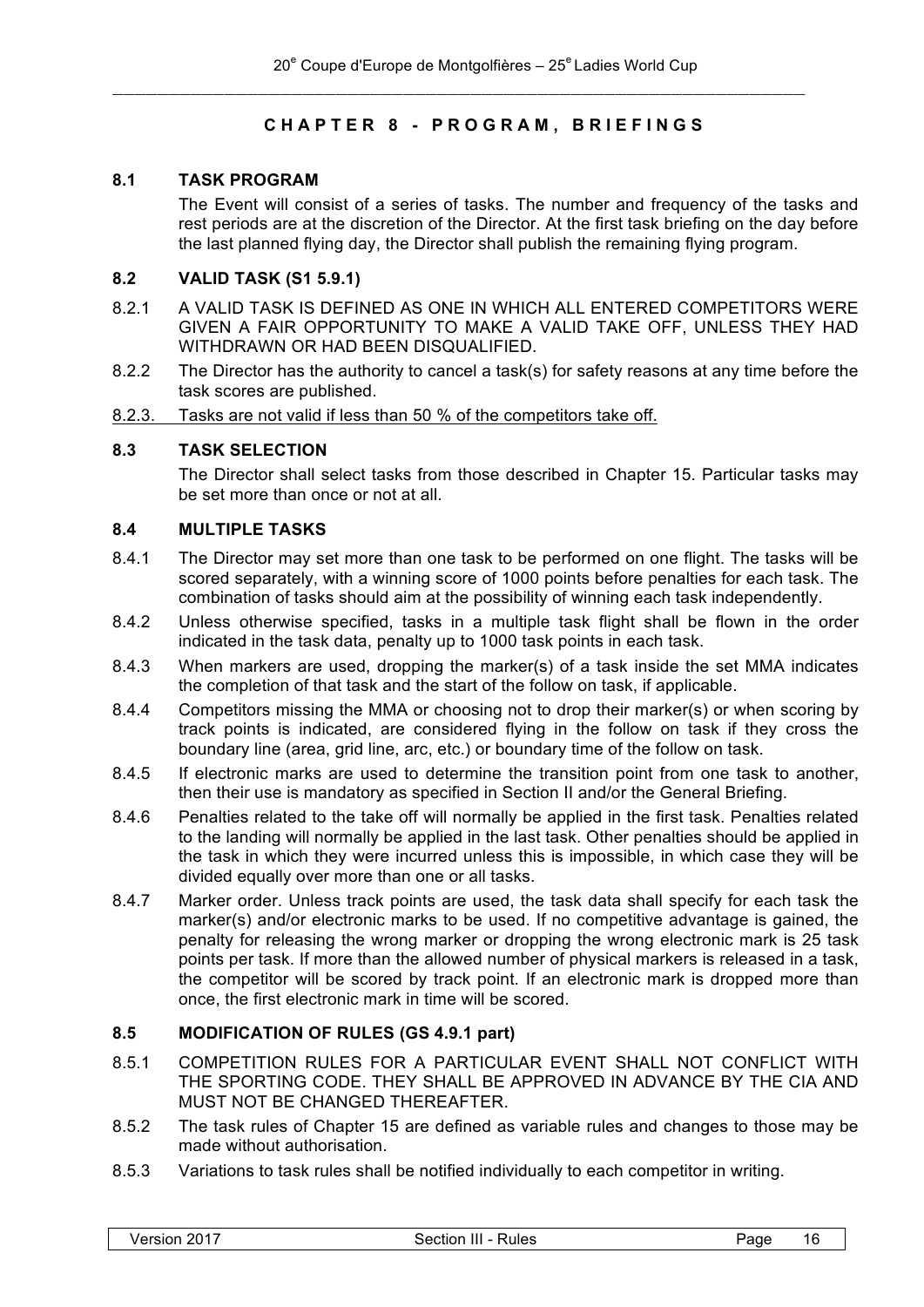# CHAPTER 8 - PROGRAM, BRIEFINGS

## 8.1 TASK PROGRAM

The Event will consist of a series of tasks. The number and frequency of the tasks and rest periods are at the discretion of the Director. At the first task briefing on the day before the last planned flying day, the Director shall publish the remaining flying program.

## 8.2 VALID TASK (S1 5.9.1)

8.2.1 A VALID TASK IS DEFINED AS ONE IN WHICH ALL ENTERED COMPETITORS WERE GIVEN A FAIR OPPORTUNITY TO MAKE A VALID TAKE OFF, UNLESS THEY HAD WITHDRAWN OR HAD BEEN DISQUALIFIED.

8.2.2 The Director has the authority to cancel a task(s) for safety reasons at any time before the task scores are published.

<u>8.2.3. Tasks are not valid if less than 50 % of the competitors take off.</u>

## 8.3 TASK SELECTION

The Director shall select tasks from those described in Chapter 15. Particular tasks may be set more than once or not at all.

## 8.4 MULTIPLE TASKS

8.4.1 The Director may set more than one task to be performed on one flight. The tasks will be scored separately, with a winning score of 1000 points before penalties for each task. The combination of tasks should aim at the possibility of winning each task independently.

8.4.2 Unless otherwise specified, tasks in a multiple task flight shall be flown in the order indicated in the task data, penalty up to 1000 task points in each task.

8.4.3 When markers are used, dropping the marker(s) of a task inside the set MMA indicates the completion of that task and the start of the follow on task, if applicable.

8.4.4 Competitors missing the MMA or choosing not to drop their marker(s) or when scoring by track points is indicated, are considered flying in the follow on task if they cross the boundary line (area, grid line, arc, etc.) or boundary time of the follow on task.

8.4.5 If electronic marks are used to determine the transition point from one task to another, then their use is mandatory as specified in Section II and/or the General Briefing.

8.4.6 Penalties related to the take off will normally be applied in the first task. Penalties related to the landing will normally be applied in the last task. Other penalties should be applied in the task in which they were incurred unless this is impossible, in which case they will be divided equally over more than one or all tasks.

8.4.7 Marker order. Unless track points are used, the task data shall specify for each task the marker(s) and/or electronic marks to be used. If no competitive advantage is gained, the penalty for releasing the wrong marker or dropping the wrong electronic mark is 25 task points per task. If more than the allowed number of physical markers is released in a task, the competitor will be scored by track point. If an electronic mark is dropped more than once, the first electronic mark in time will be scored.

## 8.5 MODIFICATION OF RULES (GS 4.9.1 part)

8.5.1 COMPETITION RULES FOR A PARTICULAR EVENT SHALL NOT CONFLICT WITH THE SPORTING CODE. THEY SHALL BE APPROVED IN ADVANCE BY THE CIA AND MUST NOT BE CHANGED THEREAFTER.

8.5.2 The task rules of Chapter 15 are defined as variable rules and changes to those may be made without authorisation.

8.5.3 Variations to task rules shall be notified individually to each competitor in writing.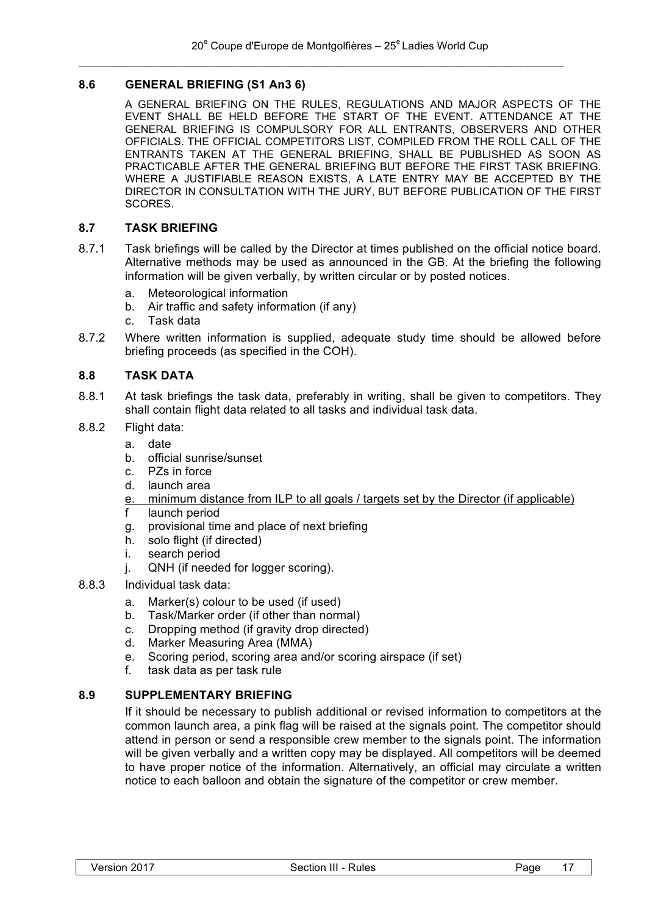### 8.6 GENERAL BRIEFING (S1 An3 6)

A GENERAL BRIEFING ON THE RULES, REGULATIONS AND MAJOR ASPECTS OF THE EVENT SHALL BE HELD BEFORE THE START OF THE EVENT. ATTENDANCE AT THE GENERAL BRIEFING IS COMPULSORY FOR ALL ENTRANTS, OBSERVERS AND OTHER OFFICIALS. THE OFFICIAL COMPETITORS LIST, COMPILED FROM THE ROLL CALL OF THE ENTRANTS TAKEN AT THE GENERAL BRIEFING, SHALL BE PUBLISHED AS SOON AS PRACTICABLE AFTER THE GENERAL BRIEFING BUT BEFORE THE FIRST TASK BRIEFING. WHERE A JUSTIFIABLE REASON EXISTS, A LATE ENTRY MAY BE ACCEPTED BY THE DIRECTOR IN CONSULTATION WITH THE JURY, BUT BEFORE PUBLICATION OF THE FIRST SCORES.

### 8.7 TASK BRIEFING

8.7.1 Task briefings will be called by the Director at times published on the official notice board. Alternative methods may be used as announced in the GB. At the briefing the following information will be given verbally, by written circular or by posted notices.

a. Meteorological information
b. Air traffic and safety information (if any)
c. Task data

8.7.2 Where written information is supplied, adequate study time should be allowed before briefing proceeds (as specified in the COH).

### 8.8 TASK DATA

8.8.1 At task briefings the task data, preferably in writing, shall be given to competitors. They shall contain flight data related to all tasks and individual task data.

8.8.2 Flight data:

a. date
b. official sunrise/sunset
c. PZs in force
d. launch area
e. minimum distance from ILP to all goals / targets set by the Director (if applicable)
f launch period
g. provisional time and place of next briefing
h. solo flight (if directed)
i. search period
j. QNH (if needed for logger scoring).

8.8.3 Individual task data:

a. Marker(s) colour to be used (if used)
b. Task/Marker order (if other than normal)
c. Dropping method (if gravity drop directed)
d. Marker Measuring Area (MMA)
e. Scoring period, scoring area and/or scoring airspace (if set)
f. task data as per task rule

### 8.9 SUPPLEMENTARY BRIEFING

If it should be necessary to publish additional or revised information to competitors at the common launch area, a pink flag will be raised at the signals point. The competitor should attend in person or send a responsible crew member to the signals point. The information will be given verbally and a written copy may be displayed. All competitors will be deemed to have proper notice of the information. Alternatively, an official may circulate a written notice to each balloon and obtain the signature of the competitor or crew member.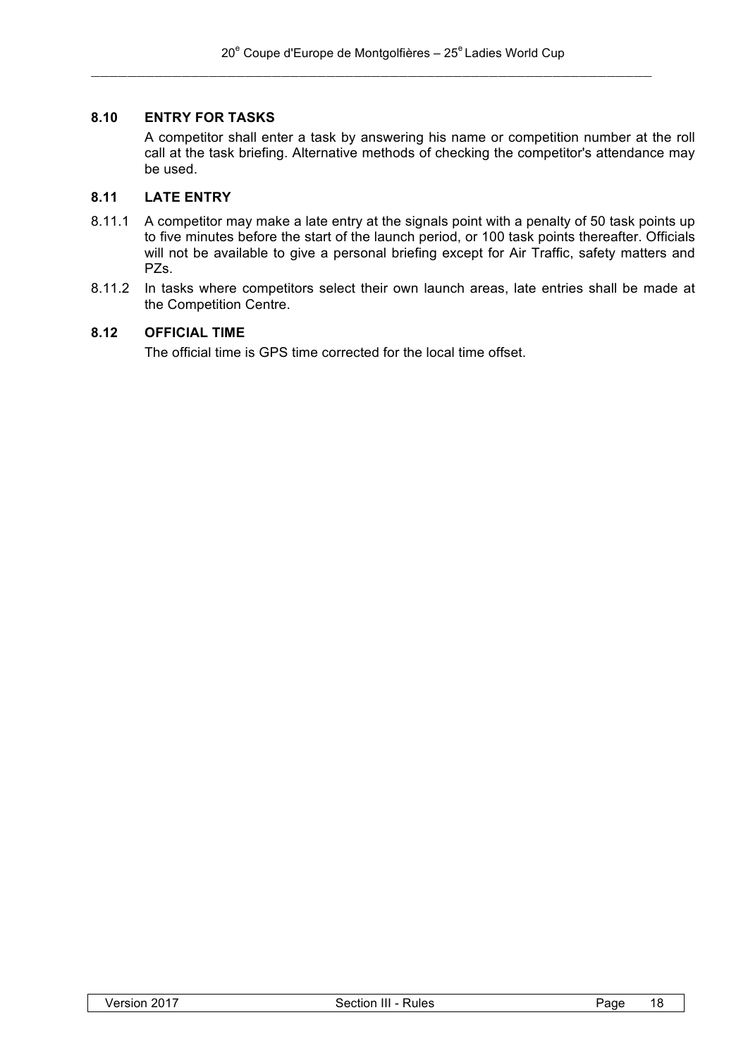### 8.10 ENTRY FOR TASKS

A competitor shall enter a task by answering his name or competition number at the roll call at the task briefing. Alternative methods of checking the competitor's attendance may be used.

### 8.11 LATE ENTRY

8.11.1 A competitor may make a late entry at the signals point with a penalty of 50 task points up to five minutes before the start of the launch period, or 100 task points thereafter. Officials will not be available to give a personal briefing except for Air Traffic, safety matters and PZs.

8.11.2 In tasks where competitors select their own launch areas, late entries shall be made at the Competition Centre.

### 8.12 OFFICIAL TIME

The official time is GPS time corrected for the local time offset.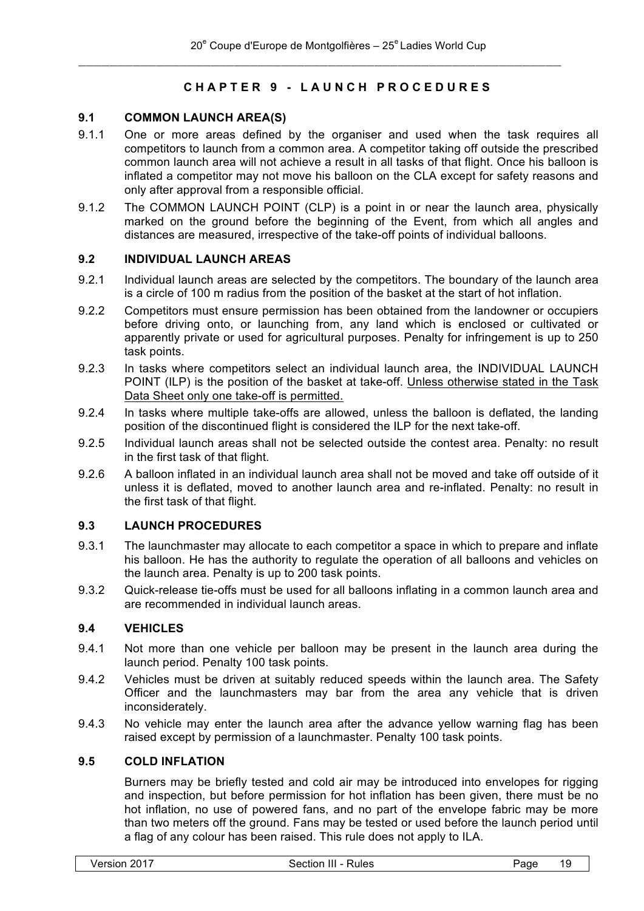## CHAPTER 9 - LAUNCH PROCEDURES

### 9.1 COMMON LAUNCH AREA(S)

9.1.1 One or more areas defined by the organiser and used when the task requires all competitors to launch from a common area. A competitor taking off outside the prescribed common launch area will not achieve a result in all tasks of that flight. Once his balloon is inflated a competitor may not move his balloon on the CLA except for safety reasons and only after approval from a responsible official.

9.1.2 The COMMON LAUNCH POINT (CLP) is a point in or near the launch area, physically marked on the ground before the beginning of the Event, from which all angles and distances are measured, irrespective of the take-off points of individual balloons.

### 9.2 INDIVIDUAL LAUNCH AREAS

9.2.1 Individual launch areas are selected by the competitors. The boundary of the launch area is a circle of 100 m radius from the position of the basket at the start of hot inflation.

9.2.2 Competitors must ensure permission has been obtained from the landowner or occupiers before driving onto, or launching from, any land which is enclosed or cultivated or apparently private or used for agricultural purposes. Penalty for infringement is up to 250 task points.

9.2.3 In tasks where competitors select an individual launch area, the INDIVIDUAL LAUNCH POINT (ILP) is the position of the basket at take-off. Unless otherwise stated in the Task Data Sheet only one take-off is permitted.

9.2.4 In tasks where multiple take-offs are allowed, unless the balloon is deflated, the landing position of the discontinued flight is considered the ILP for the next take-off.

9.2.5 Individual launch areas shall not be selected outside the contest area. Penalty: no result in the first task of that flight.

9.2.6 A balloon inflated in an individual launch area shall not be moved and take off outside of it unless it is deflated, moved to another launch area and re-inflated. Penalty: no result in the first task of that flight.

### 9.3 LAUNCH PROCEDURES

9.3.1 The launchmaster may allocate to each competitor a space in which to prepare and inflate his balloon. He has the authority to regulate the operation of all balloons and vehicles on the launch area. Penalty is up to 200 task points.

9.3.2 Quick-release tie-offs must be used for all balloons inflating in a common launch area and are recommended in individual launch areas.

### 9.4 VEHICLES

9.4.1 Not more than one vehicle per balloon may be present in the launch area during the launch period. Penalty 100 task points.

9.4.2 Vehicles must be driven at suitably reduced speeds within the launch area. The Safety Officer and the launchmasters may bar from the area any vehicle that is driven inconsiderately.

9.4.3 No vehicle may enter the launch area after the advance yellow warning flag has been raised except by permission of a launchmaster. Penalty 100 task points.

### 9.5 COLD INFLATION

Burners may be briefly tested and cold air may be introduced into envelopes for rigging and inspection, but before permission for hot inflation has been given, there must be no hot inflation, no use of powered fans, and no part of the envelope fabric may be more than two meters off the ground. Fans may be tested or used before the launch period until a flag of any colour has been raised. This rule does not apply to ILA.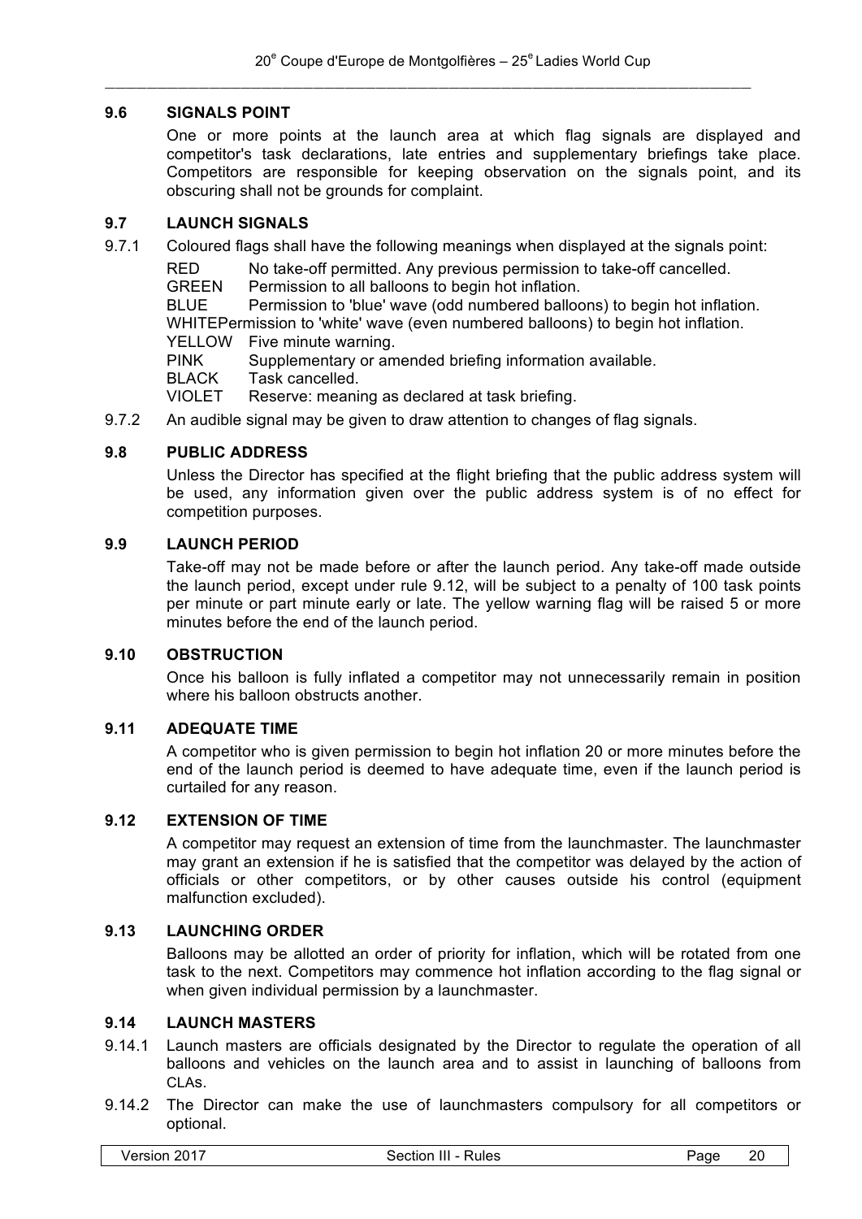### 9.6 SIGNALS POINT

One or more points at the launch area at which flag signals are displayed and competitor's task declarations, late entries and supplementary briefings take place. Competitors are responsible for keeping observation on the signals point, and its obscuring shall not be grounds for complaint.

### 9.7 LAUNCH SIGNALS

9.7.1 Coloured flags shall have the following meanings when displayed at the signals point:

| | |
|---|---|
| RED | No take-off permitted. Any previous permission to take-off cancelled. |
| GREEN | Permission to all balloons to begin hot inflation. |
| BLUE | Permission to 'blue' wave (odd numbered balloons) to begin hot inflation. |
| WHITE | Permission to 'white' wave (even numbered balloons) to begin hot inflation. |
| YELLOW | Five minute warning. |
| PINK | Supplementary or amended briefing information available. |
| BLACK | Task cancelled. |
| VIOLET | Reserve: meaning as declared at task briefing. |

9.7.2 An audible signal may be given to draw attention to changes of flag signals.

### 9.8 PUBLIC ADDRESS

Unless the Director has specified at the flight briefing that the public address system will be used, any information given over the public address system is of no effect for competition purposes.

### 9.9 LAUNCH PERIOD

Take-off may not be made before or after the launch period. Any take-off made outside the launch period, except under rule 9.12, will be subject to a penalty of 100 task points per minute or part minute early or late. The yellow warning flag will be raised 5 or more minutes before the end of the launch period.

### 9.10 OBSTRUCTION

Once his balloon is fully inflated a competitor may not unnecessarily remain in position where his balloon obstructs another.

### 9.11 ADEQUATE TIME

A competitor who is given permission to begin hot inflation 20 or more minutes before the end of the launch period is deemed to have adequate time, even if the launch period is curtailed for any reason.

### 9.12 EXTENSION OF TIME

A competitor may request an extension of time from the launchmaster. The launchmaster may grant an extension if he is satisfied that the competitor was delayed by the action of officials or other competitors, or by other causes outside his control (equipment malfunction excluded).

### 9.13 LAUNCHING ORDER

Balloons may be allotted an order of priority for inflation, which will be rotated from one task to the next. Competitors may commence hot inflation according to the flag signal or when given individual permission by a launchmaster.

### 9.14 LAUNCH MASTERS

9.14.1 Launch masters are officials designated by the Director to regulate the operation of all balloons and vehicles on the launch area and to assist in launching of balloons from CLAs.

9.14.2 The Director can make the use of launchmasters compulsory for all competitors or optional.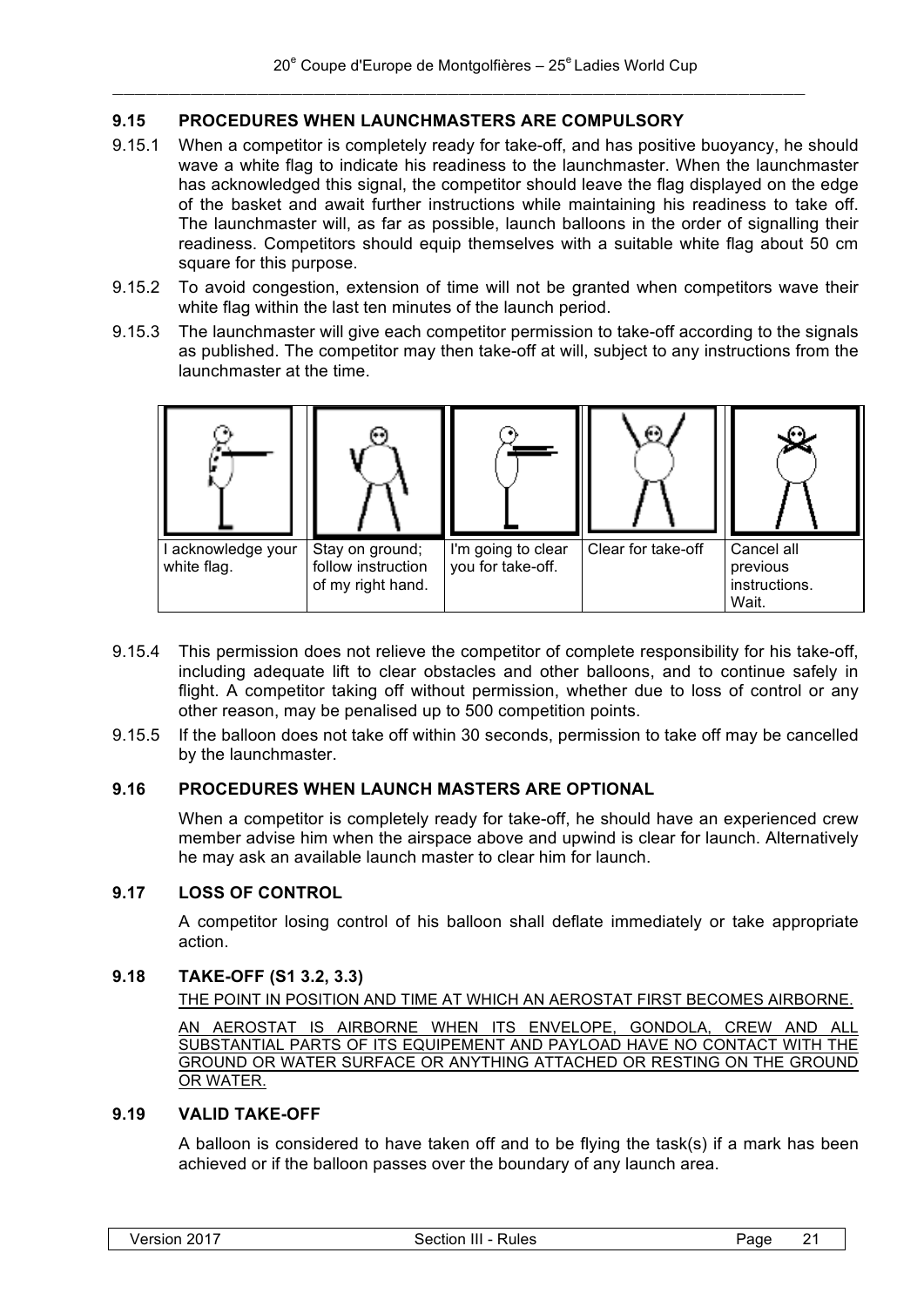### 9.15 PROCEDURES WHEN LAUNCHMASTERS ARE COMPULSORY

9.15.1 When a competitor is completely ready for take-off, and has positive buoyancy, he should wave a white flag to indicate his readiness to the launchmaster. When the launchmaster has acknowledged this signal, the competitor should leave the flag displayed on the edge of the basket and await further instructions while maintaining his readiness to take off. The launchmaster will, as far as possible, launch balloons in the order of signalling their readiness. Competitors should equip themselves with a suitable white flag about 50 cm square for this purpose.

9.15.2 To avoid congestion, extension of time will not be granted when competitors wave their white flag within the last ten minutes of the launch period.

9.15.3 The launchmaster will give each competitor permission to take-off according to the signals as published. The competitor may then take-off at will, subject to any instructions from the launchmaster at the time.

| I acknowledge your white flag. | Stay on ground; follow instruction of my right hand. | I'm going to clear you for take-off. | Clear for take-off | Cancel all previous instructions. Wait. |
|---|---|---|---|---|

9.15.4 This permission does not relieve the competitor of complete responsibility for his take-off, including adequate lift to clear obstacles and other balloons, and to continue safely in flight. A competitor taking off without permission, whether due to loss of control or any other reason, may be penalised up to 500 competition points.

9.15.5 If the balloon does not take off within 30 seconds, permission to take off may be cancelled by the launchmaster.

### 9.16 PROCEDURES WHEN LAUNCH MASTERS ARE OPTIONAL

When a competitor is completely ready for take-off, he should have an experienced crew member advise him when the airspace above and upwind is clear for launch. Alternatively he may ask an available launch master to clear him for launch.

### 9.17 LOSS OF CONTROL

A competitor losing control of his balloon shall deflate immediately or take appropriate action.

### 9.18 TAKE-OFF (S1 3.2, 3.3)

THE POINT IN POSITION AND TIME AT WHICH AN AEROSTAT FIRST BECOMES AIRBORNE.

AN AEROSTAT IS AIRBORNE WHEN ITS ENVELOPE, GONDOLA, CREW AND ALL SUBSTANTIAL PARTS OF ITS EQUIPEMENT AND PAYLOAD HAVE NO CONTACT WITH THE GROUND OR WATER SURFACE OR ANYTHING ATTACHED OR RESTING ON THE GROUND OR WATER.

### 9.19 VALID TAKE-OFF

A balloon is considered to have taken off and to be flying the task(s) if a mark has been achieved or if the balloon passes over the boundary of any launch area.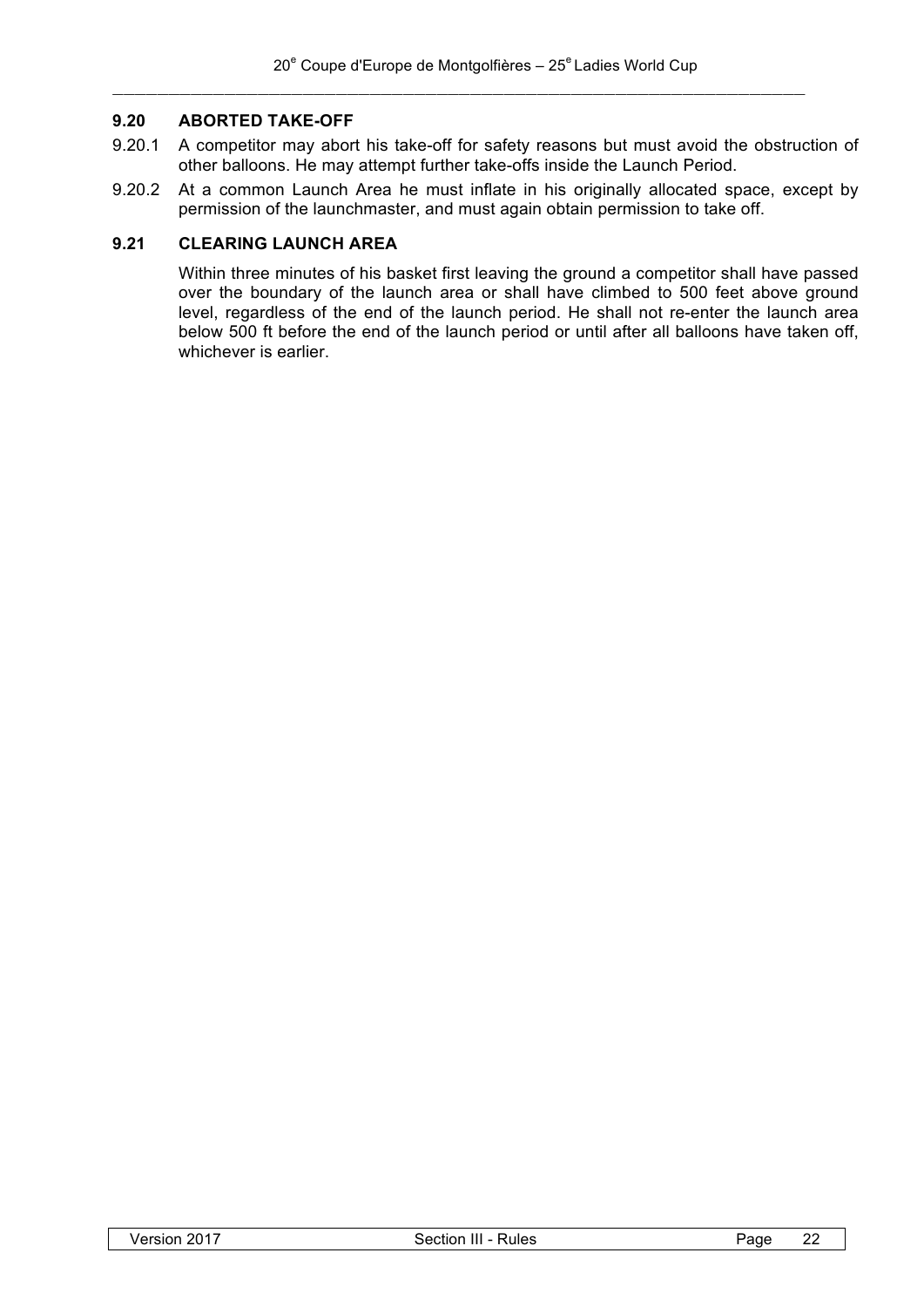## 9.20 ABORTED TAKE-OFF

9.20.1 A competitor may abort his take-off for safety reasons but must avoid the obstruction of other balloons. He may attempt further take-offs inside the Launch Period.

9.20.2 At a common Launch Area he must inflate in his originally allocated space, except by permission of the launchmaster, and must again obtain permission to take off.

## 9.21 CLEARING LAUNCH AREA

Within three minutes of his basket first leaving the ground a competitor shall have passed over the boundary of the launch area or shall have climbed to 500 feet above ground level, regardless of the end of the launch period. He shall not re-enter the launch area below 500 ft before the end of the launch period or until after all balloons have taken off, whichever is earlier.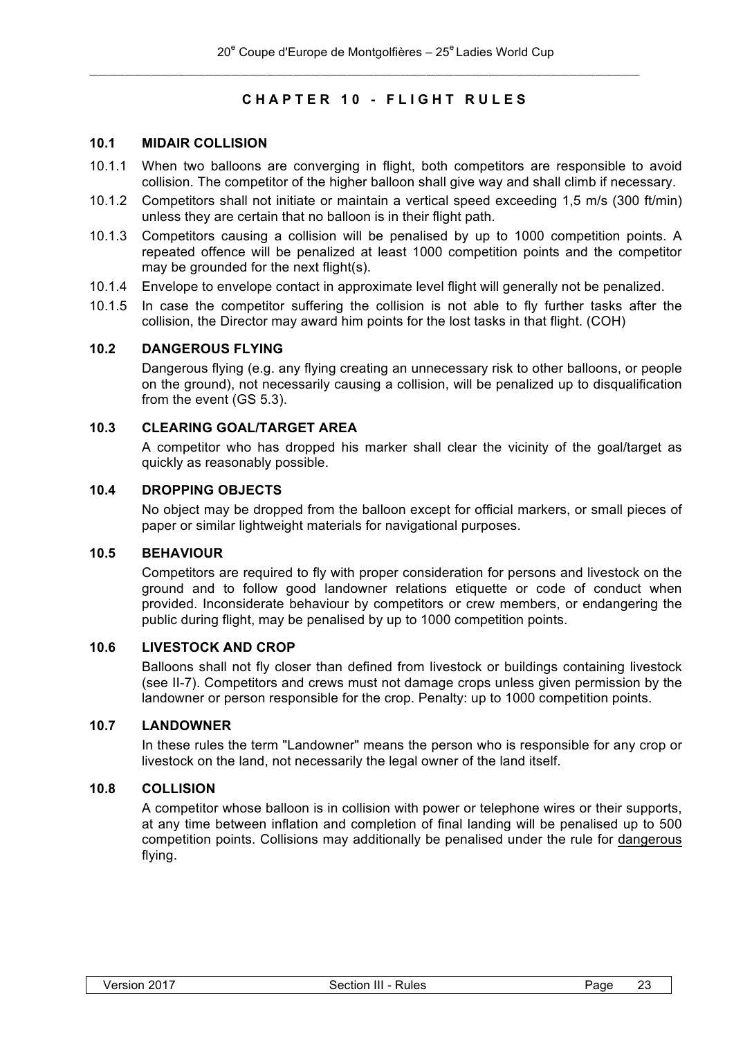# CHAPTER 10 - FLIGHT RULES

## 10.1 MIDAIR COLLISION

10.1.1 When two balloons are converging in flight, both competitors are responsible to avoid collision. The competitor of the higher balloon shall give way and shall climb if necessary.

10.1.2 Competitors shall not initiate or maintain a vertical speed exceeding 1,5 m/s (300 ft/min) unless they are certain that no balloon is in their flight path.

10.1.3 Competitors causing a collision will be penalised by up to 1000 competition points. A repeated offence will be penalized at least 1000 competition points and the competitor may be grounded for the next flight(s).

10.1.4 Envelope to envelope contact in approximate level flight will generally not be penalized.

10.1.5 In case the competitor suffering the collision is not able to fly further tasks after the collision, the Director may award him points for the lost tasks in that flight. (COH)

## 10.2 DANGEROUS FLYING

Dangerous flying (e.g. any flying creating an unnecessary risk to other balloons, or people on the ground), not necessarily causing a collision, will be penalized up to disqualification from the event (GS 5.3).

## 10.3 CLEARING GOAL/TARGET AREA

A competitor who has dropped his marker shall clear the vicinity of the goal/target as quickly as reasonably possible.

## 10.4 DROPPING OBJECTS

No object may be dropped from the balloon except for official markers, or small pieces of paper or similar lightweight materials for navigational purposes.

## 10.5 BEHAVIOUR

Competitors are required to fly with proper consideration for persons and livestock on the ground and to follow good landowner relations etiquette or code of conduct when provided. Inconsiderate behaviour by competitors or crew members, or endangering the public during flight, may be penalised by up to 1000 competition points.

## 10.6 LIVESTOCK AND CROP

Balloons shall not fly closer than defined from livestock or buildings containing livestock (see II-7). Competitors and crews must not damage crops unless given permission by the landowner or person responsible for the crop. Penalty: up to 1000 competition points.

## 10.7 LANDOWNER

In these rules the term "Landowner" means the person who is responsible for any crop or livestock on the land, not necessarily the legal owner of the land itself.

## 10.8 COLLISION

A competitor whose balloon is in collision with power or telephone wires or their supports, at any time between inflation and completion of final landing will be penalised up to 500 competition points. Collisions may additionally be penalised under the rule for dangerous flying.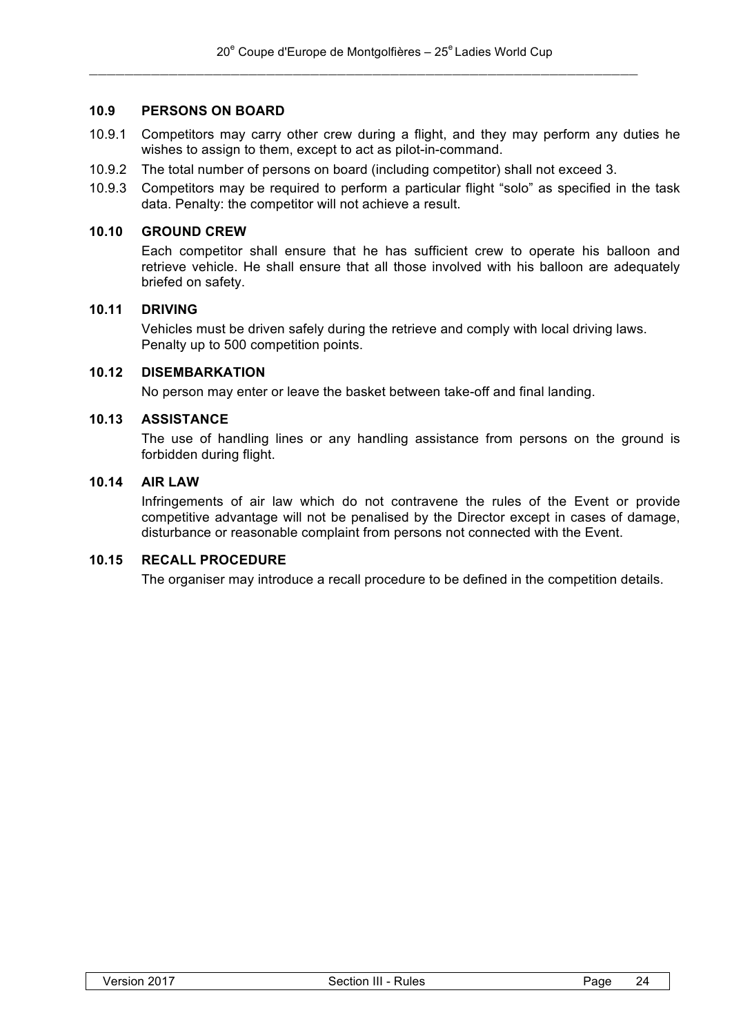### 10.9 PERSONS ON BOARD

10.9.1 Competitors may carry other crew during a flight, and they may perform any duties he wishes to assign to them, except to act as pilot-in-command.

10.9.2 The total number of persons on board (including competitor) shall not exceed 3.

10.9.3 Competitors may be required to perform a particular flight "solo" as specified in the task data. Penalty: the competitor will not achieve a result.

### 10.10 GROUND CREW

Each competitor shall ensure that he has sufficient crew to operate his balloon and retrieve vehicle. He shall ensure that all those involved with his balloon are adequately briefed on safety.

### 10.11 DRIVING

Vehicles must be driven safely during the retrieve and comply with local driving laws. Penalty up to 500 competition points.

### 10.12 DISEMBARKATION

No person may enter or leave the basket between take-off and final landing.

### 10.13 ASSISTANCE

The use of handling lines or any handling assistance from persons on the ground is forbidden during flight.

### 10.14 AIR LAW

Infringements of air law which do not contravene the rules of the Event or provide competitive advantage will not be penalised by the Director except in cases of damage, disturbance or reasonable complaint from persons not connected with the Event.

### 10.15 RECALL PROCEDURE

The organiser may introduce a recall procedure to be defined in the competition details.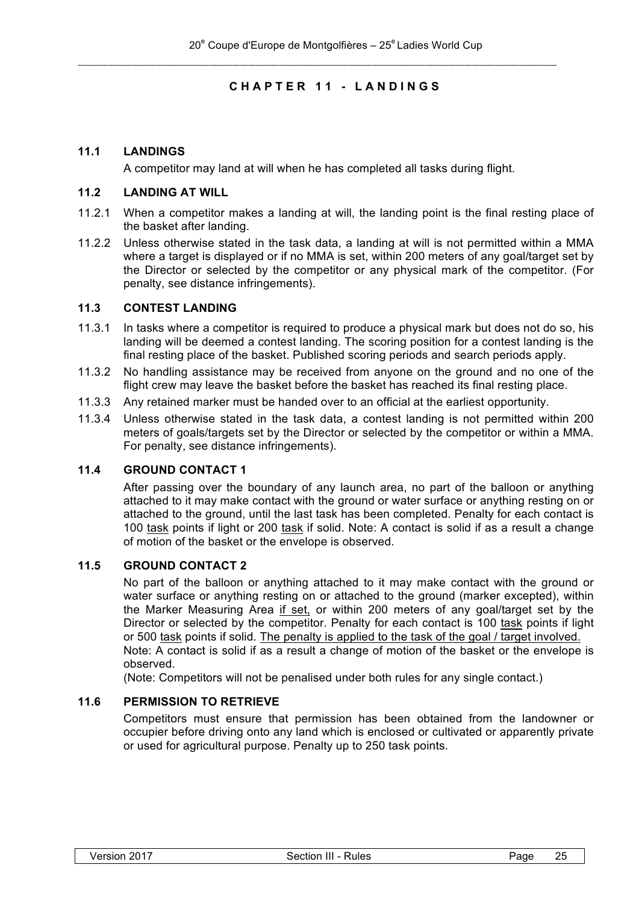# CHAPTER 11 - LANDINGS

## 11.1 LANDINGS

A competitor may land at will when he has completed all tasks during flight.

## 11.2 LANDING AT WILL

11.2.1 When a competitor makes a landing at will, the landing point is the final resting place of the basket after landing.

11.2.2 Unless otherwise stated in the task data, a landing at will is not permitted within a MMA where a target is displayed or if no MMA is set, within 200 meters of any goal/target set by the Director or selected by the competitor or any physical mark of the competitor. (For penalty, see distance infringements).

## 11.3 CONTEST LANDING

11.3.1 In tasks where a competitor is required to produce a physical mark but does not do so, his landing will be deemed a contest landing. The scoring position for a contest landing is the final resting place of the basket. Published scoring periods and search periods apply.

11.3.2 No handling assistance may be received from anyone on the ground and no one of the flight crew may leave the basket before the basket has reached its final resting place.

11.3.3 Any retained marker must be handed over to an official at the earliest opportunity.

11.3.4 Unless otherwise stated in the task data, a contest landing is not permitted within 200 meters of goals/targets set by the Director or selected by the competitor or within a MMA. For penalty, see distance infringements).

## 11.4 GROUND CONTACT 1

After passing over the boundary of any launch area, no part of the balloon or anything attached to it may make contact with the ground or water surface or anything resting on or attached to the ground, until the last task has been completed. Penalty for each contact is 100 task points if light or 200 task if solid. Note: A contact is solid if as a result a change of motion of the basket or the envelope is observed.

## 11.5 GROUND CONTACT 2

No part of the balloon or anything attached to it may make contact with the ground or water surface or anything resting on or attached to the ground (marker excepted), within the Marker Measuring Area if set, or within 200 meters of any goal/target set by the Director or selected by the competitor. Penalty for each contact is 100 task points if light or 500 task points if solid. The penalty is applied to the task of the goal / target involved.

Note: A contact is solid if as a result a change of motion of the basket or the envelope is observed.

(Note: Competitors will not be penalised under both rules for any single contact.)

## 11.6 PERMISSION TO RETRIEVE

Competitors must ensure that permission has been obtained from the landowner or occupier before driving onto any land which is enclosed or cultivated or apparently private or used for agricultural purpose. Penalty up to 250 task points.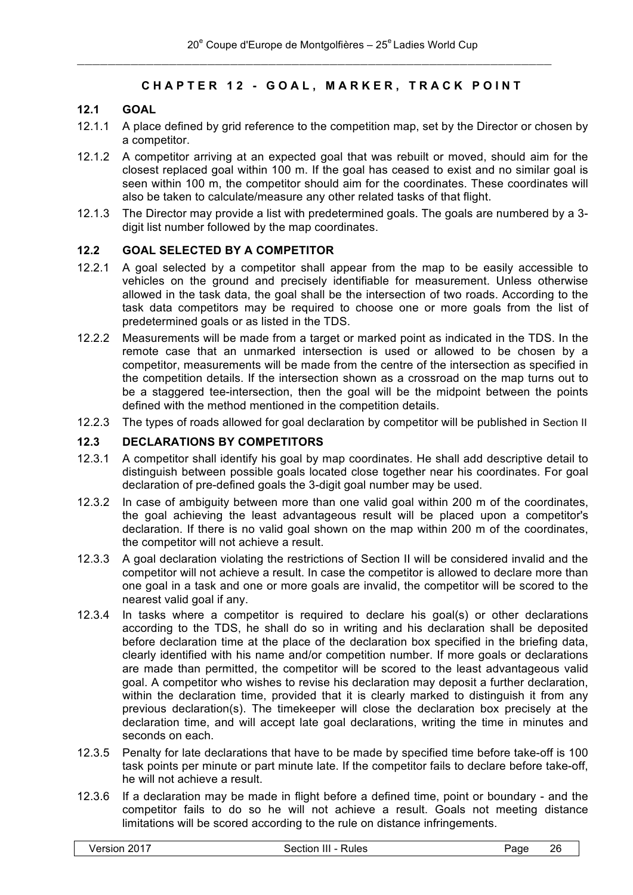# CHAPTER 12 - GOAL, MARKER, TRACK POINT

## 12.1 GOAL

12.1.1 A place defined by grid reference to the competition map, set by the Director or chosen by a competitor.

12.1.2 A competitor arriving at an expected goal that was rebuilt or moved, should aim for the closest replaced goal within 100 m. If the goal has ceased to exist and no similar goal is seen within 100 m, the competitor should aim for the coordinates. These coordinates will also be taken to calculate/measure any other related tasks of that flight.

12.1.3 The Director may provide a list with predetermined goals. The goals are numbered by a 3-digit list number followed by the map coordinates.

## 12.2 GOAL SELECTED BY A COMPETITOR

12.2.1 A goal selected by a competitor shall appear from the map to be easily accessible to vehicles on the ground and precisely identifiable for measurement. Unless otherwise allowed in the task data, the goal shall be the intersection of two roads. According to the task data competitors may be required to choose one or more goals from the list of predetermined goals or as listed in the TDS.

12.2.2 Measurements will be made from a target or marked point as indicated in the TDS. In the remote case that an unmarked intersection is used or allowed to be chosen by a competitor, measurements will be made from the centre of the intersection as specified in the competition details. If the intersection shown as a crossroad on the map turns out to be a staggered tee-intersection, then the goal will be the midpoint between the points defined with the method mentioned in the competition details.

12.2.3 The types of roads allowed for goal declaration by competitor will be published in Section II

## 12.3 DECLARATIONS BY COMPETITORS

12.3.1 A competitor shall identify his goal by map coordinates. He shall add descriptive detail to distinguish between possible goals located close together near his coordinates. For goal declaration of pre-defined goals the 3-digit goal number may be used.

12.3.2 In case of ambiguity between more than one valid goal within 200 m of the coordinates, the goal achieving the least advantageous result will be placed upon a competitor's declaration. If there is no valid goal shown on the map within 200 m of the coordinates, the competitor will not achieve a result.

12.3.3 A goal declaration violating the restrictions of Section II will be considered invalid and the competitor will not achieve a result. In case the competitor is allowed to declare more than one goal in a task and one or more goals are invalid, the competitor will be scored to the nearest valid goal if any.

12.3.4 In tasks where a competitor is required to declare his goal(s) or other declarations according to the TDS, he shall do so in writing and his declaration shall be deposited before declaration time at the place of the declaration box specified in the briefing data, clearly identified with his name and/or competition number. If more goals or declarations are made than permitted, the competitor will be scored to the least advantageous valid goal. A competitor who wishes to revise his declaration may deposit a further declaration, within the declaration time, provided that it is clearly marked to distinguish it from any previous declaration(s). The timekeeper will close the declaration box precisely at the declaration time, and will accept late goal declarations, writing the time in minutes and seconds on each.

12.3.5 Penalty for late declarations that have to be made by specified time before take-off is 100 task points per minute or part minute late. If the competitor fails to declare before take-off, he will not achieve a result.

12.3.6 If a declaration may be made in flight before a defined time, point or boundary - and the competitor fails to do so he will not achieve a result. Goals not meeting distance limitations will be scored according to the rule on distance infringements.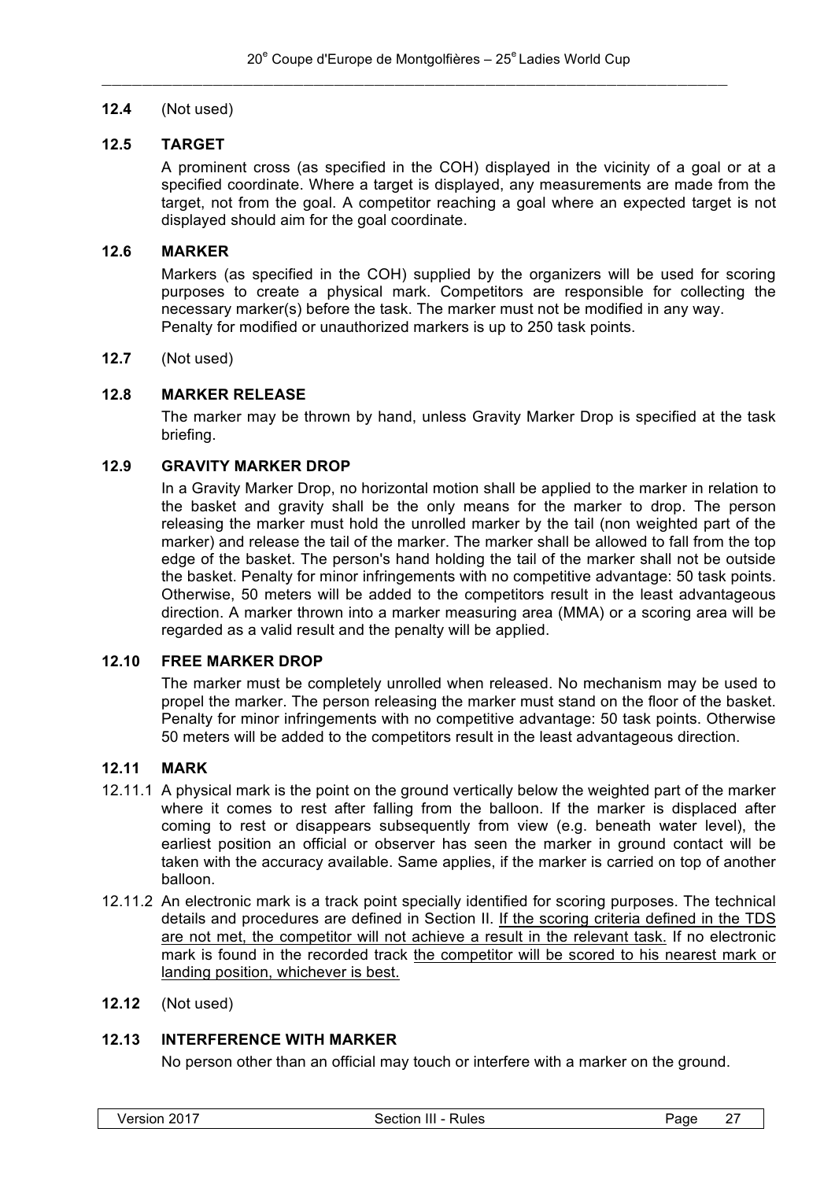**12.4** (Not used)

### 12.5 TARGET

A prominent cross (as specified in the COH) displayed in the vicinity of a goal or at a specified coordinate. Where a target is displayed, any measurements are made from the target, not from the goal. A competitor reaching a goal where an expected target is not displayed should aim for the goal coordinate.

### 12.6 MARKER

Markers (as specified in the COH) supplied by the organizers will be used for scoring purposes to create a physical mark. Competitors are responsible for collecting the necessary marker(s) before the task. The marker must not be modified in any way.
Penalty for modified or unauthorized markers is up to 250 task points.

**12.7** (Not used)

### 12.8 MARKER RELEASE

The marker may be thrown by hand, unless Gravity Marker Drop is specified at the task briefing.

### 12.9 GRAVITY MARKER DROP

In a Gravity Marker Drop, no horizontal motion shall be applied to the marker in relation to the basket and gravity shall be the only means for the marker to drop. The person releasing the marker must hold the unrolled marker by the tail (non weighted part of the marker) and release the tail of the marker. The marker shall be allowed to fall from the top edge of the basket. The person's hand holding the tail of the marker shall not be outside the basket. Penalty for minor infringements with no competitive advantage: 50 task points. Otherwise, 50 meters will be added to the competitors result in the least advantageous direction. A marker thrown into a marker measuring area (MMA) or a scoring area will be regarded as a valid result and the penalty will be applied.

### 12.10 FREE MARKER DROP

The marker must be completely unrolled when released. No mechanism may be used to propel the marker. The person releasing the marker must stand on the floor of the basket. Penalty for minor infringements with no competitive advantage: 50 task points. Otherwise 50 meters will be added to the competitors result in the least advantageous direction.

### 12.11 MARK

12.11.1 A physical mark is the point on the ground vertically below the weighted part of the marker where it comes to rest after falling from the balloon. If the marker is displaced after coming to rest or disappears subsequently from view (e.g. beneath water level), the earliest position an official or observer has seen the marker in ground contact will be taken with the accuracy available. Same applies, if the marker is carried on top of another balloon.

12.11.2 An electronic mark is a track point specially identified for scoring purposes. The technical details and procedures are defined in Section II. <u>If the scoring criteria defined in the TDS are not met, the competitor will not achieve a result in the relevant task.</u> If no electronic mark is found in the recorded track <u>the competitor will be scored to his nearest mark or landing position, whichever is best.</u>

**12.12** (Not used)

### 12.13 INTERFERENCE WITH MARKER

No person other than an official may touch or interfere with a marker on the ground.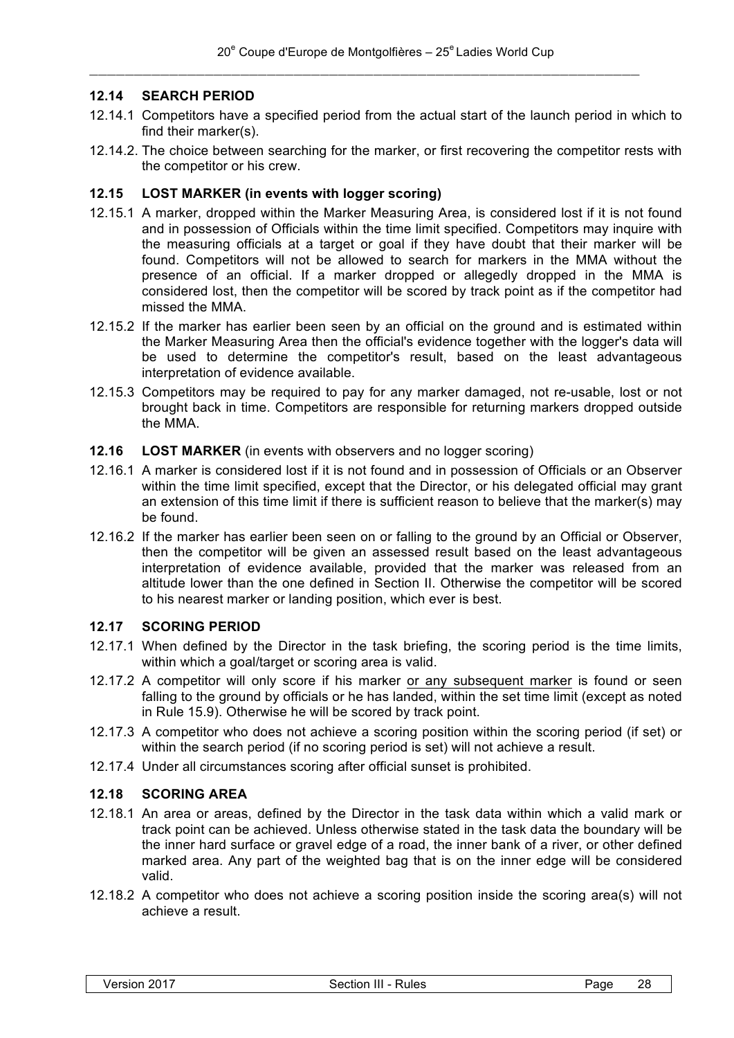### 12.14 SEARCH PERIOD

12.14.1 Competitors have a specified period from the actual start of the launch period in which to find their marker(s).

12.14.2. The choice between searching for the marker, or first recovering the competitor rests with the competitor or his crew.

### 12.15 LOST MARKER (in events with logger scoring)

12.15.1 A marker, dropped within the Marker Measuring Area, is considered lost if it is not found and in possession of Officials within the time limit specified. Competitors may inquire with the measuring officials at a target or goal if they have doubt that their marker will be found. Competitors will not be allowed to search for markers in the MMA without the presence of an official. If a marker dropped or allegedly dropped in the MMA is considered lost, then the competitor will be scored by track point as if the competitor had missed the MMA.

12.15.2 If the marker has earlier been seen by an official on the ground and is estimated within the Marker Measuring Area then the official's evidence together with the logger's data will be used to determine the competitor's result, based on the least advantageous interpretation of evidence available.

12.15.3 Competitors may be required to pay for any marker damaged, not re-usable, lost or not brought back in time. Competitors are responsible for returning markers dropped outside the MMA.

### 12.16 LOST MARKER (in events with observers and no logger scoring)

12.16.1 A marker is considered lost if it is not found and in possession of Officials or an Observer within the time limit specified, except that the Director, or his delegated official may grant an extension of this time limit if there is sufficient reason to believe that the marker(s) may be found.

12.16.2 If the marker has earlier been seen on or falling to the ground by an Official or Observer, then the competitor will be given an assessed result based on the least advantageous interpretation of evidence available, provided that the marker was released from an altitude lower than the one defined in Section II. Otherwise the competitor will be scored to his nearest marker or landing position, which ever is best.

### 12.17 SCORING PERIOD

12.17.1 When defined by the Director in the task briefing, the scoring period is the time limits, within which a goal/target or scoring area is valid.

12.17.2 A competitor will only score if his marker <u>or any subsequent marker</u> is found or seen falling to the ground by officials or he has landed, within the set time limit (except as noted in Rule 15.9). Otherwise he will be scored by track point.

12.17.3 A competitor who does not achieve a scoring position within the scoring period (if set) or within the search period (if no scoring period is set) will not achieve a result.

12.17.4 Under all circumstances scoring after official sunset is prohibited.

### 12.18 SCORING AREA

12.18.1 An area or areas, defined by the Director in the task data within which a valid mark or track point can be achieved. Unless otherwise stated in the task data the boundary will be the inner hard surface or gravel edge of a road, the inner bank of a river, or other defined marked area. Any part of the weighted bag that is on the inner edge will be considered valid.

12.18.2 A competitor who does not achieve a scoring position inside the scoring area(s) will not achieve a result.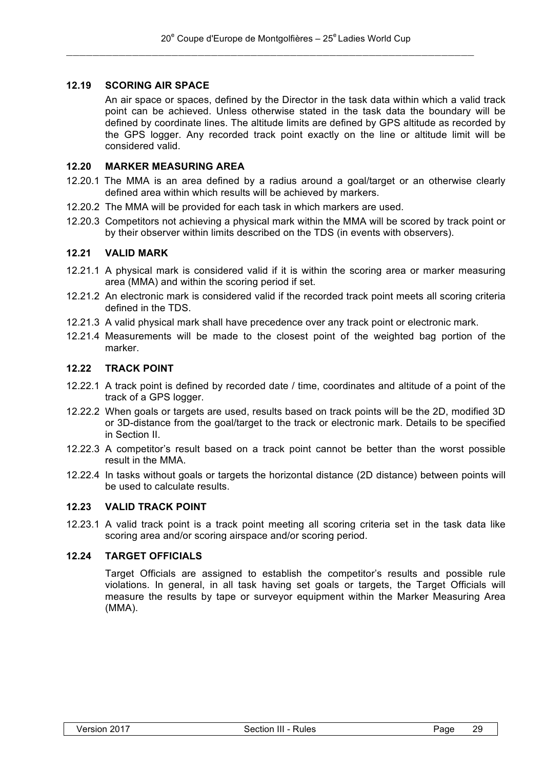### 12.19 SCORING AIR SPACE

An air space or spaces, defined by the Director in the task data within which a valid track point can be achieved. Unless otherwise stated in the task data the boundary will be defined by coordinate lines. The altitude limits are defined by GPS altitude as recorded by the GPS logger. Any recorded track point exactly on the line or altitude limit will be considered valid.

### 12.20 MARKER MEASURING AREA

12.20.1 The MMA is an area defined by a radius around a goal/target or an otherwise clearly defined area within which results will be achieved by markers.

12.20.2 The MMA will be provided for each task in which markers are used.

12.20.3 Competitors not achieving a physical mark within the MMA will be scored by track point or by their observer within limits described on the TDS (in events with observers).

### 12.21 VALID MARK

12.21.1 A physical mark is considered valid if it is within the scoring area or marker measuring area (MMA) and within the scoring period if set.

12.21.2 An electronic mark is considered valid if the recorded track point meets all scoring criteria defined in the TDS.

12.21.3 A valid physical mark shall have precedence over any track point or electronic mark.

12.21.4 Measurements will be made to the closest point of the weighted bag portion of the marker.

### 12.22 TRACK POINT

12.22.1 A track point is defined by recorded date / time, coordinates and altitude of a point of the track of a GPS logger.

12.22.2 When goals or targets are used, results based on track points will be the 2D, modified 3D or 3D-distance from the goal/target to the track or electronic mark. Details to be specified in Section II.

12.22.3 A competitor's result based on a track point cannot be better than the worst possible result in the MMA.

12.22.4 In tasks without goals or targets the horizontal distance (2D distance) between points will be used to calculate results.

### 12.23 VALID TRACK POINT

12.23.1 A valid track point is a track point meeting all scoring criteria set in the task data like scoring area and/or scoring airspace and/or scoring period.

### 12.24 TARGET OFFICIALS

Target Officials are assigned to establish the competitor's results and possible rule violations. In general, in all task having set goals or targets, the Target Officials will measure the results by tape or surveyor equipment within the Marker Measuring Area (MMA).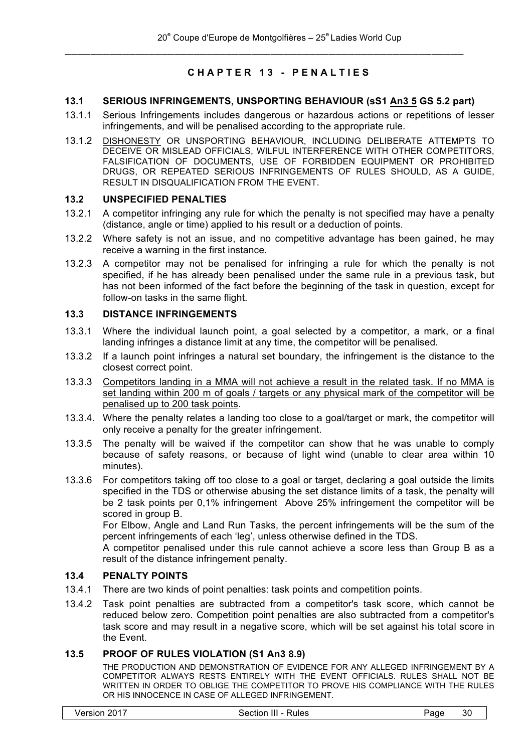## CHAPTER 13 - PENALTIES

### 13.1 SERIOUS INFRINGEMENTS, UNSPORTING BEHAVIOUR (sS1 An3 5 ~~GS 5.2 part~~)

13.1.1 Serious Infringements includes dangerous or hazardous actions or repetitions of lesser infringements, and will be penalised according to the appropriate rule.

13.1.2 DISHONESTY OR UNSPORTING BEHAVIOUR, INCLUDING DELIBERATE ATTEMPTS TO DECEIVE OR MISLEAD OFFICIALS, WILFUL INTERFERENCE WITH OTHER COMPETITORS, FALSIFICATION OF DOCUMENTS, USE OF FORBIDDEN EQUIPMENT OR PROHIBITED DRUGS, OR REPEATED SERIOUS INFRINGEMENTS OF RULES SHOULD, AS A GUIDE, RESULT IN DISQUALIFICATION FROM THE EVENT.

### 13.2 UNSPECIFIED PENALTIES

13.2.1 A competitor infringing any rule for which the penalty is not specified may have a penalty (distance, angle or time) applied to his result or a deduction of points.

13.2.2 Where safety is not an issue, and no competitive advantage has been gained, he may receive a warning in the first instance.

13.2.3 A competitor may not be penalised for infringing a rule for which the penalty is not specified, if he has already been penalised under the same rule in a previous task, but has not been informed of the fact before the beginning of the task in question, except for follow-on tasks in the same flight.

### 13.3 DISTANCE INFRINGEMENTS

13.3.1 Where the individual launch point, a goal selected by a competitor, a mark, or a final landing infringes a distance limit at any time, the competitor will be penalised.

13.3.2 If a launch point infringes a natural set boundary, the infringement is the distance to the closest correct point.

13.3.3 Competitors landing in a MMA will not achieve a result in the related task. If no MMA is set landing within 200 m of goals / targets or any physical mark of the competitor will be penalised up to 200 task points.

13.3.4. Where the penalty relates a landing too close to a goal/target or mark, the competitor will only receive a penalty for the greater infringement.

13.3.5 The penalty will be waived if the competitor can show that he was unable to comply because of safety reasons, or because of light wind (unable to clear area within 10 minutes).

13.3.6 For competitors taking off too close to a goal or target, declaring a goal outside the limits specified in the TDS or otherwise abusing the set distance limits of a task, the penalty will be 2 task points per 0,1% infringement Above 25% infringement the competitor will be scored in group B.

For Elbow, Angle and Land Run Tasks, the percent infringements will be the sum of the percent infringements of each 'leg', unless otherwise defined in the TDS.

A competitor penalised under this rule cannot achieve a score less than Group B as a result of the distance infringement penalty.

### 13.4 PENALTY POINTS

13.4.1 There are two kinds of point penalties: task points and competition points.

13.4.2 Task point penalties are subtracted from a competitor's task score, which cannot be reduced below zero. Competition point penalties are also subtracted from a competitor's task score and may result in a negative score, which will be set against his total score in the Event.

### 13.5 PROOF OF RULES VIOLATION (S1 An3 8.9)

THE PRODUCTION AND DEMONSTRATION OF EVIDENCE FOR ANY ALLEGED INFRINGEMENT BY A COMPETITOR ALWAYS RESTS ENTIRELY WITH THE EVENT OFFICIALS. RULES SHALL NOT BE WRITTEN IN ORDER TO OBLIGE THE COMPETITOR TO PROVE HIS COMPLIANCE WITH THE RULES OR HIS INNOCENCE IN CASE OF ALLEGED INFRINGEMENT.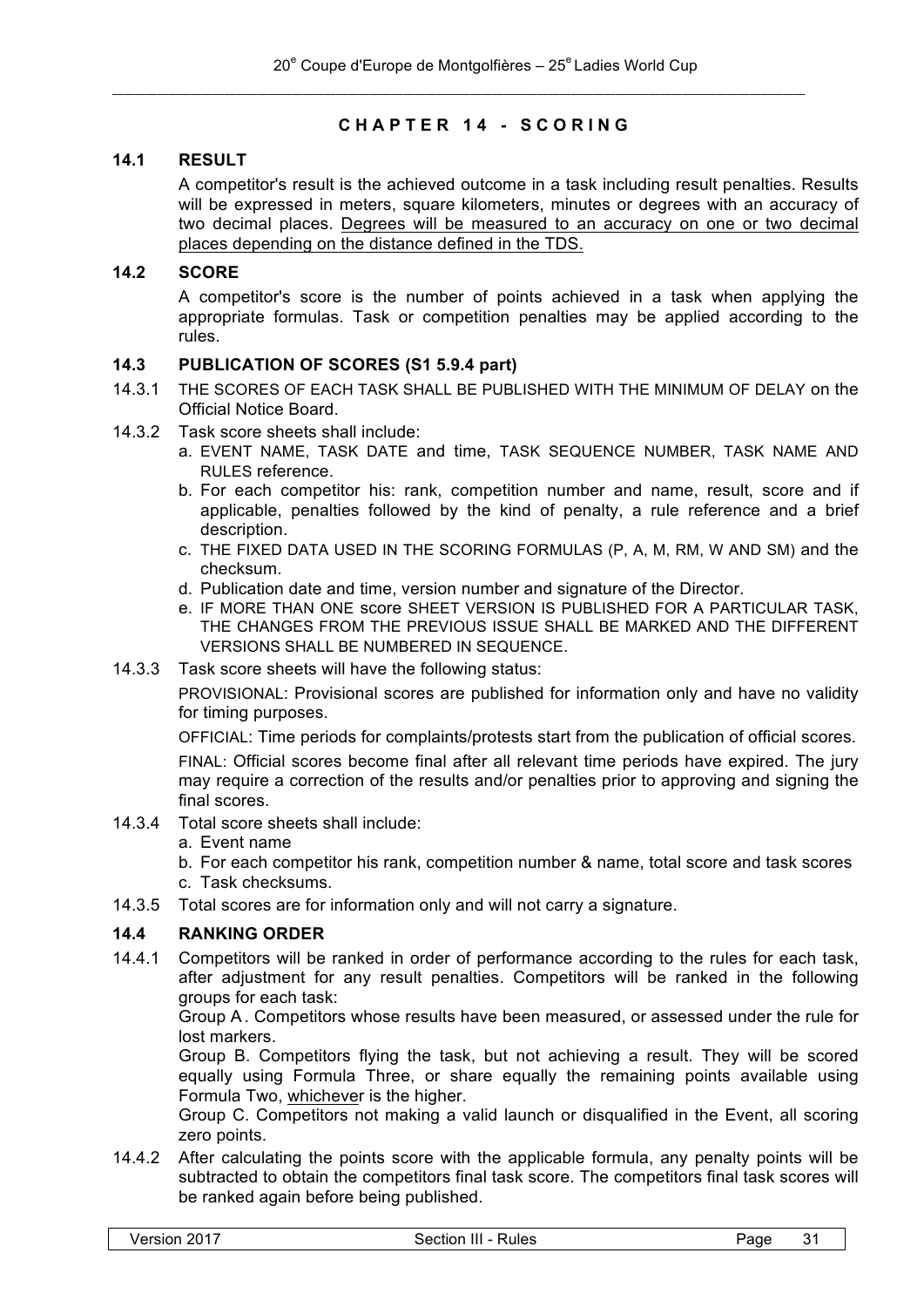# CHAPTER 14 - SCORING

## 14.1 RESULT

A competitor's result is the achieved outcome in a task including result penalties. Results will be expressed in meters, square kilometers, minutes or degrees with an accuracy of two decimal places. Degrees will be measured to an accuracy on one or two decimal places depending on the distance defined in the TDS.

## 14.2 SCORE

A competitor's score is the number of points achieved in a task when applying the appropriate formulas. Task or competition penalties may be applied according to the rules.

## 14.3 PUBLICATION OF SCORES (S1 5.9.4 part)

14.3.1 THE SCORES OF EACH TASK SHALL BE PUBLISHED WITH THE MINIMUM OF DELAY on the Official Notice Board.

14.3.2 Task score sheets shall include:

a. EVENT NAME, TASK DATE and time, TASK SEQUENCE NUMBER, TASK NAME AND RULES reference.
b. For each competitor his: rank, competition number and name, result, score and if applicable, penalties followed by the kind of penalty, a rule reference and a brief description.
c. THE FIXED DATA USED IN THE SCORING FORMULAS (P, A, M, RM, W AND SM) and the checksum.
d. Publication date and time, version number and signature of the Director.
e. IF MORE THAN ONE score SHEET VERSION IS PUBLISHED FOR A PARTICULAR TASK, THE CHANGES FROM THE PREVIOUS ISSUE SHALL BE MARKED AND THE DIFFERENT VERSIONS SHALL BE NUMBERED IN SEQUENCE.

14.3.3 Task score sheets will have the following status:

PROVISIONAL: Provisional scores are published for information only and have no validity for timing purposes.

OFFICIAL: Time periods for complaints/protests start from the publication of official scores.

FINAL: Official scores become final after all relevant time periods have expired. The jury may require a correction of the results and/or penalties prior to approving and signing the final scores.

14.3.4 Total score sheets shall include:

a. Event name
b. For each competitor his rank, competition number & name, total score and task scores
c. Task checksums.

14.3.5 Total scores are for information only and will not carry a signature.

## 14.4 RANKING ORDER

14.4.1 Competitors will be ranked in order of performance according to the rules for each task, after adjustment for any result penalties. Competitors will be ranked in the following groups for each task:

Group A . Competitors whose results have been measured, or assessed under the rule for lost markers.

Group B. Competitors flying the task, but not achieving a result. They will be scored equally using Formula Three, or share equally the remaining points available using Formula Two, whichever is the higher.

Group C. Competitors not making a valid launch or disqualified in the Event, all scoring zero points.

14.4.2 After calculating the points score with the applicable formula, any penalty points will be subtracted to obtain the competitors final task score. The competitors final task scores will be ranked again before being published.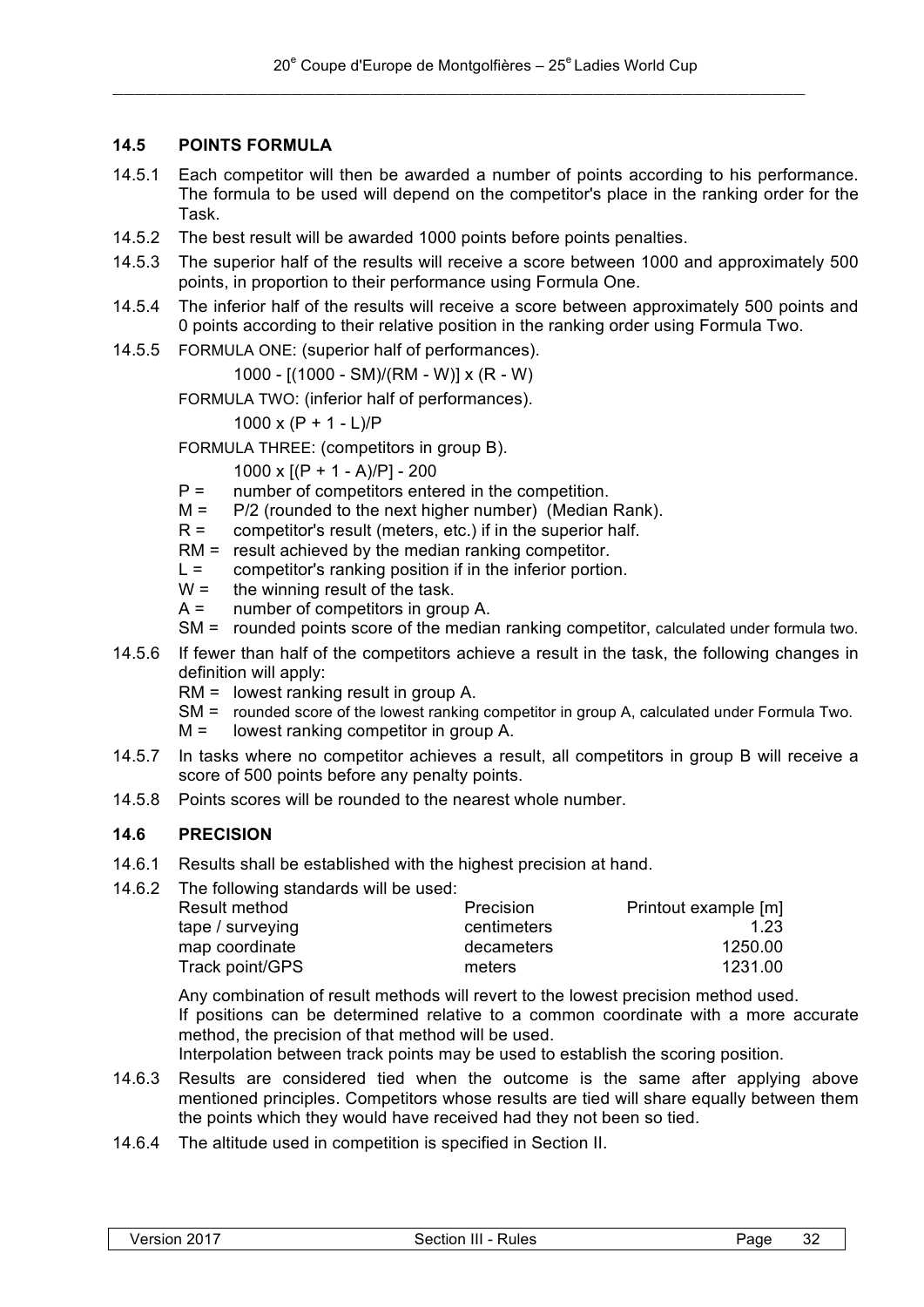### 14.5 POINTS FORMULA

14.5.1 Each competitor will then be awarded a number of points according to his performance. The formula to be used will depend on the competitor's place in the ranking order for the Task.

14.5.2 The best result will be awarded 1000 points before points penalties.

14.5.3 The superior half of the results will receive a score between 1000 and approximately 500 points, in proportion to their performance using Formula One.

14.5.4 The inferior half of the results will receive a score between approximately 500 points and 0 points according to their relative position in the ranking order using Formula Two.

14.5.5 FORMULA ONE: (superior half of performances).

$$1000 - [(1000 - SM)/(RM - W)] \times (R - W)$$

FORMULA TWO: (inferior half of performances).

$$1000 \times (P + 1 - L)/P$$

FORMULA THREE: (competitors in group B).

$$1000 \times [(P + 1 - A)/P] - 200$$

- P = number of competitors entered in the competition.
- M = P/2 (rounded to the next higher number) (Median Rank).
- R = competitor's result (meters, etc.) if in the superior half.
- RM = result achieved by the median ranking competitor.
- L = competitor's ranking position if in the inferior portion.
- W = the winning result of the task.
- A = number of competitors in group A.
- SM = rounded points score of the median ranking competitor, calculated under formula two.

14.5.6 If fewer than half of the competitors achieve a result in the task, the following changes in definition will apply:

- RM = lowest ranking result in group A.
- SM = rounded score of the lowest ranking competitor in group A, calculated under Formula Two.
- M = lowest ranking competitor in group A.

14.5.7 In tasks where no competitor achieves a result, all competitors in group B will receive a score of 500 points before any penalty points.

14.5.8 Points scores will be rounded to the nearest whole number.

### 14.6 PRECISION

14.6.1 Results shall be established with the highest precision at hand.

14.6.2 The following standards will be used:

| Result method | Precision | Printout example [m] |
|---|---|---|
| tape / surveying | centimeters | 1.23 |
| map coordinate | decameters | 1250.00 |
| Track point/GPS | meters | 1231.00 |

Any combination of result methods will revert to the lowest precision method used.
If positions can be determined relative to a common coordinate with a more accurate method, the precision of that method will be used.
Interpolation between track points may be used to establish the scoring position.

14.6.3 Results are considered tied when the outcome is the same after applying above mentioned principles. Competitors whose results are tied will share equally between them the points which they would have received had they not been so tied.

14.6.4 The altitude used in competition is specified in Section II.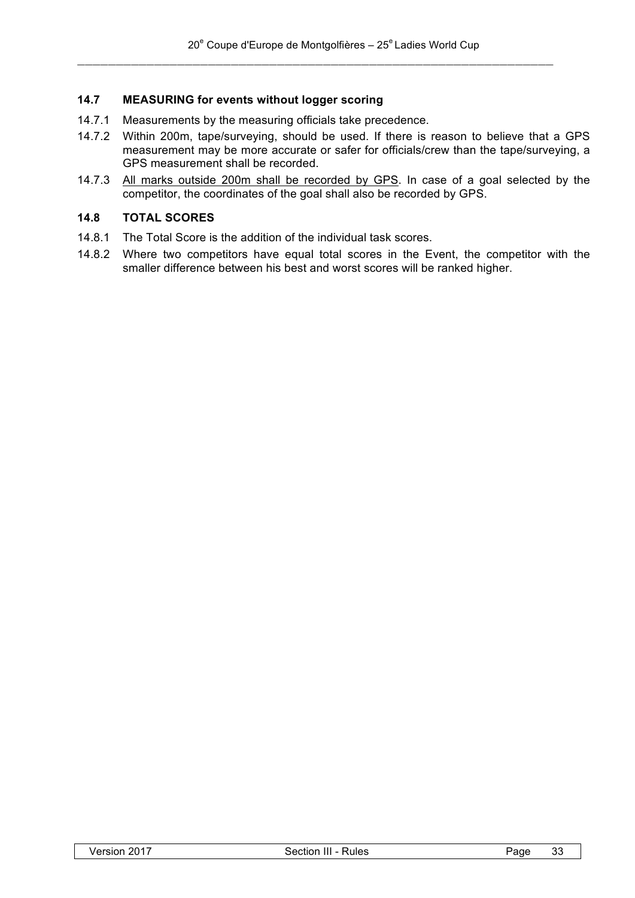### 14.7 MEASURING for events without logger scoring

14.7.1 Measurements by the measuring officials take precedence.

14.7.2 Within 200m, tape/surveying, should be used. If there is reason to believe that a GPS measurement may be more accurate or safer for officials/crew than the tape/surveying, a GPS measurement shall be recorded.

14.7.3 <u>All marks outside 200m shall be recorded by GPS</u>. In case of a goal selected by the competitor, the coordinates of the goal shall also be recorded by GPS.

### 14.8 TOTAL SCORES

14.8.1 The Total Score is the addition of the individual task scores.

14.8.2 Where two competitors have equal total scores in the Event, the competitor with the smaller difference between his best and worst scores will be ranked higher.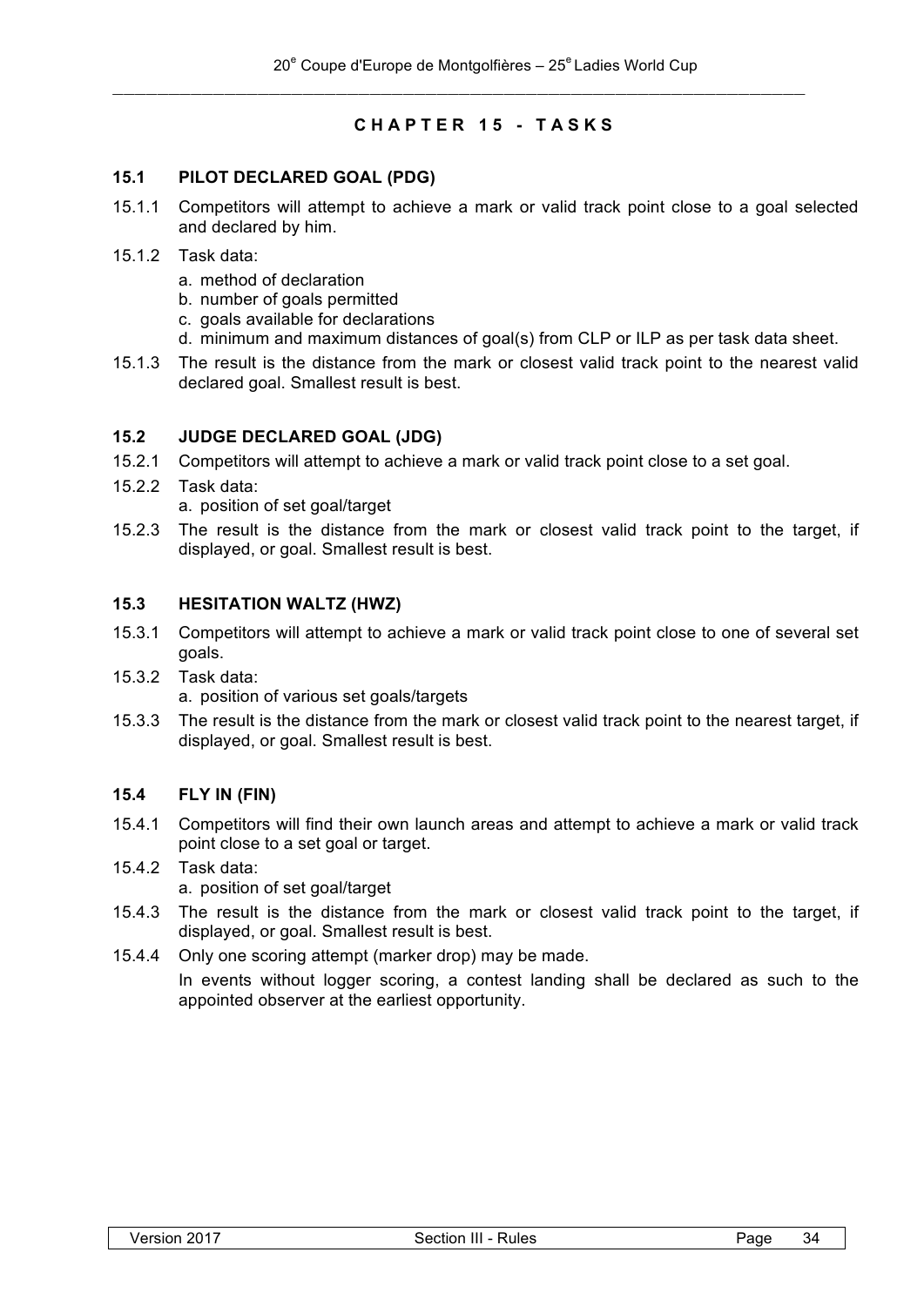# CHAPTER 15 - TASKS

## 15.1 PILOT DECLARED GOAL (PDG)

15.1.1 Competitors will attempt to achieve a mark or valid track point close to a goal selected and declared by him.

15.1.2 Task data:

a. method of declaration
b. number of goals permitted
c. goals available for declarations
d. minimum and maximum distances of goal(s) from CLP or ILP as per task data sheet.

15.1.3 The result is the distance from the mark or closest valid track point to the nearest valid declared goal. Smallest result is best.

## 15.2 JUDGE DECLARED GOAL (JDG)

15.2.1 Competitors will attempt to achieve a mark or valid track point close to a set goal.

15.2.2 Task data:

a. position of set goal/target

15.2.3 The result is the distance from the mark or closest valid track point to the target, if displayed, or goal. Smallest result is best.

## 15.3 HESITATION WALTZ (HWZ)

15.3.1 Competitors will attempt to achieve a mark or valid track point close to one of several set goals.

15.3.2 Task data:

a. position of various set goals/targets

15.3.3 The result is the distance from the mark or closest valid track point to the nearest target, if displayed, or goal. Smallest result is best.

## 15.4 FLY IN (FIN)

15.4.1 Competitors will find their own launch areas and attempt to achieve a mark or valid track point close to a set goal or target.

15.4.2 Task data:

a. position of set goal/target

15.4.3 The result is the distance from the mark or closest valid track point to the target, if displayed, or goal. Smallest result is best.

15.4.4 Only one scoring attempt (marker drop) may be made.

In events without logger scoring, a contest landing shall be declared as such to the appointed observer at the earliest opportunity.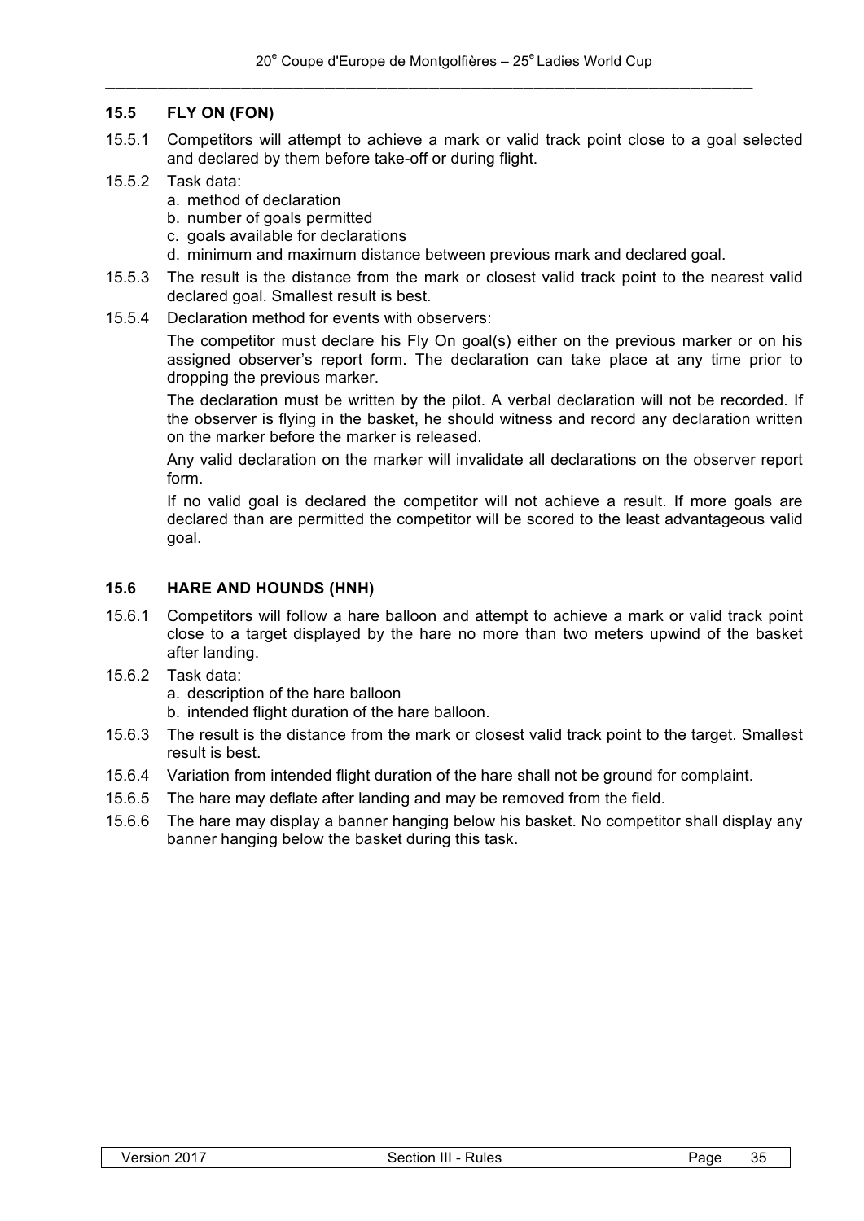### 15.5 FLY ON (FON)

15.5.1 Competitors will attempt to achieve a mark or valid track point close to a goal selected and declared by them before take-off or during flight.

15.5.2 Task data:
- a. method of declaration
- b. number of goals permitted
- c. goals available for declarations
- d. minimum and maximum distance between previous mark and declared goal.

15.5.3 The result is the distance from the mark or closest valid track point to the nearest valid declared goal. Smallest result is best.

15.5.4 Declaration method for events with observers:

The competitor must declare his Fly On goal(s) either on the previous marker or on his assigned observer's report form. The declaration can take place at any time prior to dropping the previous marker.

The declaration must be written by the pilot. A verbal declaration will not be recorded. If the observer is flying in the basket, he should witness and record any declaration written on the marker before the marker is released.

Any valid declaration on the marker will invalidate all declarations on the observer report form.

If no valid goal is declared the competitor will not achieve a result. If more goals are declared than are permitted the competitor will be scored to the least advantageous valid goal.

### 15.6 HARE AND HOUNDS (HNH)

15.6.1 Competitors will follow a hare balloon and attempt to achieve a mark or valid track point close to a target displayed by the hare no more than two meters upwind of the basket after landing.

15.6.2 Task data:
- a. description of the hare balloon
- b. intended flight duration of the hare balloon.

15.6.3 The result is the distance from the mark or closest valid track point to the target. Smallest result is best.

15.6.4 Variation from intended flight duration of the hare shall not be ground for complaint.

15.6.5 The hare may deflate after landing and may be removed from the field.

15.6.6 The hare may display a banner hanging below his basket. No competitor shall display any banner hanging below the basket during this task.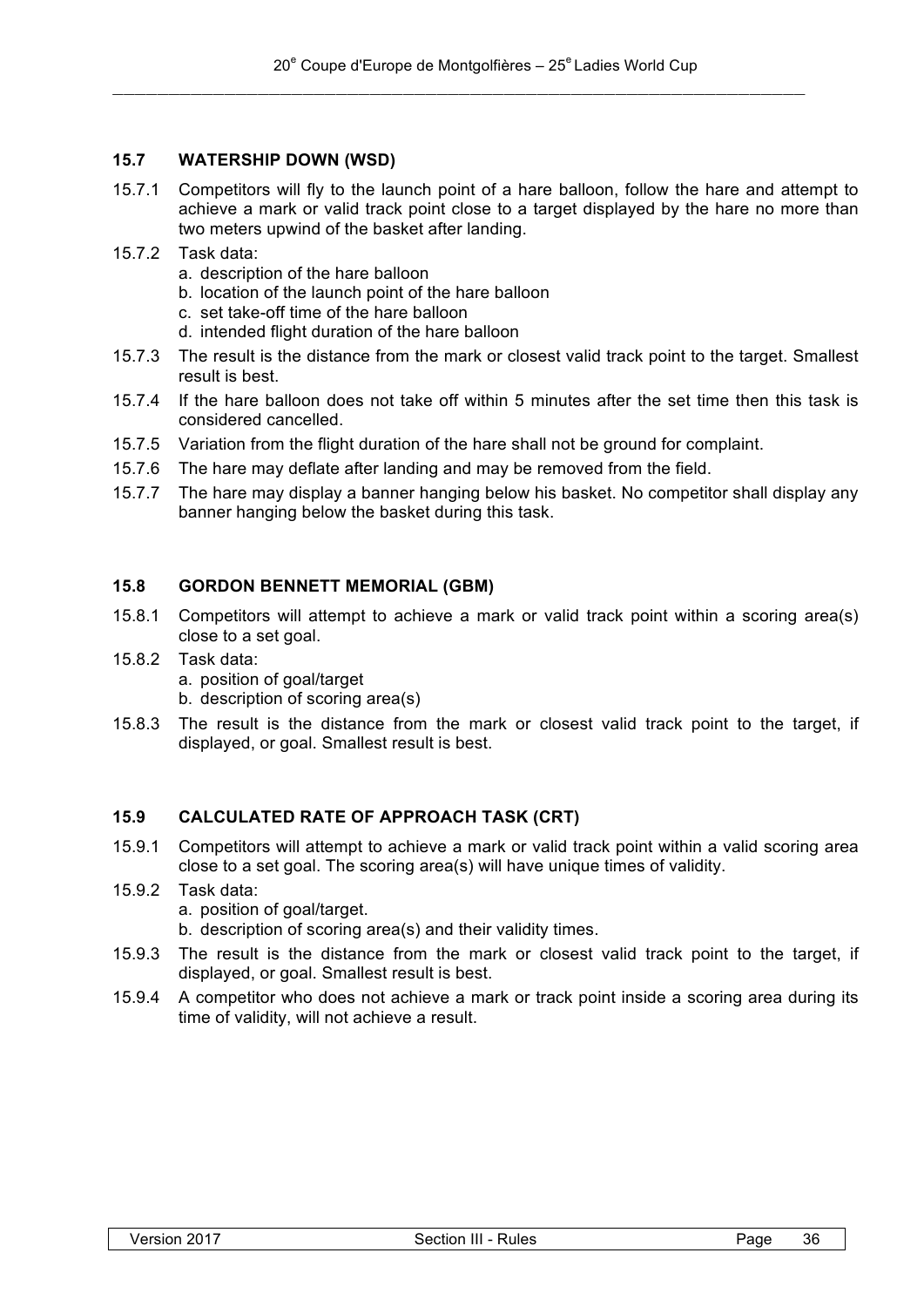### 15.7 WATERSHIP DOWN (WSD)

15.7.1 Competitors will fly to the launch point of a hare balloon, follow the hare and attempt to achieve a mark or valid track point close to a target displayed by the hare no more than two meters upwind of the basket after landing.

15.7.2 Task data:
- a. description of the hare balloon
- b. location of the launch point of the hare balloon
- c. set take-off time of the hare balloon
- d. intended flight duration of the hare balloon

15.7.3 The result is the distance from the mark or closest valid track point to the target. Smallest result is best.

15.7.4 If the hare balloon does not take off within 5 minutes after the set time then this task is considered cancelled.

15.7.5 Variation from the flight duration of the hare shall not be ground for complaint.

15.7.6 The hare may deflate after landing and may be removed from the field.

15.7.7 The hare may display a banner hanging below his basket. No competitor shall display any banner hanging below the basket during this task.

### 15.8 GORDON BENNETT MEMORIAL (GBM)

15.8.1 Competitors will attempt to achieve a mark or valid track point within a scoring area(s) close to a set goal.

15.8.2 Task data:
- a. position of goal/target
- b. description of scoring area(s)

15.8.3 The result is the distance from the mark or closest valid track point to the target, if displayed, or goal. Smallest result is best.

### 15.9 CALCULATED RATE OF APPROACH TASK (CRT)

15.9.1 Competitors will attempt to achieve a mark or valid track point within a valid scoring area close to a set goal. The scoring area(s) will have unique times of validity.

15.9.2 Task data:
- a. position of goal/target.
- b. description of scoring area(s) and their validity times.

15.9.3 The result is the distance from the mark or closest valid track point to the target, if displayed, or goal. Smallest result is best.

15.9.4 A competitor who does not achieve a mark or track point inside a scoring area during its time of validity, will not achieve a result.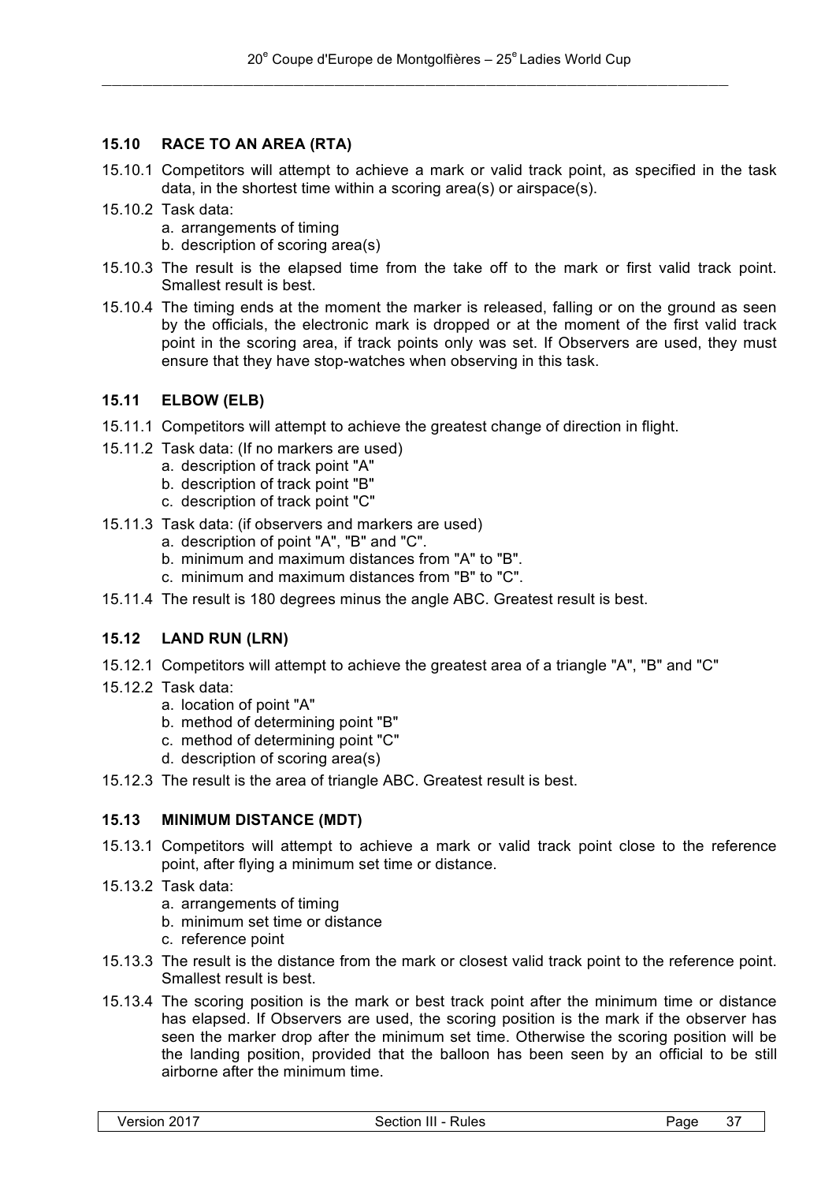## 15.10 RACE TO AN AREA (RTA)

15.10.1 Competitors will attempt to achieve a mark or valid track point, as specified in the task data, in the shortest time within a scoring area(s) or airspace(s).

15.10.2 Task data:
- a. arrangements of timing
- b. description of scoring area(s)

15.10.3 The result is the elapsed time from the take off to the mark or first valid track point. Smallest result is best.

15.10.4 The timing ends at the moment the marker is released, falling or on the ground as seen by the officials, the electronic mark is dropped or at the moment of the first valid track point in the scoring area, if track points only was set. If Observers are used, they must ensure that they have stop-watches when observing in this task.

## 15.11 ELBOW (ELB)

15.11.1 Competitors will attempt to achieve the greatest change of direction in flight.

15.11.2 Task data: (If no markers are used)
- a. description of track point "A"
- b. description of track point "B"
- c. description of track point "C"

15.11.3 Task data: (if observers and markers are used)
- a. description of point "A", "B" and "C".
- b. minimum and maximum distances from "A" to "B".
- c. minimum and maximum distances from "B" to "C".

15.11.4 The result is 180 degrees minus the angle ABC. Greatest result is best.

## 15.12 LAND RUN (LRN)

15.12.1 Competitors will attempt to achieve the greatest area of a triangle "A", "B" and "C"

15.12.2 Task data:
- a. location of point "A"
- b. method of determining point "B"
- c. method of determining point "C"
- d. description of scoring area(s)

15.12.3 The result is the area of triangle ABC. Greatest result is best.

## 15.13 MINIMUM DISTANCE (MDT)

15.13.1 Competitors will attempt to achieve a mark or valid track point close to the reference point, after flying a minimum set time or distance.

15.13.2 Task data:
- a. arrangements of timing
- b. minimum set time or distance
- c. reference point

15.13.3 The result is the distance from the mark or closest valid track point to the reference point. Smallest result is best.

15.13.4 The scoring position is the mark or best track point after the minimum time or distance has elapsed. If Observers are used, the scoring position is the mark if the observer has seen the marker drop after the minimum set time. Otherwise the scoring position will be the landing position, provided that the balloon has been seen by an official to be still airborne after the minimum time.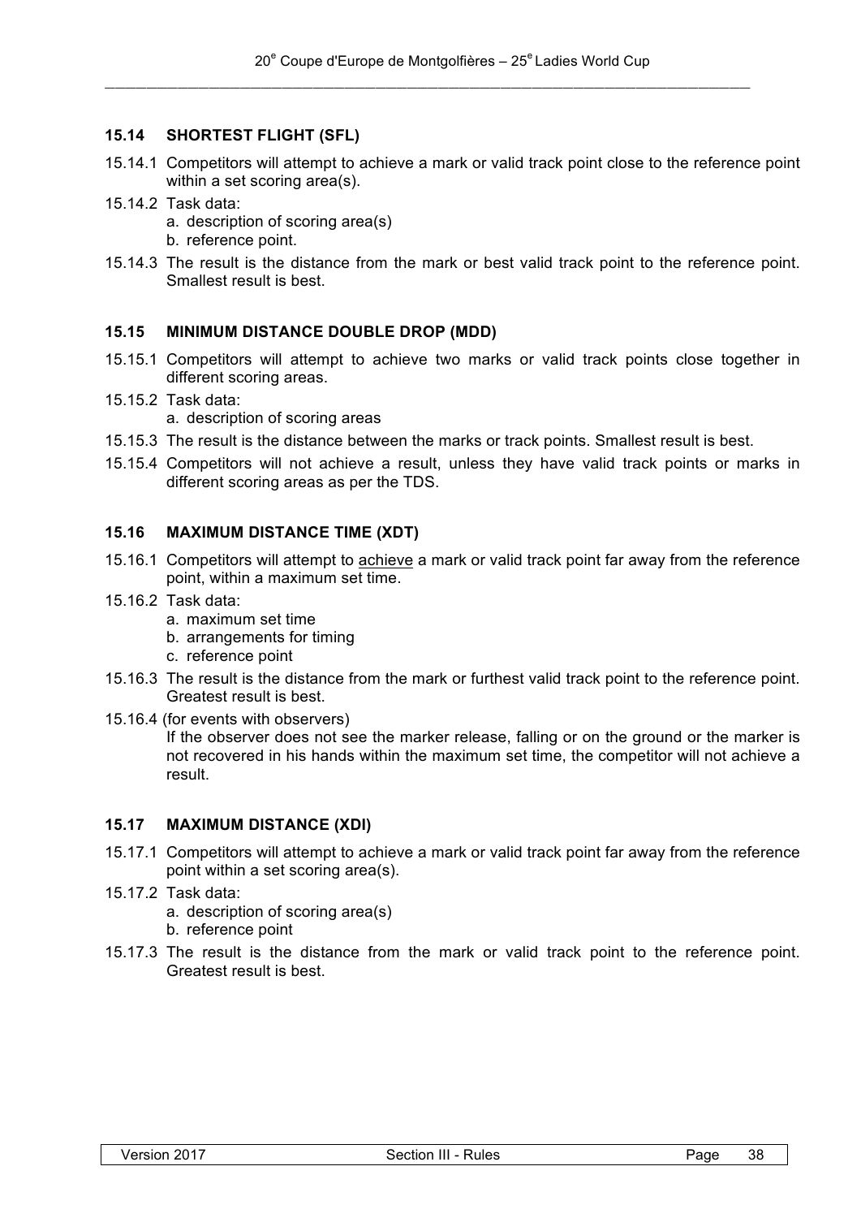### 15.14 SHORTEST FLIGHT (SFL)

15.14.1 Competitors will attempt to achieve a mark or valid track point close to the reference point within a set scoring area(s).

15.14.2 Task data:
- a. description of scoring area(s)
- b. reference point.

15.14.3 The result is the distance from the mark or best valid track point to the reference point. Smallest result is best.

### 15.15 MINIMUM DISTANCE DOUBLE DROP (MDD)

15.15.1 Competitors will attempt to achieve two marks or valid track points close together in different scoring areas.

15.15.2 Task data:
- a. description of scoring areas

15.15.3 The result is the distance between the marks or track points. Smallest result is best.

15.15.4 Competitors will not achieve a result, unless they have valid track points or marks in different scoring areas as per the TDS.

### 15.16 MAXIMUM DISTANCE TIME (XDT)

15.16.1 Competitors will attempt to <u>achieve</u> a mark or valid track point far away from the reference point, within a maximum set time.

15.16.2 Task data:
- a. maximum set time
- b. arrangements for timing
- c. reference point

15.16.3 The result is the distance from the mark or furthest valid track point to the reference point. Greatest result is best.

15.16.4 (for events with observers)
If the observer does not see the marker release, falling or on the ground or the marker is not recovered in his hands within the maximum set time, the competitor will not achieve a result.

### 15.17 MAXIMUM DISTANCE (XDI)

15.17.1 Competitors will attempt to achieve a mark or valid track point far away from the reference point within a set scoring area(s).

15.17.2 Task data:
- a. description of scoring area(s)
- b. reference point

15.17.3 The result is the distance from the mark or valid track point to the reference point. Greatest result is best.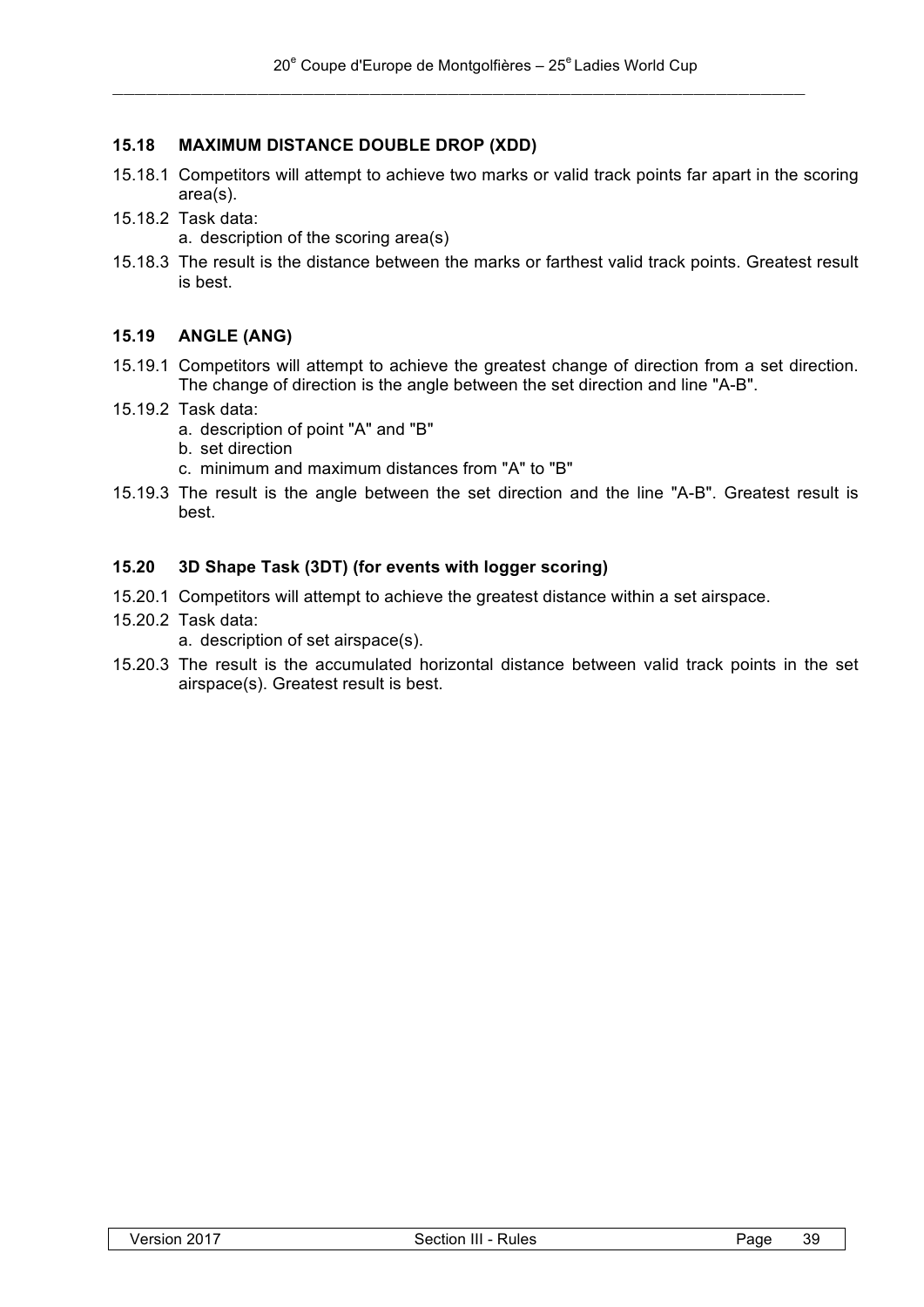### 15.18 MAXIMUM DISTANCE DOUBLE DROP (XDD)

15.18.1 Competitors will attempt to achieve two marks or valid track points far apart in the scoring area(s).

15.18.2 Task data:
- a. description of the scoring area(s)

15.18.3 The result is the distance between the marks or farthest valid track points. Greatest result is best.

### 15.19 ANGLE (ANG)

15.19.1 Competitors will attempt to achieve the greatest change of direction from a set direction. The change of direction is the angle between the set direction and line "A-B".

15.19.2 Task data:
- a. description of point "A" and "B"
- b. set direction
- c. minimum and maximum distances from "A" to "B"

15.19.3 The result is the angle between the set direction and the line "A-B". Greatest result is best.

### 15.20 3D Shape Task (3DT) (for events with logger scoring)

15.20.1 Competitors will attempt to achieve the greatest distance within a set airspace.

15.20.2 Task data:
- a. description of set airspace(s).

15.20.3 The result is the accumulated horizontal distance between valid track points in the set airspace(s). Greatest result is best.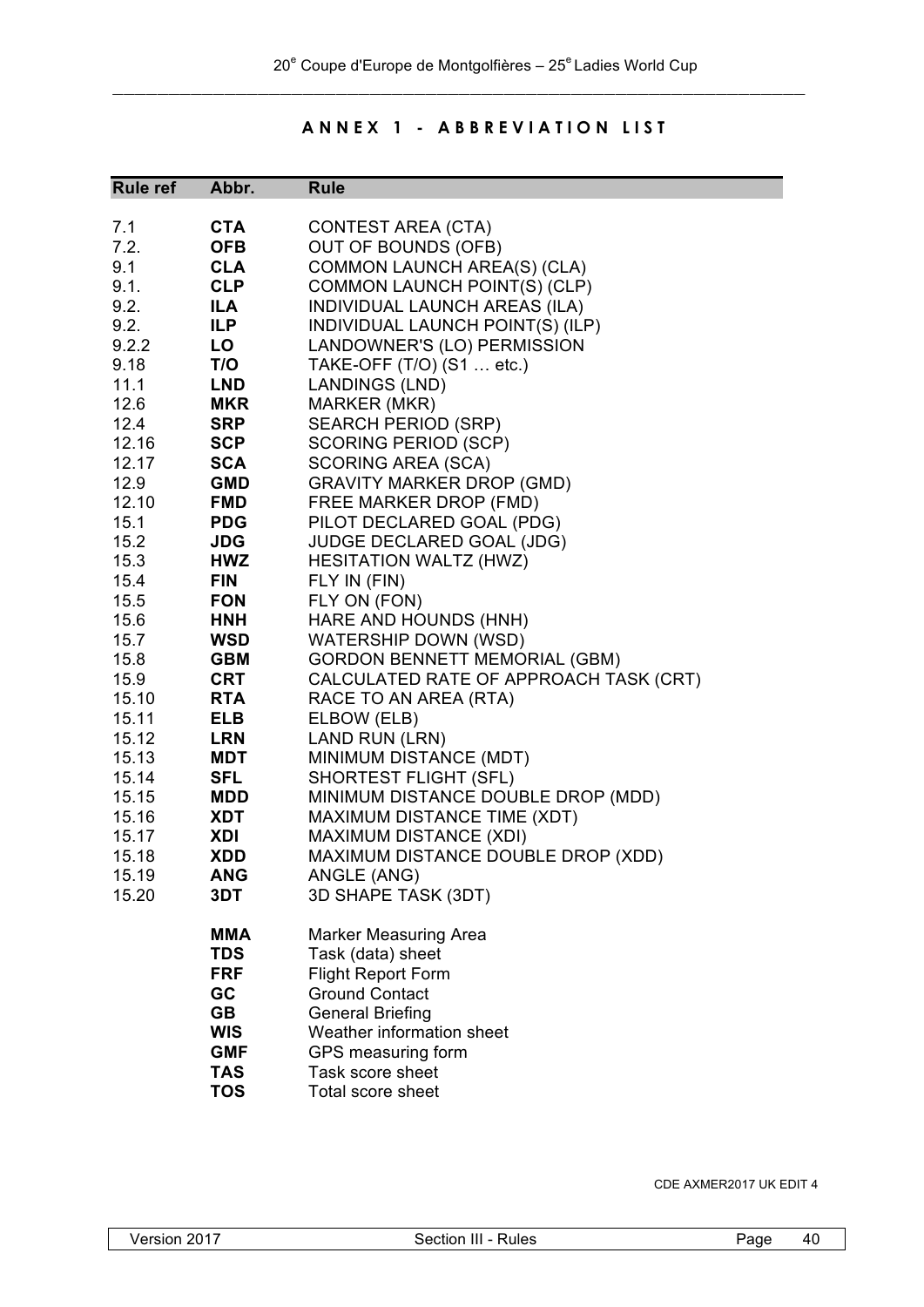# ANNEX 1 - ABBREVIATION LIST

| Rule ref | Abbr. | Rule |
|---|---|---|
| 7.1 | **CTA** | CONTEST AREA (CTA) |
| 7.2. | **OFB** | OUT OF BOUNDS (OFB) |
| 9.1 | **CLA** | COMMON LAUNCH AREA(S) (CLA) |
| 9.1. | **CLP** | COMMON LAUNCH POINT(S) (CLP) |
| 9.2. | **ILA** | INDIVIDUAL LAUNCH AREAS (ILA) |
| 9.2. | **ILP** | INDIVIDUAL LAUNCH POINT(S) (ILP) |
| 9.2.2 | **LO** | LANDOWNER'S (LO) PERMISSION |
| 9.18 | **T/O** | TAKE-OFF (T/O) (S1 … etc.) |
| 11.1 | **LND** | LANDINGS (LND) |
| 12.6 | **MKR** | MARKER (MKR) |
| 12.4 | **SRP** | SEARCH PERIOD (SRP) |
| 12.16 | **SCP** | SCORING PERIOD (SCP) |
| 12.17 | **SCA** | SCORING AREA (SCA) |
| 12.9 | **GMD** | GRAVITY MARKER DROP (GMD) |
| 12.10 | **FMD** | FREE MARKER DROP (FMD) |
| 15.1 | **PDG** | PILOT DECLARED GOAL (PDG) |
| 15.2 | **JDG** | JUDGE DECLARED GOAL (JDG) |
| 15.3 | **HWZ** | HESITATION WALTZ (HWZ) |
| 15.4 | **FIN** | FLY IN (FIN) |
| 15.5 | **FON** | FLY ON (FON) |
| 15.6 | **HNH** | HARE AND HOUNDS (HNH) |
| 15.7 | **WSD** | WATERSHIP DOWN (WSD) |
| 15.8 | **GBM** | GORDON BENNETT MEMORIAL (GBM) |
| 15.9 | **CRT** | CALCULATED RATE OF APPROACH TASK (CRT) |
| 15.10 | **RTA** | RACE TO AN AREA (RTA) |
| 15.11 | **ELB** | ELBOW (ELB) |
| 15.12 | **LRN** | LAND RUN (LRN) |
| 15.13 | **MDT** | MINIMUM DISTANCE (MDT) |
| 15.14 | **SFL** | SHORTEST FLIGHT (SFL) |
| 15.15 | **MDD** | MINIMUM DISTANCE DOUBLE DROP (MDD) |
| 15.16 | **XDT** | MAXIMUM DISTANCE TIME (XDT) |
| 15.17 | **XDI** | MAXIMUM DISTANCE (XDI) |
| 15.18 | **XDD** | MAXIMUM DISTANCE DOUBLE DROP (XDD) |
| 15.19 | **ANG** | ANGLE (ANG) |
| 15.20 | **3DT** | 3D SHAPE TASK (3DT) |
| | **MMA** | Marker Measuring Area |
| | **TDS** | Task (data) sheet |
| | **FRF** | Flight Report Form |
| | **GC** | Ground Contact |
| | **GB** | General Briefing |
| | **WIS** | Weather information sheet |
| | **GMF** | GPS measuring form |
| | **TAS** | Task score sheet |
| | **TOS** | Total score sheet |

CDE AXMER2017 UK EDIT 4